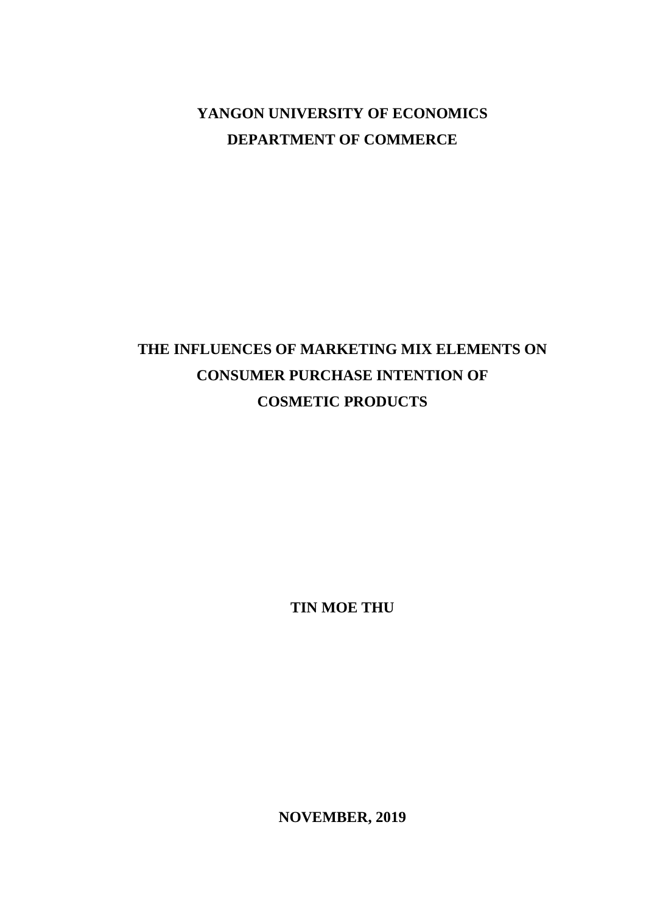**YANGON UNIVERSITY OF ECONOMICS**

**DEPARTMENT OF COMMERCE**

# THE INFLUENCES OF MARKETING MIX ELEMENTS ON CONSUMER PURCHASE INTENTION OF COSMETIC PRODUCTS

**TIN MOE THU**

**NOVEMBER, 2019**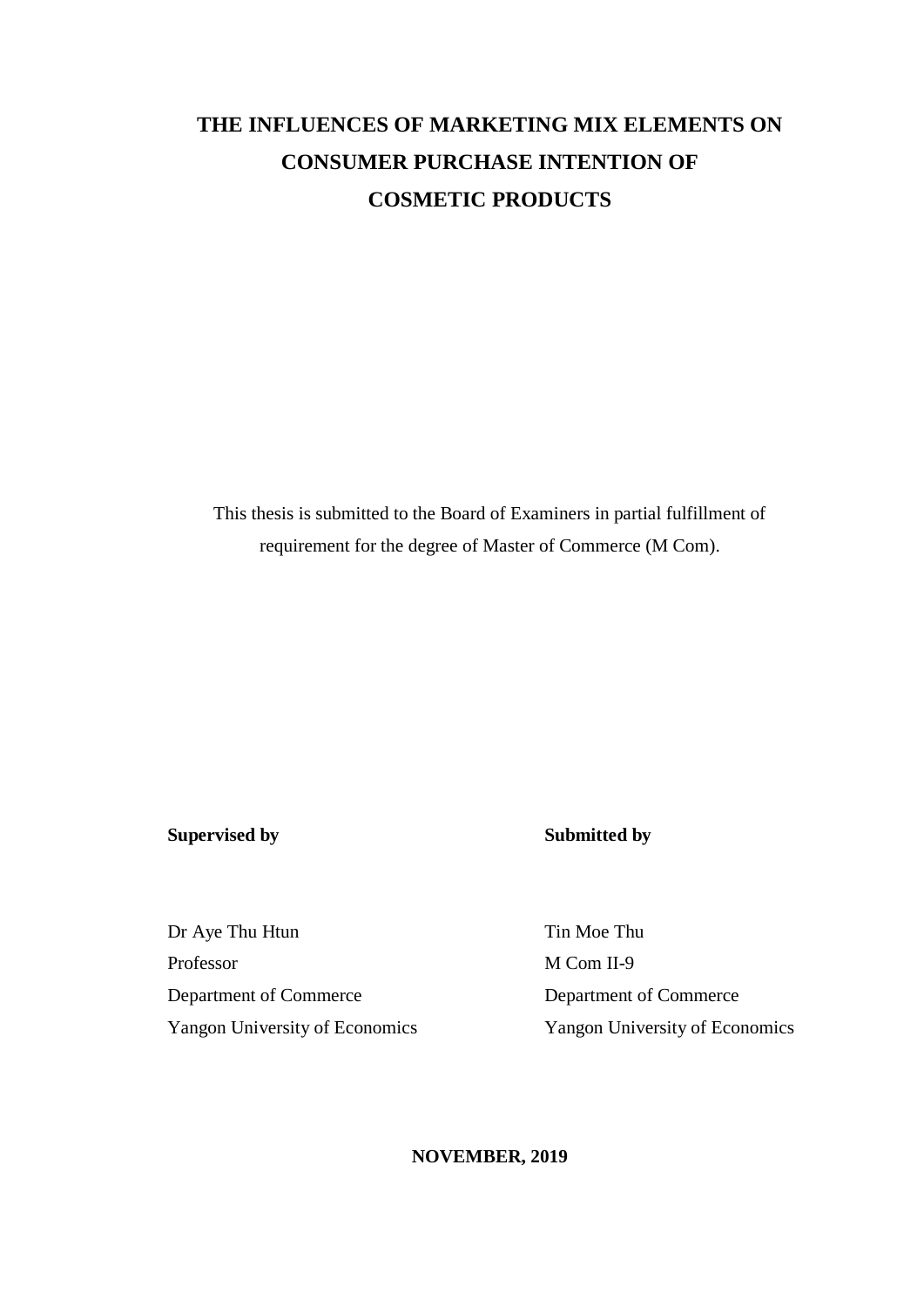# THE INFLUENCES OF MARKETING MIX ELEMENTS ON CONSUMER PURCHASE INTENTION OF COSMETIC PRODUCTS

This thesis is submitted to the Board of Examiners in partial fulfillment of requirement for the degree of Master of Commerce (M Com).

| **Supervised by** | **Submitted by** |
| --- | --- |
| Dr Aye Thu Htun | Tin Moe Thu |
| Professor | M Com II-9 |
| Department of Commerce | Department of Commerce |
| Yangon University of Economics | Yangon University of Economics |

**NOVEMBER, 2019**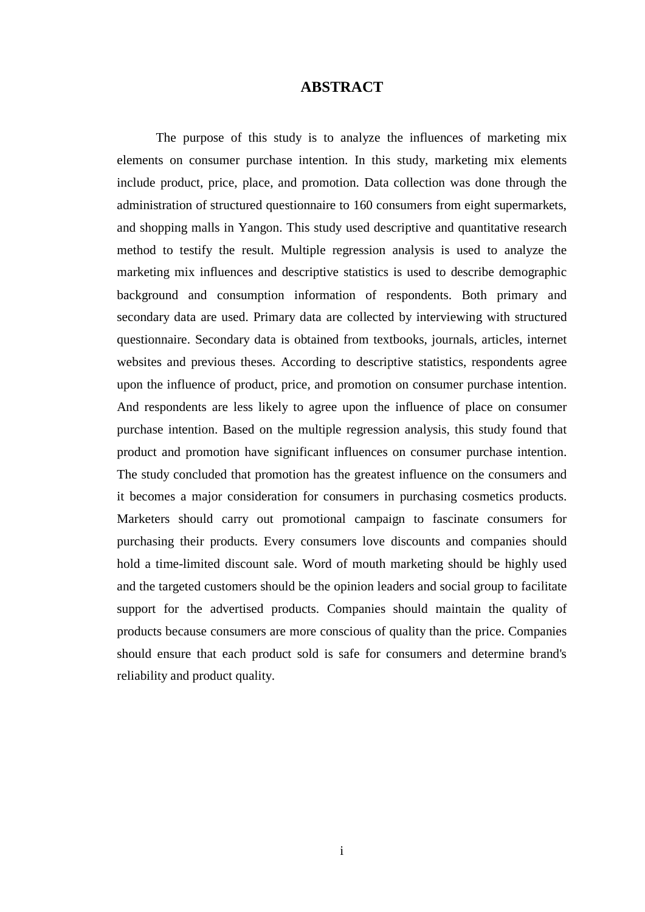# ABSTRACT

The purpose of this study is to analyze the influences of marketing mix elements on consumer purchase intention. In this study, marketing mix elements include product, price, place, and promotion. Data collection was done through the administration of structured questionnaire to 160 consumers from eight supermarkets, and shopping malls in Yangon. This study used descriptive and quantitative research method to testify the result. Multiple regression analysis is used to analyze the marketing mix influences and descriptive statistics is used to describe demographic background and consumption information of respondents. Both primary and secondary data are used. Primary data are collected by interviewing with structured questionnaire. Secondary data is obtained from textbooks, journals, articles, internet websites and previous theses. According to descriptive statistics, respondents agree upon the influence of product, price, and promotion on consumer purchase intention. And respondents are less likely to agree upon the influence of place on consumer purchase intention. Based on the multiple regression analysis, this study found that product and promotion have significant influences on consumer purchase intention. The study concluded that promotion has the greatest influence on the consumers and it becomes a major consideration for consumers in purchasing cosmetics products. Marketers should carry out promotional campaign to fascinate consumers for purchasing their products. Every consumers love discounts and companies should hold a time-limited discount sale. Word of mouth marketing should be highly used and the targeted customers should be the opinion leaders and social group to facilitate support for the advertised products. Companies should maintain the quality of products because consumers are more conscious of quality than the price. Companies should ensure that each product sold is safe for consumers and determine brand's reliability and product quality.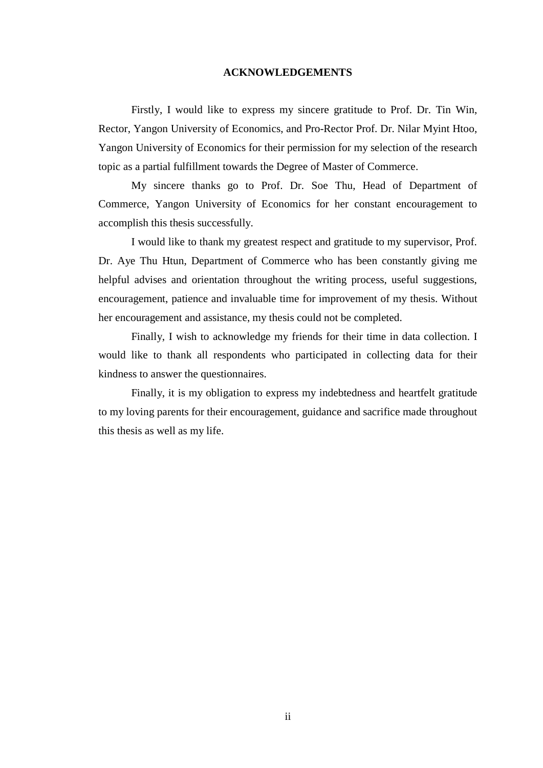# ACKNOWLEDGEMENTS

Firstly, I would like to express my sincere gratitude to Prof. Dr. Tin Win, Rector, Yangon University of Economics, and Pro-Rector Prof. Dr. Nilar Myint Htoo, Yangon University of Economics for their permission for my selection of the research topic as a partial fulfillment towards the Degree of Master of Commerce.

My sincere thanks go to Prof. Dr. Soe Thu, Head of Department of Commerce, Yangon University of Economics for her constant encouragement to accomplish this thesis successfully.

I would like to thank my greatest respect and gratitude to my supervisor, Prof. Dr. Aye Thu Htun, Department of Commerce who has been constantly giving me helpful advises and orientation throughout the writing process, useful suggestions, encouragement, patience and invaluable time for improvement of my thesis. Without her encouragement and assistance, my thesis could not be completed.

Finally, I wish to acknowledge my friends for their time in data collection. I would like to thank all respondents who participated in collecting data for their kindness to answer the questionnaires.

Finally, it is my obligation to express my indebtedness and heartfelt gratitude to my loving parents for their encouragement, guidance and sacrifice made throughout this thesis as well as my life.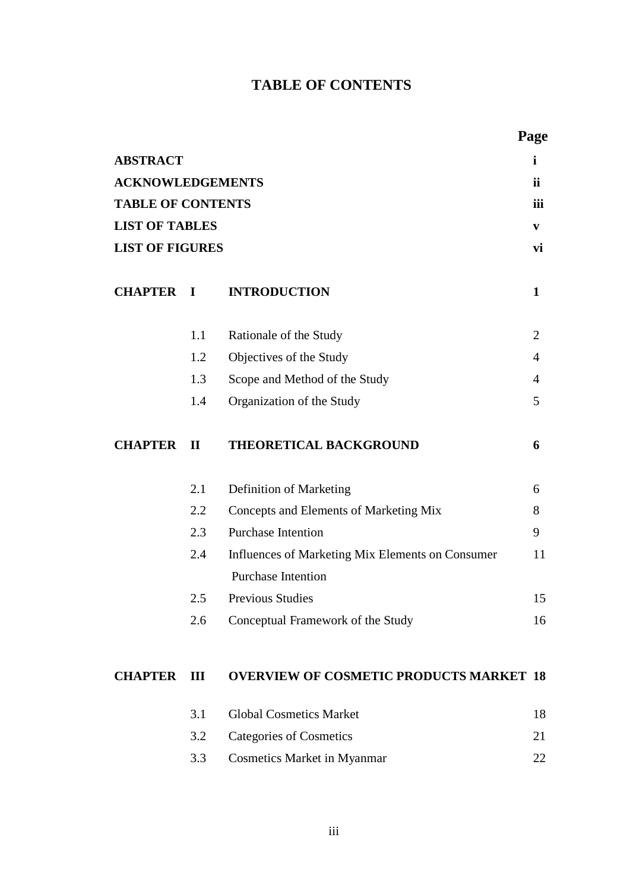# TABLE OF CONTENTS

| | | | Page |
|---|---|---|---|
| **ABSTRACT** | | | **i** |
| **ACKNOWLEDGEMENTS** | | | **ii** |
| **TABLE OF CONTENTS** | | | **iii** |
| **LIST OF TABLES** | | | **v** |
| **LIST OF FIGURES** | | | **vi** |
| **CHAPTER** | **I** | **INTRODUCTION** | **1** |
| | 1.1 | Rationale of the Study | 2 |
| | 1.2 | Objectives of the Study | 4 |
| | 1.3 | Scope and Method of the Study | 4 |
| | 1.4 | Organization of the Study | 5 |
| **CHAPTER** | **II** | **THEORETICAL BACKGROUND** | **6** |
| | 2.1 | Definition of Marketing | 6 |
| | 2.2 | Concepts and Elements of Marketing Mix | 8 |
| | 2.3 | Purchase Intention | 9 |
| | 2.4 | Influences of Marketing Mix Elements on Consumer Purchase Intention | 11 |
| | 2.5 | Previous Studies | 15 |
| | 2.6 | Conceptual Framework of the Study | 16 |
| **CHAPTER** | **III** | **OVERVIEW OF COSMETIC PRODUCTS MARKET** | **18** |
| | 3.1 | Global Cosmetics Market | 18 |
| | 3.2 | Categories of Cosmetics | 21 |
| | 3.3 | Cosmetics Market in Myanmar | 22 |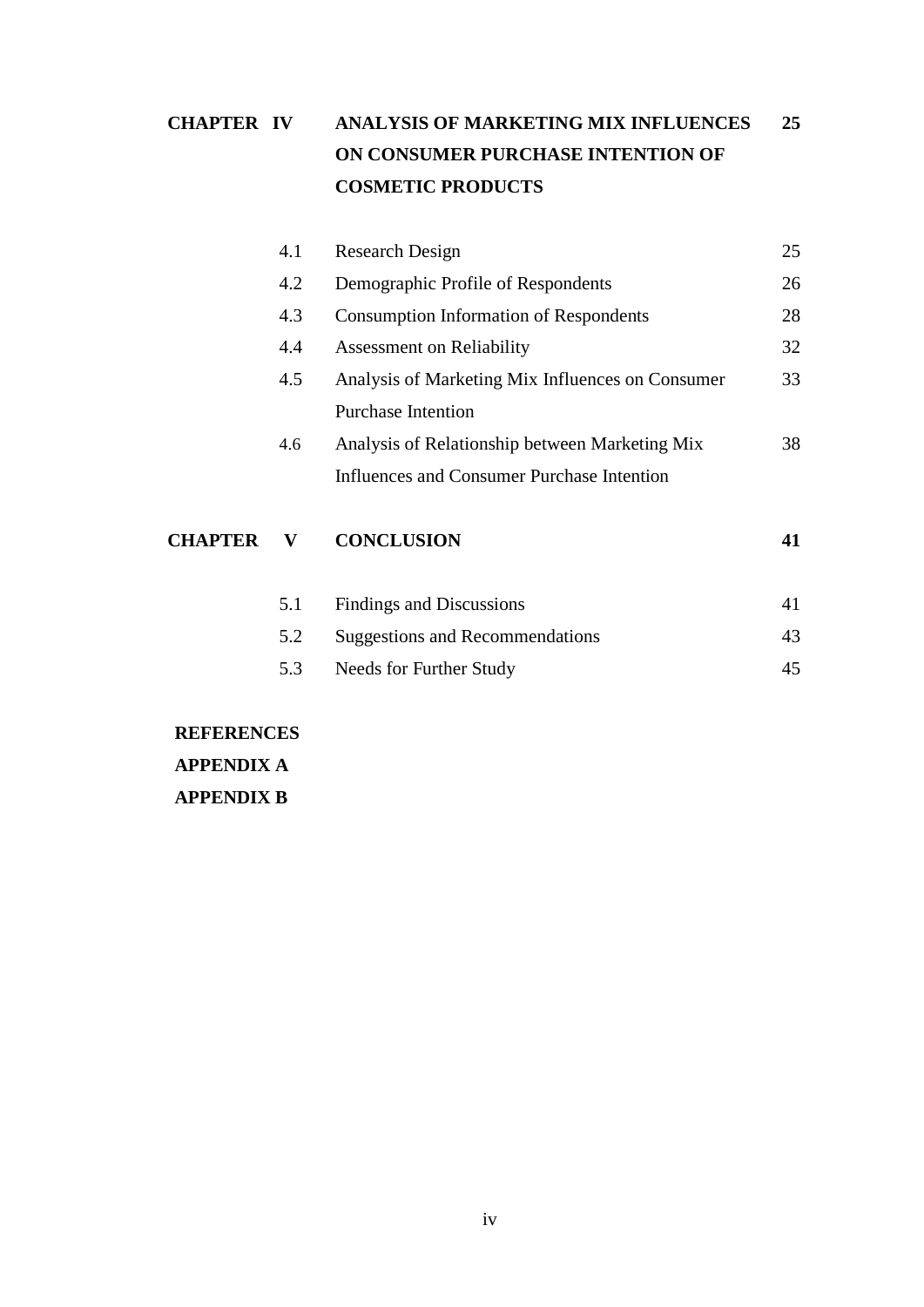| | | |
|---|---|---|
| **CHAPTER IV** | **ANALYSIS OF MARKETING MIX INFLUENCES ON CONSUMER PURCHASE INTENTION OF COSMETIC PRODUCTS** | **25** |
| 4.1 | Research Design | 25 |
| 4.2 | Demographic Profile of Respondents | 26 |
| 4.3 | Consumption Information of Respondents | 28 |
| 4.4 | Assessment on Reliability | 32 |
| 4.5 | Analysis of Marketing Mix Influences on Consumer Purchase Intention | 33 |
| 4.6 | Analysis of Relationship between Marketing Mix Influences and Consumer Purchase Intention | 38 |
| **CHAPTER V** | **CONCLUSION** | **41** |
| 5.1 | Findings and Discussions | 41 |
| 5.2 | Suggestions and Recommendations | 43 |
| 5.3 | Needs for Further Study | 45 |

**REFERENCES**

**APPENDIX A**

**APPENDIX B**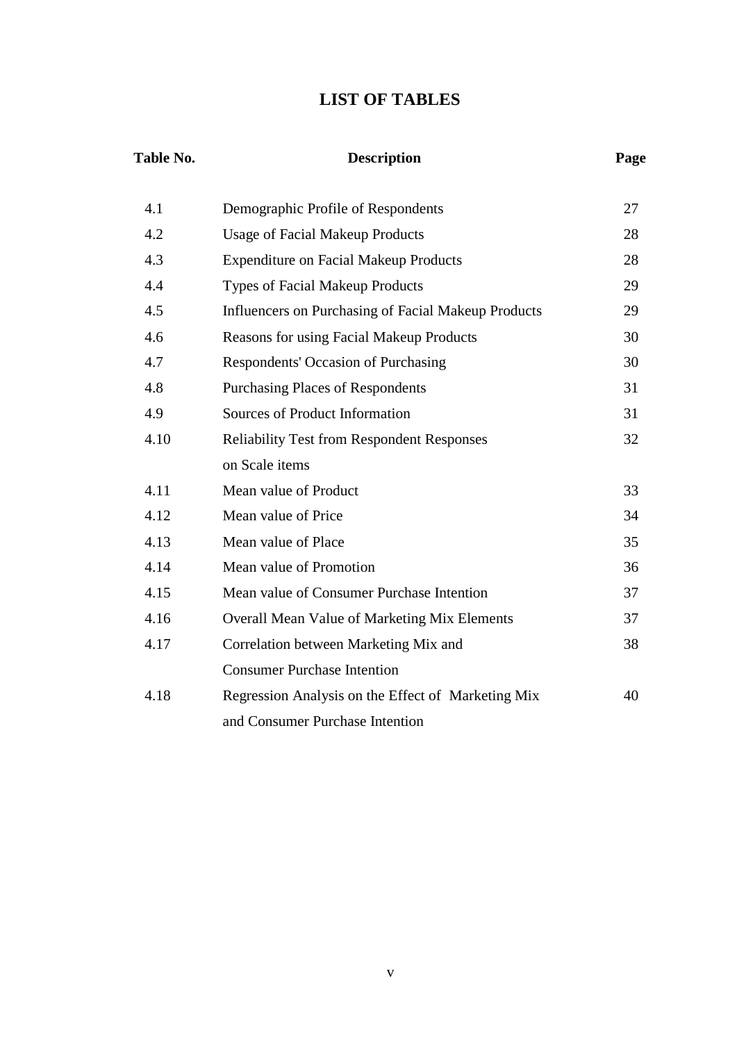# LIST OF TABLES

| Table No. | Description | Page |
|---|---|---|
| 4.1 | Demographic Profile of Respondents | 27 |
| 4.2 | Usage of Facial Makeup Products | 28 |
| 4.3 | Expenditure on Facial Makeup Products | 28 |
| 4.4 | Types of Facial Makeup Products | 29 |
| 4.5 | Influencers on Purchasing of Facial Makeup Products | 29 |
| 4.6 | Reasons for using Facial Makeup Products | 30 |
| 4.7 | Respondents' Occasion of Purchasing | 30 |
| 4.8 | Purchasing Places of Respondents | 31 |
| 4.9 | Sources of Product Information | 31 |
| 4.10 | Reliability Test from Respondent Responses on Scale items | 32 |
| 4.11 | Mean value of Product | 33 |
| 4.12 | Mean value of Price | 34 |
| 4.13 | Mean value of Place | 35 |
| 4.14 | Mean value of Promotion | 36 |
| 4.15 | Mean value of Consumer Purchase Intention | 37 |
| 4.16 | Overall Mean Value of Marketing Mix Elements | 37 |
| 4.17 | Correlation between Marketing Mix and Consumer Purchase Intention | 38 |
| 4.18 | Regression Analysis on the Effect of Marketing Mix and Consumer Purchase Intention | 40 |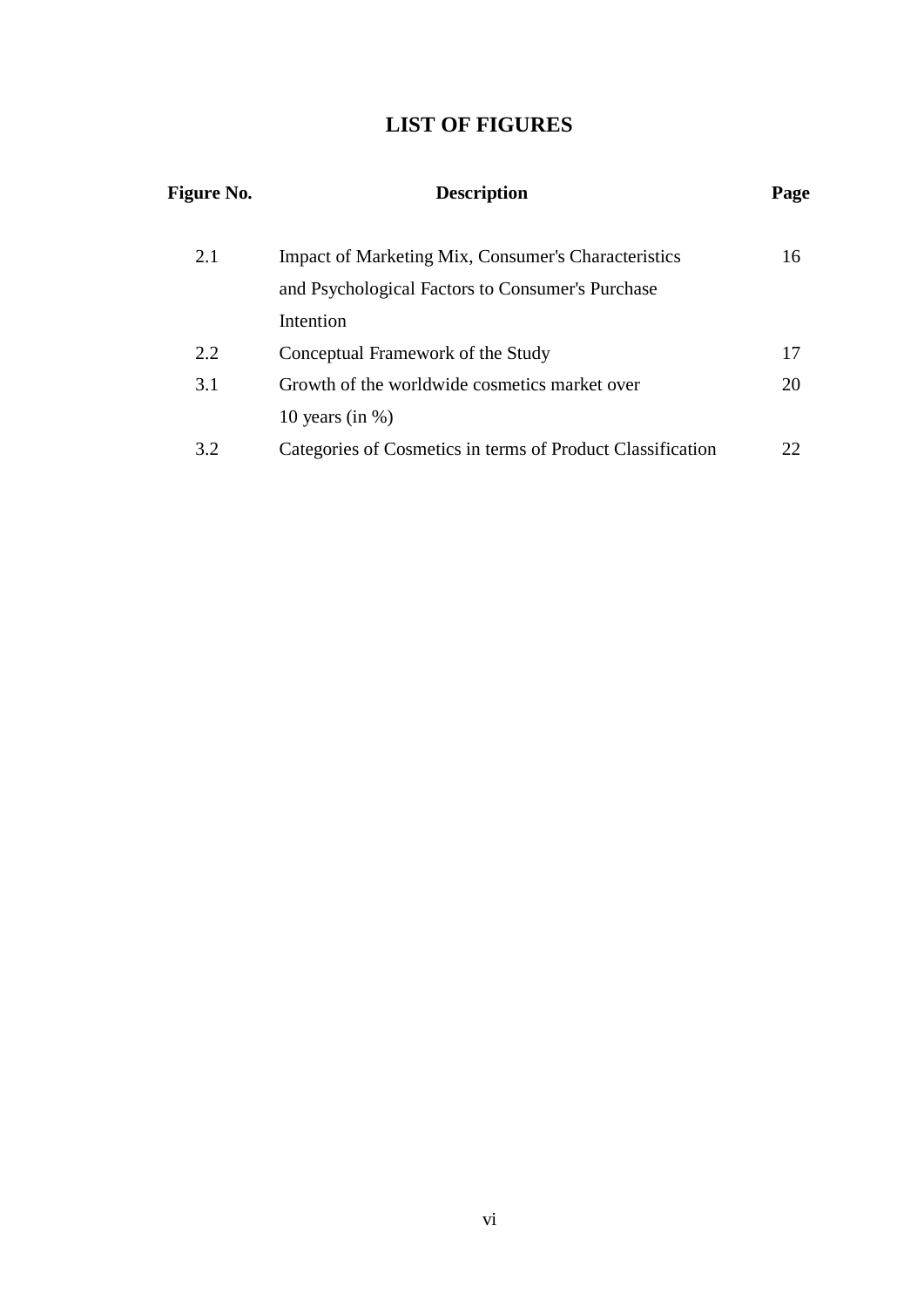# LIST OF FIGURES

| Figure No. | Description | Page |
|---|---|---|
| 2.1 | Impact of Marketing Mix, Consumer's Characteristics and Psychological Factors to Consumer's Purchase Intention | 16 |
| 2.2 | Conceptual Framework of the Study | 17 |
| 3.1 | Growth of the worldwide cosmetics market over 10 years (in %) | 20 |
| 3.2 | Categories of Cosmetics in terms of Product Classification | 22 |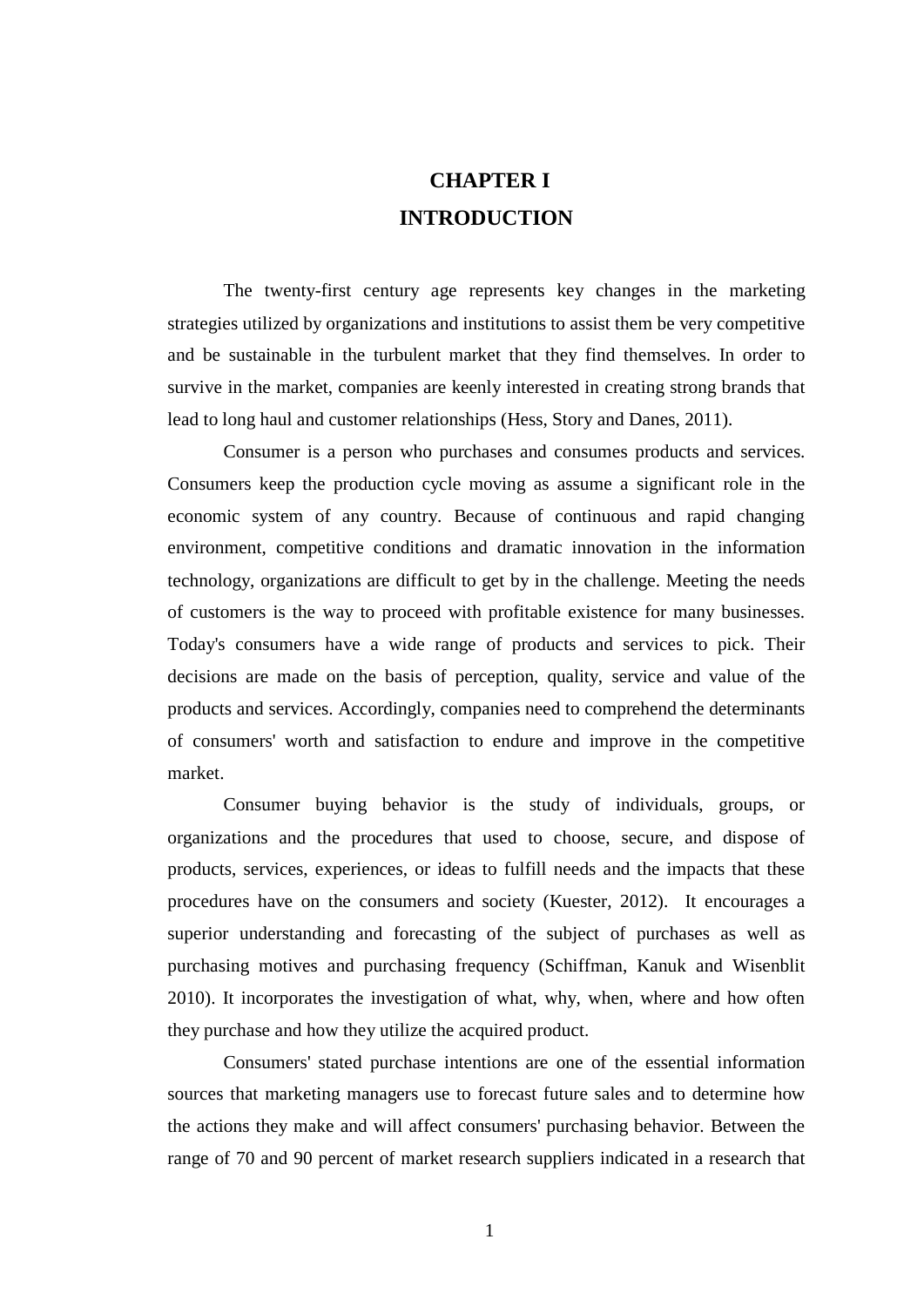# CHAPTER I
# INTRODUCTION

The twenty-first century age represents key changes in the marketing strategies utilized by organizations and institutions to assist them be very competitive and be sustainable in the turbulent market that they find themselves. In order to survive in the market, companies are keenly interested in creating strong brands that lead to long haul and customer relationships (Hess, Story and Danes, 2011).

Consumer is a person who purchases and consumes products and services. Consumers keep the production cycle moving as assume a significant role in the economic system of any country. Because of continuous and rapid changing environment, competitive conditions and dramatic innovation in the information technology, organizations are difficult to get by in the challenge. Meeting the needs of customers is the way to proceed with profitable existence for many businesses. Today's consumers have a wide range of products and services to pick. Their decisions are made on the basis of perception, quality, service and value of the products and services. Accordingly, companies need to comprehend the determinants of consumers' worth and satisfaction to endure and improve in the competitive market.

Consumer buying behavior is the study of individuals, groups, or organizations and the procedures that used to choose, secure, and dispose of products, services, experiences, or ideas to fulfill needs and the impacts that these procedures have on the consumers and society (Kuester, 2012). It encourages a superior understanding and forecasting of the subject of purchases as well as purchasing motives and purchasing frequency (Schiffman, Kanuk and Wisenblit 2010). It incorporates the investigation of what, why, when, where and how often they purchase and how they utilize the acquired product.

Consumers' stated purchase intentions are one of the essential information sources that marketing managers use to forecast future sales and to determine how the actions they make and will affect consumers' purchasing behavior. Between the range of 70 and 90 percent of market research suppliers indicated in a research that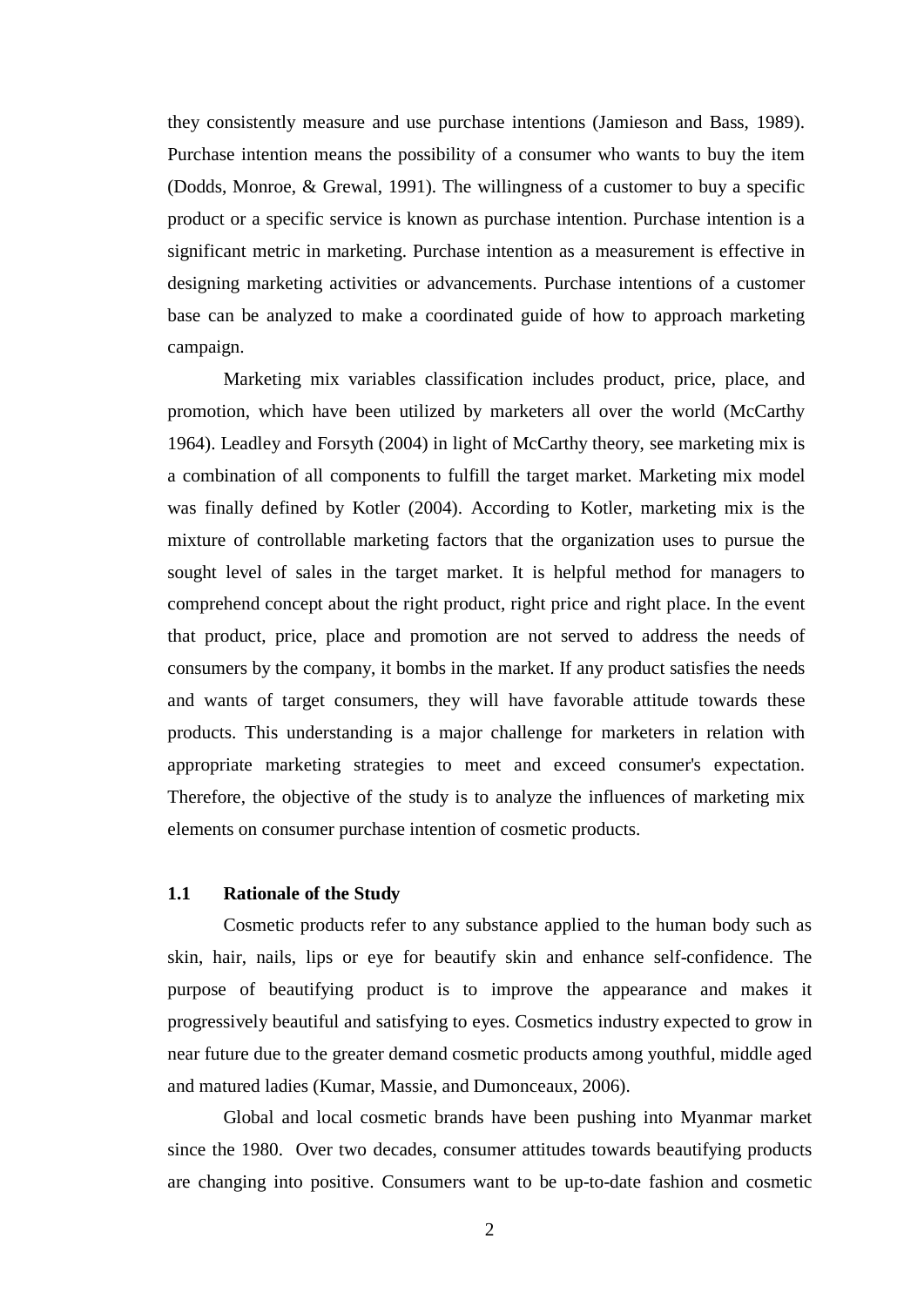they consistently measure and use purchase intentions (Jamieson and Bass, 1989). Purchase intention means the possibility of a consumer who wants to buy the item (Dodds, Monroe, & Grewal, 1991). The willingness of a customer to buy a specific product or a specific service is known as purchase intention. Purchase intention is a significant metric in marketing. Purchase intention as a measurement is effective in designing marketing activities or advancements. Purchase intentions of a customer base can be analyzed to make a coordinated guide of how to approach marketing campaign.

Marketing mix variables classification includes product, price, place, and promotion, which have been utilized by marketers all over the world (McCarthy 1964). Leadley and Forsyth (2004) in light of McCarthy theory, see marketing mix is a combination of all components to fulfill the target market. Marketing mix model was finally defined by Kotler (2004). According to Kotler, marketing mix is the mixture of controllable marketing factors that the organization uses to pursue the sought level of sales in the target market. It is helpful method for managers to comprehend concept about the right product, right price and right place. In the event that product, price, place and promotion are not served to address the needs of consumers by the company, it bombs in the market. If any product satisfies the needs and wants of target consumers, they will have favorable attitude towards these products. This understanding is a major challenge for marketers in relation with appropriate marketing strategies to meet and exceed consumer's expectation. Therefore, the objective of the study is to analyze the influences of marketing mix elements on consumer purchase intention of cosmetic products.

## 1.1 Rationale of the Study

Cosmetic products refer to any substance applied to the human body such as skin, hair, nails, lips or eye for beautify skin and enhance self-confidence. The purpose of beautifying product is to improve the appearance and makes it progressively beautiful and satisfying to eyes. Cosmetics industry expected to grow in near future due to the greater demand cosmetic products among youthful, middle aged and matured ladies (Kumar, Massie, and Dumonceaux, 2006).

Global and local cosmetic brands have been pushing into Myanmar market since the 1980. Over two decades, consumer attitudes towards beautifying products are changing into positive. Consumers want to be up-to-date fashion and cosmetic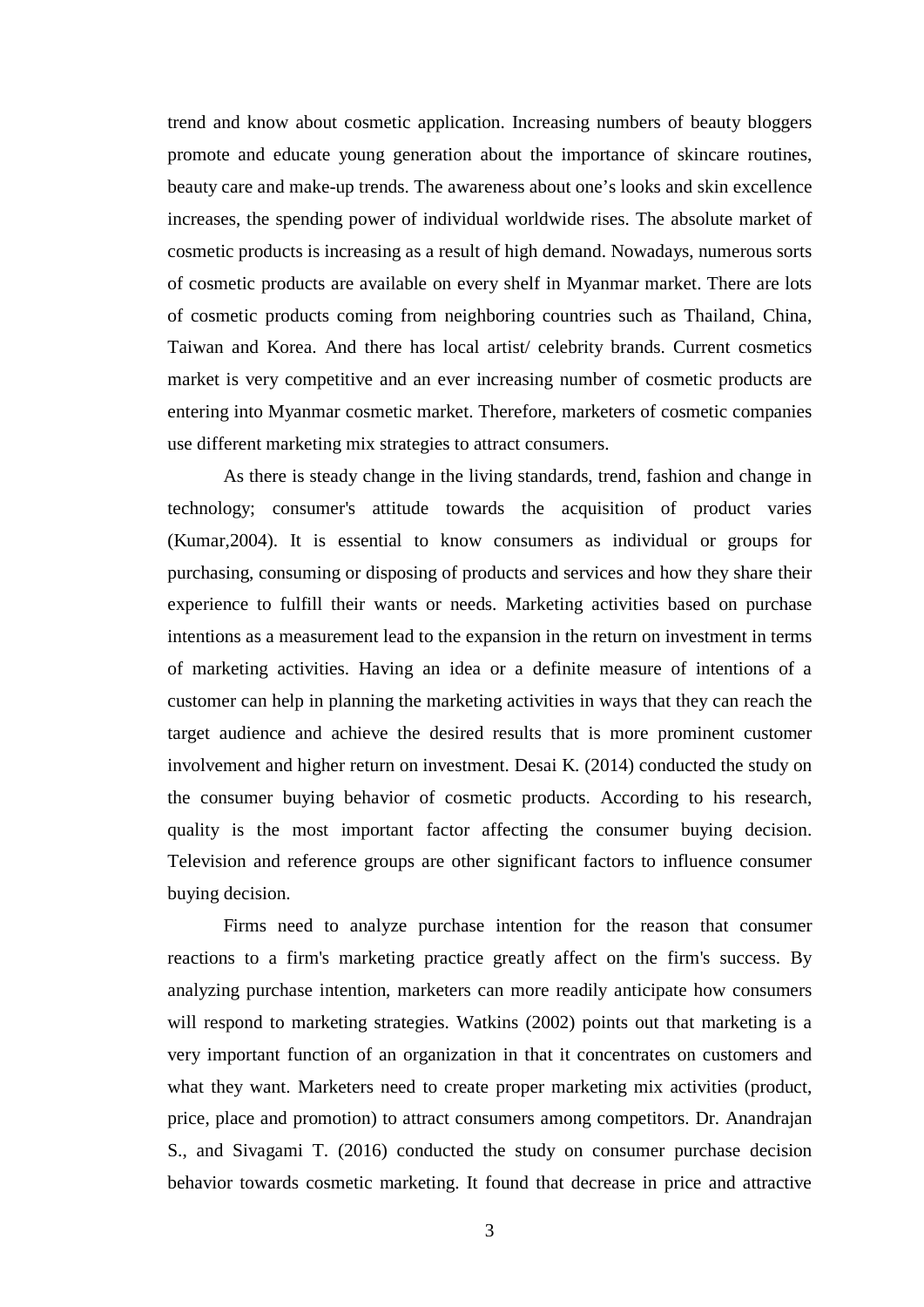trend and know about cosmetic application. Increasing numbers of beauty bloggers promote and educate young generation about the importance of skincare routines, beauty care and make-up trends. The awareness about one's looks and skin excellence increases, the spending power of individual worldwide rises. The absolute market of cosmetic products is increasing as a result of high demand. Nowadays, numerous sorts of cosmetic products are available on every shelf in Myanmar market. There are lots of cosmetic products coming from neighboring countries such as Thailand, China, Taiwan and Korea. And there has local artist/ celebrity brands. Current cosmetics market is very competitive and an ever increasing number of cosmetic products are entering into Myanmar cosmetic market. Therefore, marketers of cosmetic companies use different marketing mix strategies to attract consumers.

As there is steady change in the living standards, trend, fashion and change in technology; consumer's attitude towards the acquisition of product varies (Kumar,2004). It is essential to know consumers as individual or groups for purchasing, consuming or disposing of products and services and how they share their experience to fulfill their wants or needs. Marketing activities based on purchase intentions as a measurement lead to the expansion in the return on investment in terms of marketing activities. Having an idea or a definite measure of intentions of a customer can help in planning the marketing activities in ways that they can reach the target audience and achieve the desired results that is more prominent customer involvement and higher return on investment. Desai K. (2014) conducted the study on the consumer buying behavior of cosmetic products. According to his research, quality is the most important factor affecting the consumer buying decision. Television and reference groups are other significant factors to influence consumer buying decision.

Firms need to analyze purchase intention for the reason that consumer reactions to a firm's marketing practice greatly affect on the firm's success. By analyzing purchase intention, marketers can more readily anticipate how consumers will respond to marketing strategies. Watkins (2002) points out that marketing is a very important function of an organization in that it concentrates on customers and what they want. Marketers need to create proper marketing mix activities (product, price, place and promotion) to attract consumers among competitors. Dr. Anandrajan S., and Sivagami T. (2016) conducted the study on consumer purchase decision behavior towards cosmetic marketing. It found that decrease in price and attractive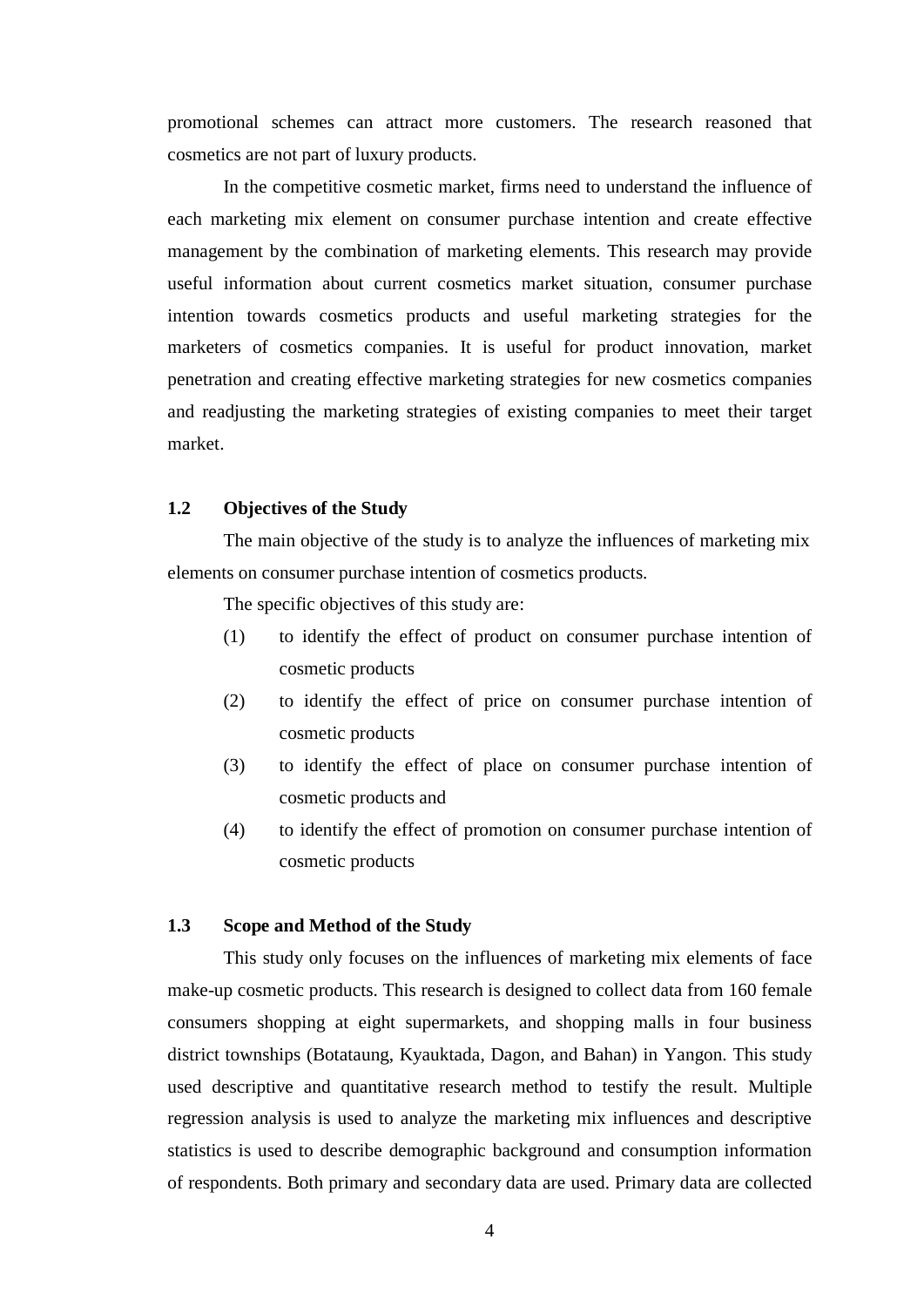promotional schemes can attract more customers. The research reasoned that cosmetics are not part of luxury products.

In the competitive cosmetic market, firms need to understand the influence of each marketing mix element on consumer purchase intention and create effective management by the combination of marketing elements. This research may provide useful information about current cosmetics market situation, consumer purchase intention towards cosmetics products and useful marketing strategies for the marketers of cosmetics companies. It is useful for product innovation, market penetration and creating effective marketing strategies for new cosmetics companies and readjusting the marketing strategies of existing companies to meet their target market.

### 1.2 Objectives of the Study

The main objective of the study is to analyze the influences of marketing mix elements on consumer purchase intention of cosmetics products.

The specific objectives of this study are:

(1) to identify the effect of product on consumer purchase intention of cosmetic products

(2) to identify the effect of price on consumer purchase intention of cosmetic products

(3) to identify the effect of place on consumer purchase intention of cosmetic products and

(4) to identify the effect of promotion on consumer purchase intention of cosmetic products

### 1.3 Scope and Method of the Study

This study only focuses on the influences of marketing mix elements of face make-up cosmetic products. This research is designed to collect data from 160 female consumers shopping at eight supermarkets, and shopping malls in four business district townships (Botataung, Kyauktada, Dagon, and Bahan) in Yangon. This study used descriptive and quantitative research method to testify the result. Multiple regression analysis is used to analyze the marketing mix influences and descriptive statistics is used to describe demographic background and consumption information of respondents. Both primary and secondary data are used. Primary data are collected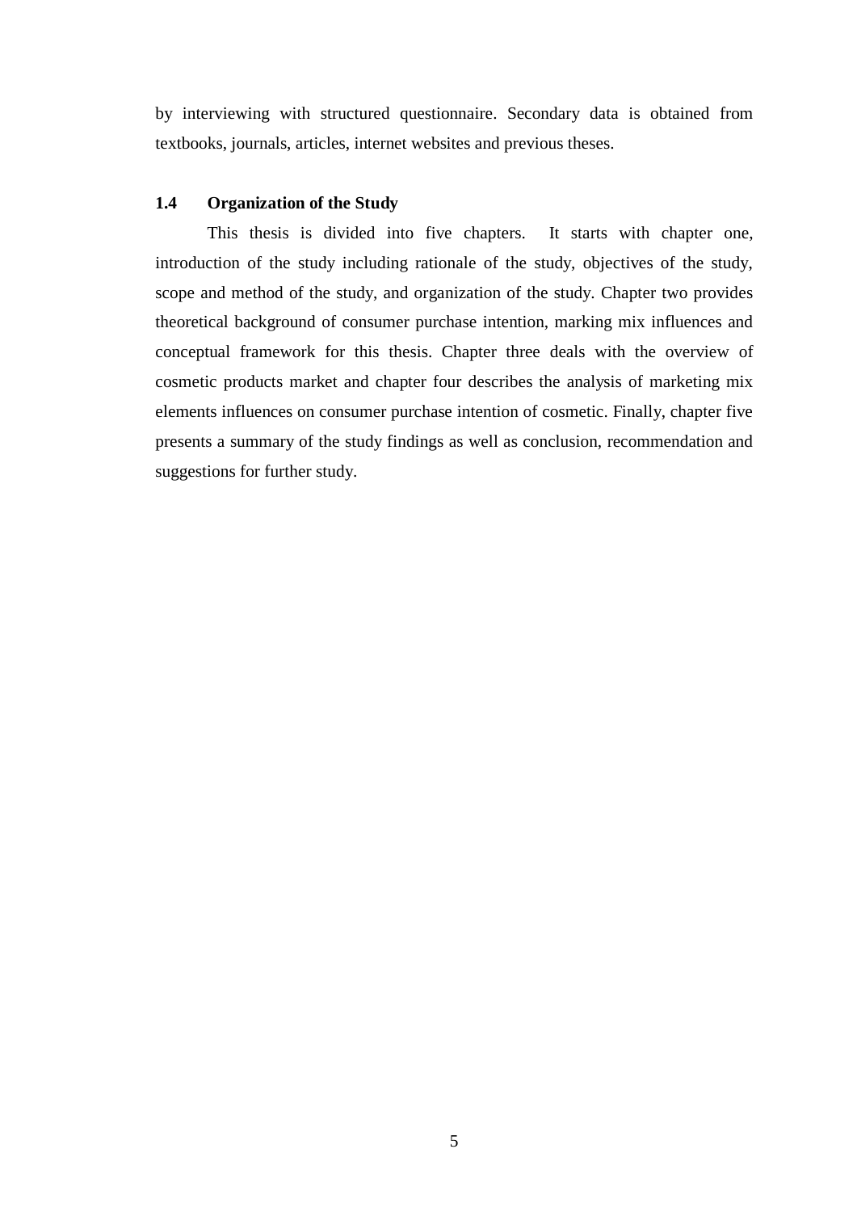by interviewing with structured questionnaire. Secondary data is obtained from textbooks, journals, articles, internet websites and previous theses.

## 1.4 Organization of the Study

This thesis is divided into five chapters. It starts with chapter one, introduction of the study including rationale of the study, objectives of the study, scope and method of the study, and organization of the study. Chapter two provides theoretical background of consumer purchase intention, marking mix influences and conceptual framework for this thesis. Chapter three deals with the overview of cosmetic products market and chapter four describes the analysis of marketing mix elements influences on consumer purchase intention of cosmetic. Finally, chapter five presents a summary of the study findings as well as conclusion, recommendation and suggestions for further study.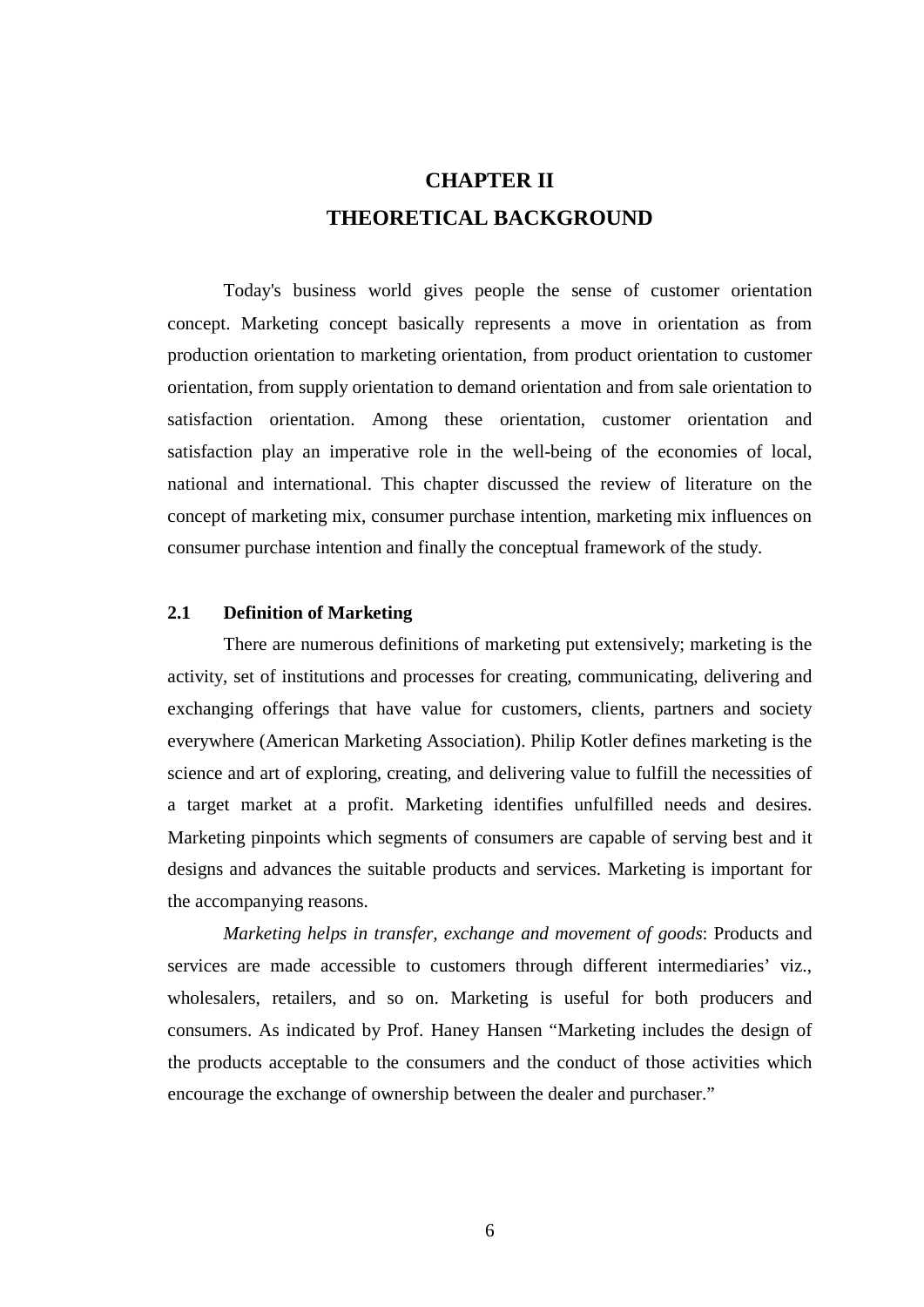# CHAPTER II
# THEORETICAL BACKGROUND

Today's business world gives people the sense of customer orientation concept. Marketing concept basically represents a move in orientation as from production orientation to marketing orientation, from product orientation to customer orientation, from supply orientation to demand orientation and from sale orientation to satisfaction orientation. Among these orientation, customer orientation and satisfaction play an imperative role in the well-being of the economies of local, national and international. This chapter discussed the review of literature on the concept of marketing mix, consumer purchase intention, marketing mix influences on consumer purchase intention and finally the conceptual framework of the study.

## 2.1 Definition of Marketing

There are numerous definitions of marketing put extensively; marketing is the activity, set of institutions and processes for creating, communicating, delivering and exchanging offerings that have value for customers, clients, partners and society everywhere (American Marketing Association). Philip Kotler defines marketing is the science and art of exploring, creating, and delivering value to fulfill the necessities of a target market at a profit. Marketing identifies unfulfilled needs and desires. Marketing pinpoints which segments of consumers are capable of serving best and it designs and advances the suitable products and services. Marketing is important for the accompanying reasons.

*Marketing helps in transfer, exchange and movement of goods*: Products and services are made accessible to customers through different intermediaries' viz., wholesalers, retailers, and so on. Marketing is useful for both producers and consumers. As indicated by Prof. Haney Hansen "Marketing includes the design of the products acceptable to the consumers and the conduct of those activities which encourage the exchange of ownership between the dealer and purchaser."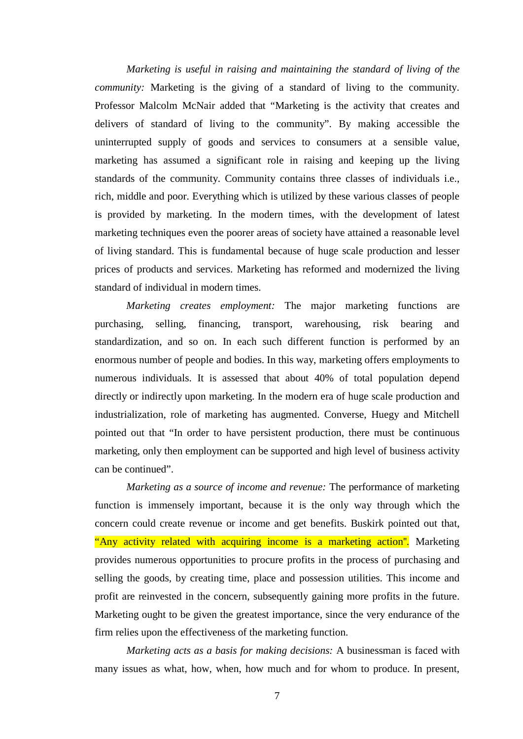*Marketing is useful in raising and maintaining the standard of living of the community:* Marketing is the giving of a standard of living to the community. Professor Malcolm McNair added that "Marketing is the activity that creates and delivers of standard of living to the community". By making accessible the uninterrupted supply of goods and services to consumers at a sensible value, marketing has assumed a significant role in raising and keeping up the living standards of the community. Community contains three classes of individuals i.e., rich, middle and poor. Everything which is utilized by these various classes of people is provided by marketing. In the modern times, with the development of latest marketing techniques even the poorer areas of society have attained a reasonable level of living standard. This is fundamental because of huge scale production and lesser prices of products and services. Marketing has reformed and modernized the living standard of individual in modern times.

*Marketing creates employment:* The major marketing functions are purchasing, selling, financing, transport, warehousing, risk bearing and standardization, and so on. In each such different function is performed by an enormous number of people and bodies. In this way, marketing offers employments to numerous individuals. It is assessed that about 40% of total population depend directly or indirectly upon marketing. In the modern era of huge scale production and industrialization, role of marketing has augmented. Converse, Huegy and Mitchell pointed out that "In order to have persistent production, there must be continuous marketing, only then employment can be supported and high level of business activity can be continued".

*Marketing as a source of income and revenue:* The performance of marketing function is immensely important, because it is the only way through which the concern could create revenue or income and get benefits. Buskirk pointed out that, "Any activity related with acquiring income is a marketing action". Marketing provides numerous opportunities to procure profits in the process of purchasing and selling the goods, by creating time, place and possession utilities. This income and profit are reinvested in the concern, subsequently gaining more profits in the future. Marketing ought to be given the greatest importance, since the very endurance of the firm relies upon the effectiveness of the marketing function.

*Marketing acts as a basis for making decisions:* A businessman is faced with many issues as what, how, when, how much and for whom to produce. In present,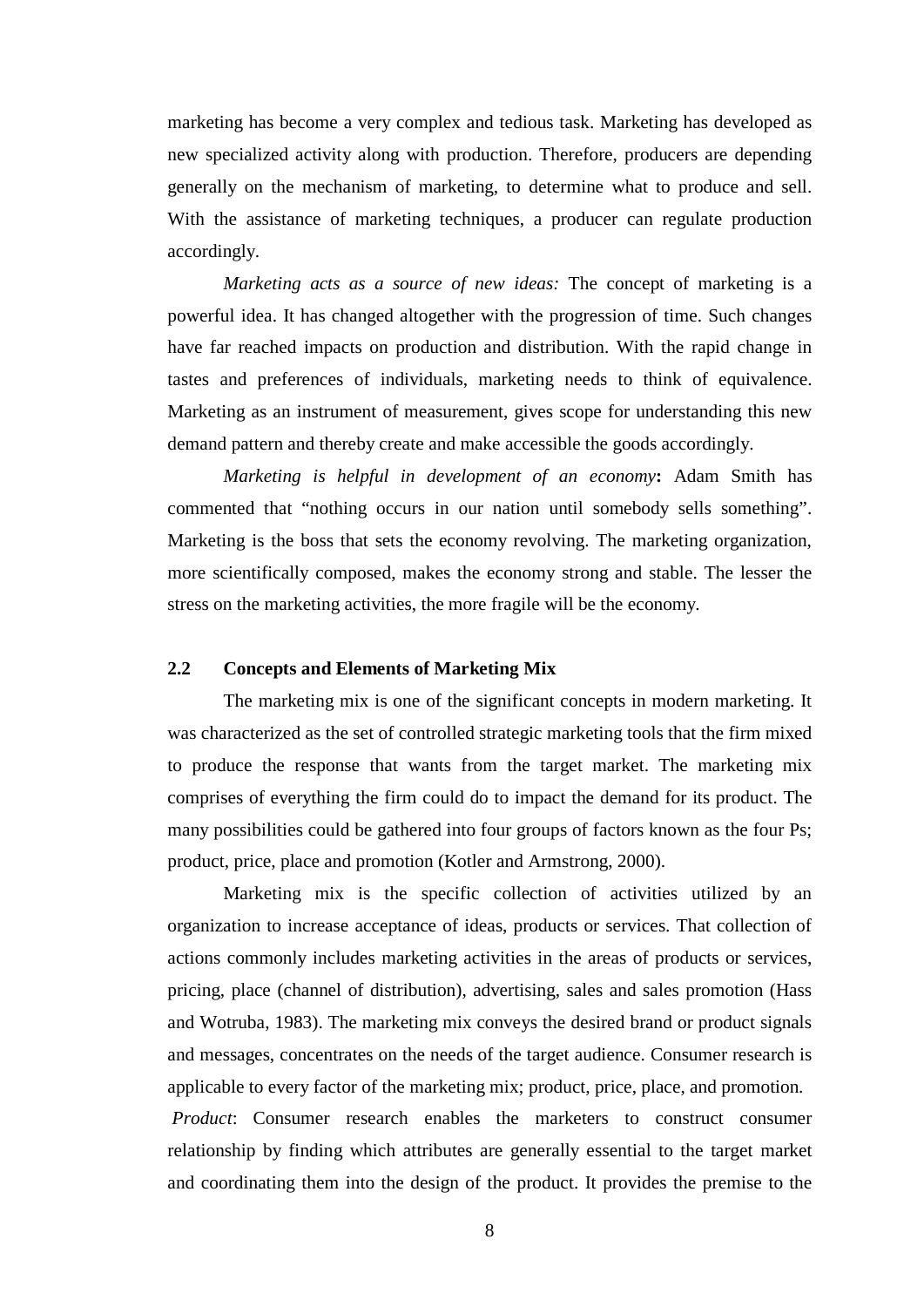marketing has become a very complex and tedious task. Marketing has developed as new specialized activity along with production. Therefore, producers are depending generally on the mechanism of marketing, to determine what to produce and sell. With the assistance of marketing techniques, a producer can regulate production accordingly.

*Marketing acts as a source of new ideas:* The concept of marketing is a powerful idea. It has changed altogether with the progression of time. Such changes have far reached impacts on production and distribution. With the rapid change in tastes and preferences of individuals, marketing needs to think of equivalence. Marketing as an instrument of measurement, gives scope for understanding this new demand pattern and thereby create and make accessible the goods accordingly.

*Marketing is helpful in development of an economy***:** Adam Smith has commented that "nothing occurs in our nation until somebody sells something". Marketing is the boss that sets the economy revolving. The marketing organization, more scientifically composed, makes the economy strong and stable. The lesser the stress on the marketing activities, the more fragile will be the economy.

## 2.2 Concepts and Elements of Marketing Mix

The marketing mix is one of the significant concepts in modern marketing. It was characterized as the set of controlled strategic marketing tools that the firm mixed to produce the response that wants from the target market. The marketing mix comprises of everything the firm could do to impact the demand for its product. The many possibilities could be gathered into four groups of factors known as the four Ps; product, price, place and promotion (Kotler and Armstrong, 2000).

Marketing mix is the specific collection of activities utilized by an organization to increase acceptance of ideas, products or services. That collection of actions commonly includes marketing activities in the areas of products or services, pricing, place (channel of distribution), advertising, sales and sales promotion (Hass and Wotruba, 1983). The marketing mix conveys the desired brand or product signals and messages, concentrates on the needs of the target audience. Consumer research is applicable to every factor of the marketing mix; product, price, place, and promotion.

*Product*: Consumer research enables the marketers to construct consumer relationship by finding which attributes are generally essential to the target market and coordinating them into the design of the product. It provides the premise to the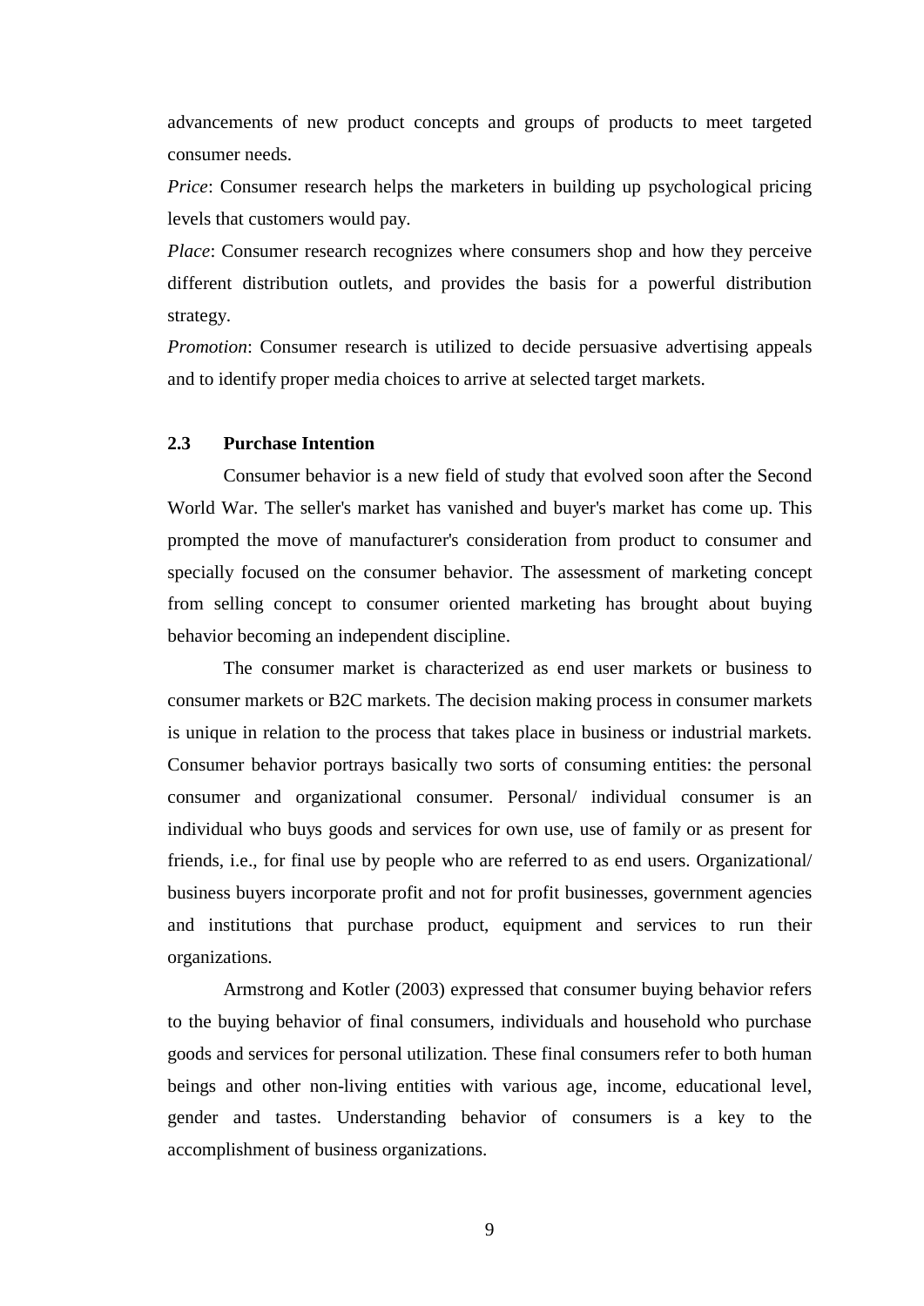advancements of new product concepts and groups of products to meet targeted consumer needs.

*Price*: Consumer research helps the marketers in building up psychological pricing levels that customers would pay.

*Place*: Consumer research recognizes where consumers shop and how they perceive different distribution outlets, and provides the basis for a powerful distribution strategy.

*Promotion*: Consumer research is utilized to decide persuasive advertising appeals and to identify proper media choices to arrive at selected target markets.

### 2.3 Purchase Intention

Consumer behavior is a new field of study that evolved soon after the Second World War. The seller's market has vanished and buyer's market has come up. This prompted the move of manufacturer's consideration from product to consumer and specially focused on the consumer behavior. The assessment of marketing concept from selling concept to consumer oriented marketing has brought about buying behavior becoming an independent discipline.

The consumer market is characterized as end user markets or business to consumer markets or B2C markets. The decision making process in consumer markets is unique in relation to the process that takes place in business or industrial markets. Consumer behavior portrays basically two sorts of consuming entities: the personal consumer and organizational consumer. Personal/ individual consumer is an individual who buys goods and services for own use, use of family or as present for friends, i.e., for final use by people who are referred to as end users. Organizational/ business buyers incorporate profit and not for profit businesses, government agencies and institutions that purchase product, equipment and services to run their organizations.

Armstrong and Kotler (2003) expressed that consumer buying behavior refers to the buying behavior of final consumers, individuals and household who purchase goods and services for personal utilization. These final consumers refer to both human beings and other non-living entities with various age, income, educational level, gender and tastes. Understanding behavior of consumers is a key to the accomplishment of business organizations.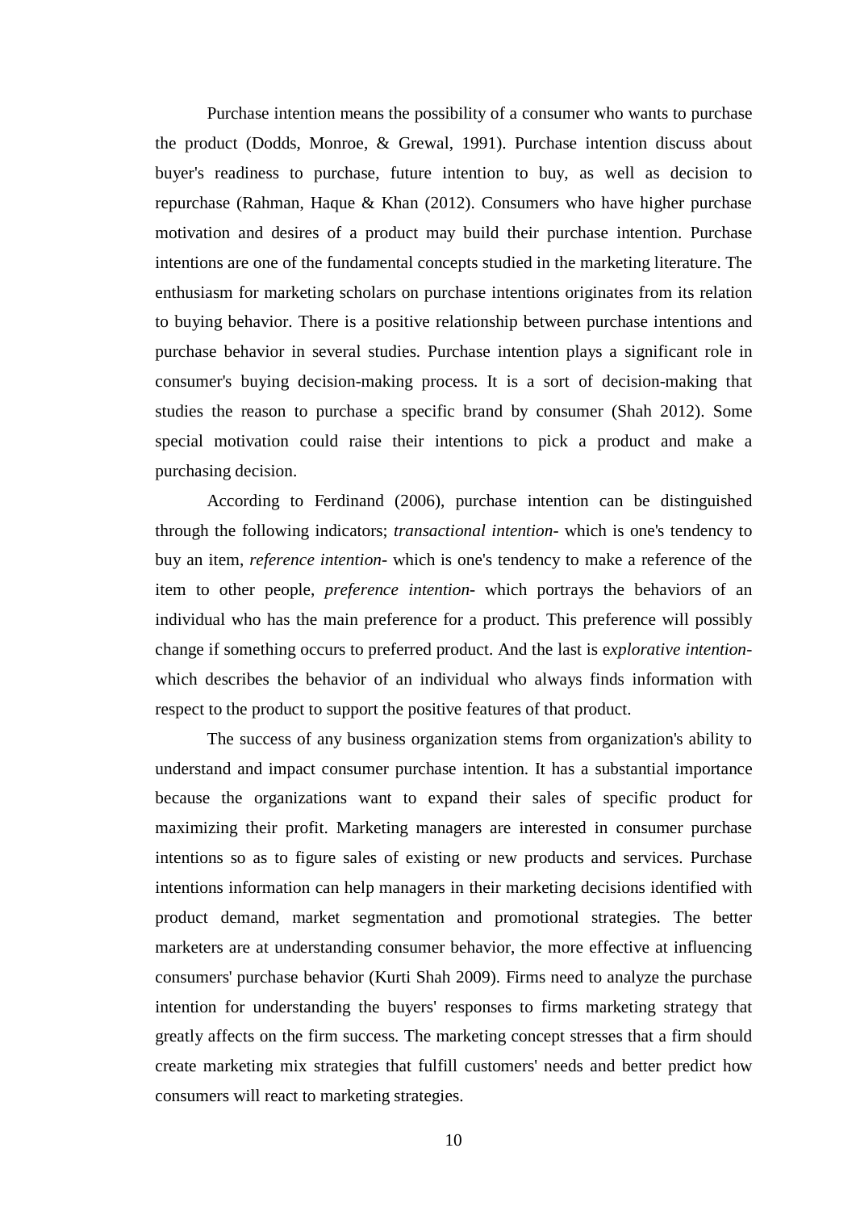Purchase intention means the possibility of a consumer who wants to purchase the product (Dodds, Monroe, & Grewal, 1991). Purchase intention discuss about buyer's readiness to purchase, future intention to buy, as well as decision to repurchase (Rahman, Haque & Khan (2012). Consumers who have higher purchase motivation and desires of a product may build their purchase intention. Purchase intentions are one of the fundamental concepts studied in the marketing literature. The enthusiasm for marketing scholars on purchase intentions originates from its relation to buying behavior. There is a positive relationship between purchase intentions and purchase behavior in several studies. Purchase intention plays a significant role in consumer's buying decision-making process. It is a sort of decision-making that studies the reason to purchase a specific brand by consumer (Shah 2012). Some special motivation could raise their intentions to pick a product and make a purchasing decision.

According to Ferdinand (2006), purchase intention can be distinguished through the following indicators; *transactional intention*- which is one's tendency to buy an item, *reference intention*- which is one's tendency to make a reference of the item to other people, *preference intention*- which portrays the behaviors of an individual who has the main preference for a product. This preference will possibly change if something occurs to preferred product. And the last is e*xplorative intention*- which describes the behavior of an individual who always finds information with respect to the product to support the positive features of that product.

The success of any business organization stems from organization's ability to understand and impact consumer purchase intention. It has a substantial importance because the organizations want to expand their sales of specific product for maximizing their profit. Marketing managers are interested in consumer purchase intentions so as to figure sales of existing or new products and services. Purchase intentions information can help managers in their marketing decisions identified with product demand, market segmentation and promotional strategies. The better marketers are at understanding consumer behavior, the more effective at influencing consumers' purchase behavior (Kurti Shah 2009). Firms need to analyze the purchase intention for understanding the buyers' responses to firms marketing strategy that greatly affects on the firm success. The marketing concept stresses that a firm should create marketing mix strategies that fulfill customers' needs and better predict how consumers will react to marketing strategies.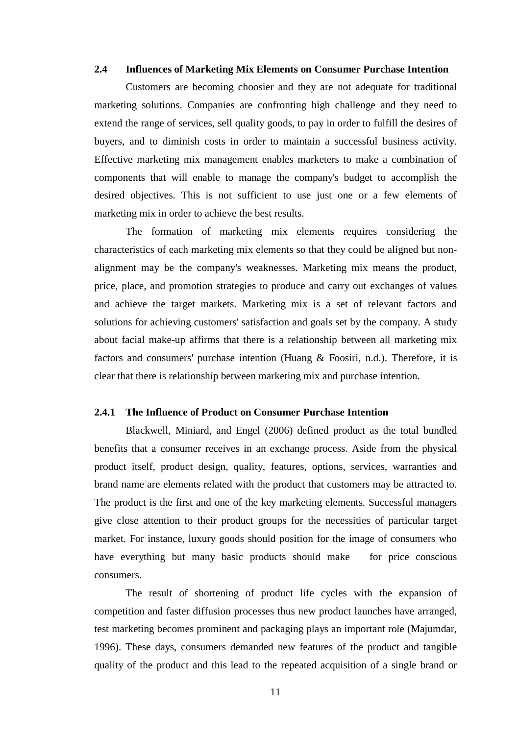## 2.4 Influences of Marketing Mix Elements on Consumer Purchase Intention

Customers are becoming choosier and they are not adequate for traditional marketing solutions. Companies are confronting high challenge and they need to extend the range of services, sell quality goods, to pay in order to fulfill the desires of buyers, and to diminish costs in order to maintain a successful business activity. Effective marketing mix management enables marketers to make a combination of components that will enable to manage the company's budget to accomplish the desired objectives. This is not sufficient to use just one or a few elements of marketing mix in order to achieve the best results.

The formation of marketing mix elements requires considering the characteristics of each marketing mix elements so that they could be aligned but non-alignment may be the company's weaknesses. Marketing mix means the product, price, place, and promotion strategies to produce and carry out exchanges of values and achieve the target markets. Marketing mix is a set of relevant factors and solutions for achieving customers' satisfaction and goals set by the company. A study about facial make-up affirms that there is a relationship between all marketing mix factors and consumers' purchase intention (Huang & Foosiri, n.d.). Therefore, it is clear that there is relationship between marketing mix and purchase intention.

### 2.4.1 The Influence of Product on Consumer Purchase Intention

Blackwell, Miniard, and Engel (2006) defined product as the total bundled benefits that a consumer receives in an exchange process. Aside from the physical product itself, product design, quality, features, options, services, warranties and brand name are elements related with the product that customers may be attracted to. The product is the first and one of the key marketing elements. Successful managers give close attention to their product groups for the necessities of particular target market. For instance, luxury goods should position for the image of consumers who have everything but many basic products should make for price conscious consumers.

The result of shortening of product life cycles with the expansion of competition and faster diffusion processes thus new product launches have arranged, test marketing becomes prominent and packaging plays an important role (Majumdar, 1996). These days, consumers demanded new features of the product and tangible quality of the product and this lead to the repeated acquisition of a single brand or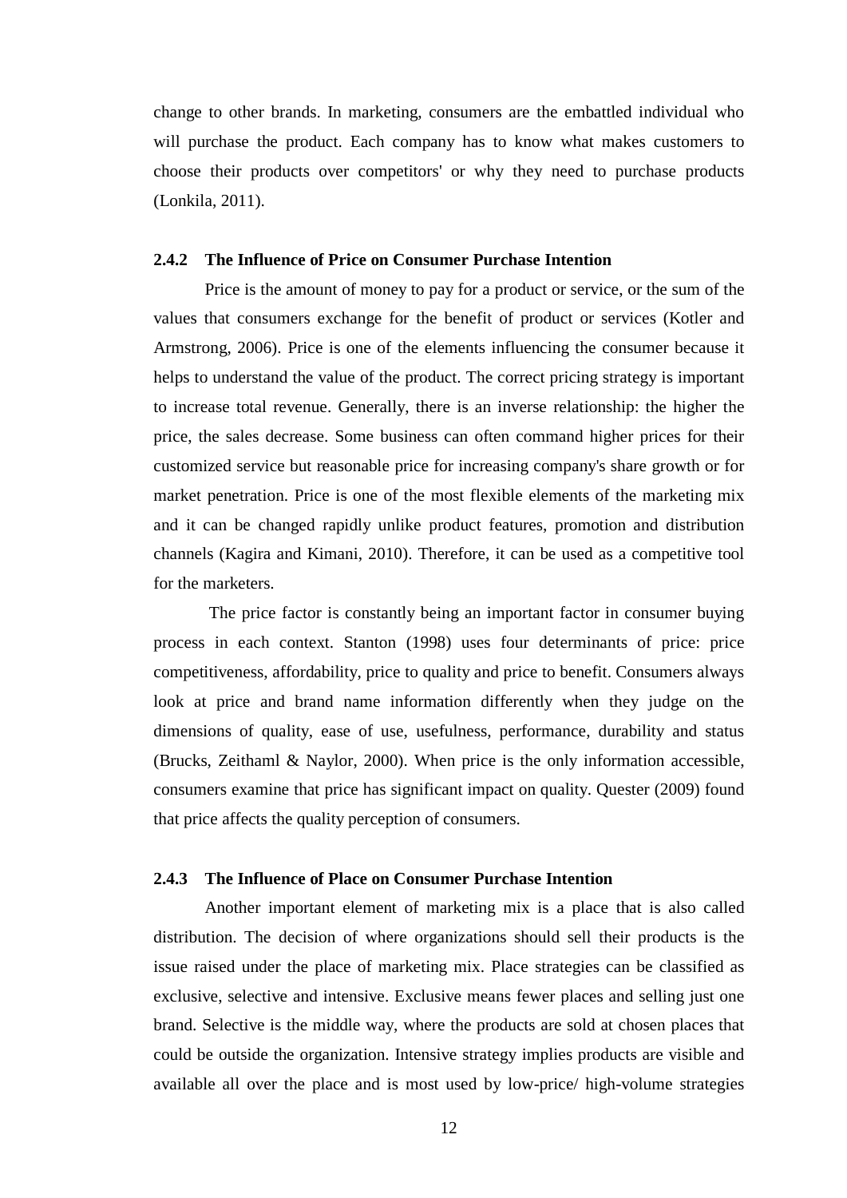change to other brands. In marketing, consumers are the embattled individual who will purchase the product. Each company has to know what makes customers to choose their products over competitors' or why they need to purchase products (Lonkila, 2011).

### 2.4.2 The Influence of Price on Consumer Purchase Intention

Price is the amount of money to pay for a product or service, or the sum of the values that consumers exchange for the benefit of product or services (Kotler and Armstrong, 2006). Price is one of the elements influencing the consumer because it helps to understand the value of the product. The correct pricing strategy is important to increase total revenue. Generally, there is an inverse relationship: the higher the price, the sales decrease. Some business can often command higher prices for their customized service but reasonable price for increasing company's share growth or for market penetration. Price is one of the most flexible elements of the marketing mix and it can be changed rapidly unlike product features, promotion and distribution channels (Kagira and Kimani, 2010). Therefore, it can be used as a competitive tool for the marketers.

The price factor is constantly being an important factor in consumer buying process in each context. Stanton (1998) uses four determinants of price: price competitiveness, affordability, price to quality and price to benefit. Consumers always look at price and brand name information differently when they judge on the dimensions of quality, ease of use, usefulness, performance, durability and status (Brucks, Zeithaml & Naylor, 2000). When price is the only information accessible, consumers examine that price has significant impact on quality. Quester (2009) found that price affects the quality perception of consumers.

### 2.4.3 The Influence of Place on Consumer Purchase Intention

Another important element of marketing mix is a place that is also called distribution. The decision of where organizations should sell their products is the issue raised under the place of marketing mix. Place strategies can be classified as exclusive, selective and intensive. Exclusive means fewer places and selling just one brand. Selective is the middle way, where the products are sold at chosen places that could be outside the organization. Intensive strategy implies products are visible and available all over the place and is most used by low-price/ high-volume strategies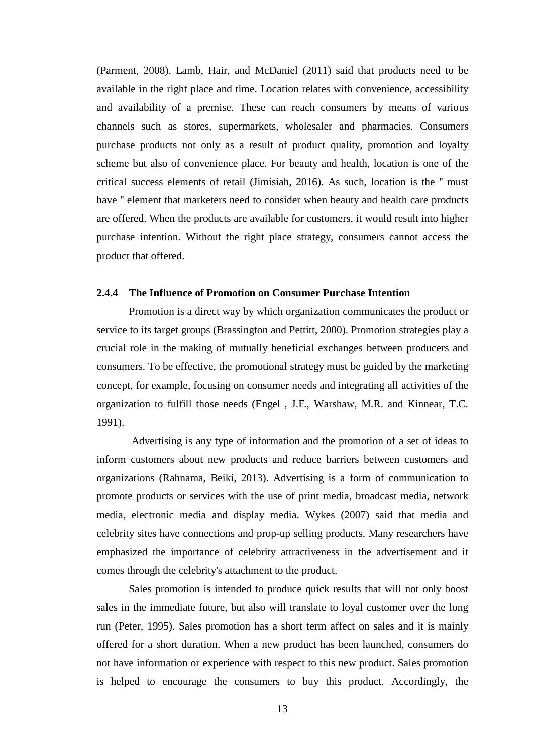(Parment, 2008). Lamb, Hair, and McDaniel (2011) said that products need to be available in the right place and time. Location relates with convenience, accessibility and availability of a premise. These can reach consumers by means of various channels such as stores, supermarkets, wholesaler and pharmacies. Consumers purchase products not only as a result of product quality, promotion and loyalty scheme but also of convenience place. For beauty and health, location is one of the critical success elements of retail (Jimisiah, 2016). As such, location is the " must have " element that marketers need to consider when beauty and health care products are offered. When the products are available for customers, it would result into higher purchase intention. Without the right place strategy, consumers cannot access the product that offered.

### 2.4.4 The Influence of Promotion on Consumer Purchase Intention

Promotion is a direct way by which organization communicates the product or service to its target groups (Brassington and Pettitt, 2000). Promotion strategies play a crucial role in the making of mutually beneficial exchanges between producers and consumers. To be effective, the promotional strategy must be guided by the marketing concept, for example, focusing on consumer needs and integrating all activities of the organization to fulfill those needs (Engel , J.F., Warshaw, M.R. and Kinnear, T.C. 1991).

Advertising is any type of information and the promotion of a set of ideas to inform customers about new products and reduce barriers between customers and organizations (Rahnama, Beiki, 2013). Advertising is a form of communication to promote products or services with the use of print media, broadcast media, network media, electronic media and display media. Wykes (2007) said that media and celebrity sites have connections and prop-up selling products. Many researchers have emphasized the importance of celebrity attractiveness in the advertisement and it comes through the celebrity's attachment to the product.

Sales promotion is intended to produce quick results that will not only boost sales in the immediate future, but also will translate to loyal customer over the long run (Peter, 1995). Sales promotion has a short term affect on sales and it is mainly offered for a short duration. When a new product has been launched, consumers do not have information or experience with respect to this new product. Sales promotion is helped to encourage the consumers to buy this product. Accordingly, the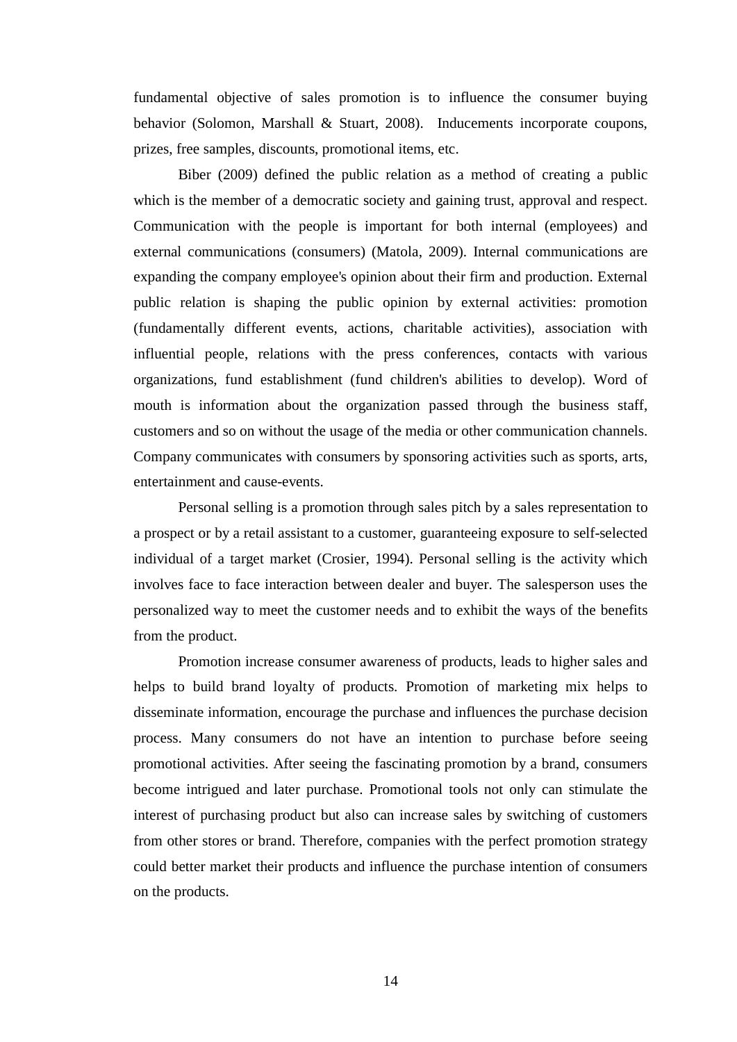fundamental objective of sales promotion is to influence the consumer buying behavior (Solomon, Marshall & Stuart, 2008). Inducements incorporate coupons, prizes, free samples, discounts, promotional items, etc.

Biber (2009) defined the public relation as a method of creating a public which is the member of a democratic society and gaining trust, approval and respect. Communication with the people is important for both internal (employees) and external communications (consumers) (Matola, 2009). Internal communications are expanding the company employee's opinion about their firm and production. External public relation is shaping the public opinion by external activities: promotion (fundamentally different events, actions, charitable activities), association with influential people, relations with the press conferences, contacts with various organizations, fund establishment (fund children's abilities to develop). Word of mouth is information about the organization passed through the business staff, customers and so on without the usage of the media or other communication channels. Company communicates with consumers by sponsoring activities such as sports, arts, entertainment and cause-events.

Personal selling is a promotion through sales pitch by a sales representation to a prospect or by a retail assistant to a customer, guaranteeing exposure to self-selected individual of a target market (Crosier, 1994). Personal selling is the activity which involves face to face interaction between dealer and buyer. The salesperson uses the personalized way to meet the customer needs and to exhibit the ways of the benefits from the product.

Promotion increase consumer awareness of products, leads to higher sales and helps to build brand loyalty of products. Promotion of marketing mix helps to disseminate information, encourage the purchase and influences the purchase decision process. Many consumers do not have an intention to purchase before seeing promotional activities. After seeing the fascinating promotion by a brand, consumers become intrigued and later purchase. Promotional tools not only can stimulate the interest of purchasing product but also can increase sales by switching of customers from other stores or brand. Therefore, companies with the perfect promotion strategy could better market their products and influence the purchase intention of consumers on the products.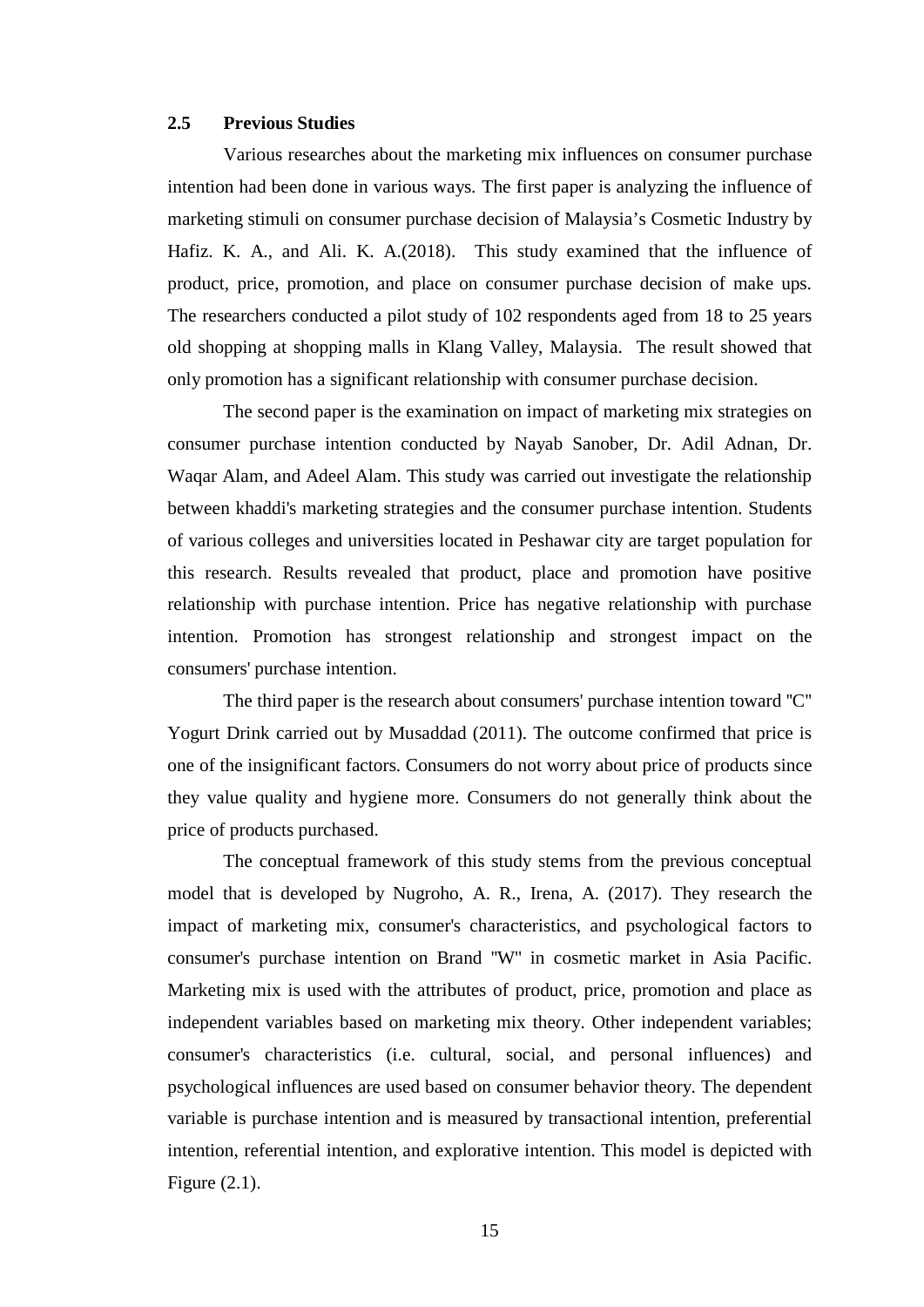## 2.5 Previous Studies

Various researches about the marketing mix influences on consumer purchase intention had been done in various ways. The first paper is analyzing the influence of marketing stimuli on consumer purchase decision of Malaysia's Cosmetic Industry by Hafiz. K. A., and Ali. K. A.(2018). This study examined that the influence of product, price, promotion, and place on consumer purchase decision of make ups. The researchers conducted a pilot study of 102 respondents aged from 18 to 25 years old shopping at shopping malls in Klang Valley, Malaysia. The result showed that only promotion has a significant relationship with consumer purchase decision.

The second paper is the examination on impact of marketing mix strategies on consumer purchase intention conducted by Nayab Sanober, Dr. Adil Adnan, Dr. Waqar Alam, and Adeel Alam. This study was carried out investigate the relationship between khaddi's marketing strategies and the consumer purchase intention. Students of various colleges and universities located in Peshawar city are target population for this research. Results revealed that product, place and promotion have positive relationship with purchase intention. Price has negative relationship with purchase intention. Promotion has strongest relationship and strongest impact on the consumers' purchase intention.

The third paper is the research about consumers' purchase intention toward "C" Yogurt Drink carried out by Musaddad (2011). The outcome confirmed that price is one of the insignificant factors. Consumers do not worry about price of products since they value quality and hygiene more. Consumers do not generally think about the price of products purchased.

The conceptual framework of this study stems from the previous conceptual model that is developed by Nugroho, A. R., Irena, A. (2017). They research the impact of marketing mix, consumer's characteristics, and psychological factors to consumer's purchase intention on Brand "W" in cosmetic market in Asia Pacific. Marketing mix is used with the attributes of product, price, promotion and place as independent variables based on marketing mix theory. Other independent variables; consumer's characteristics (i.e. cultural, social, and personal influences) and psychological influences are used based on consumer behavior theory. The dependent variable is purchase intention and is measured by transactional intention, preferential intention, referential intention, and explorative intention. This model is depicted with Figure (2.1).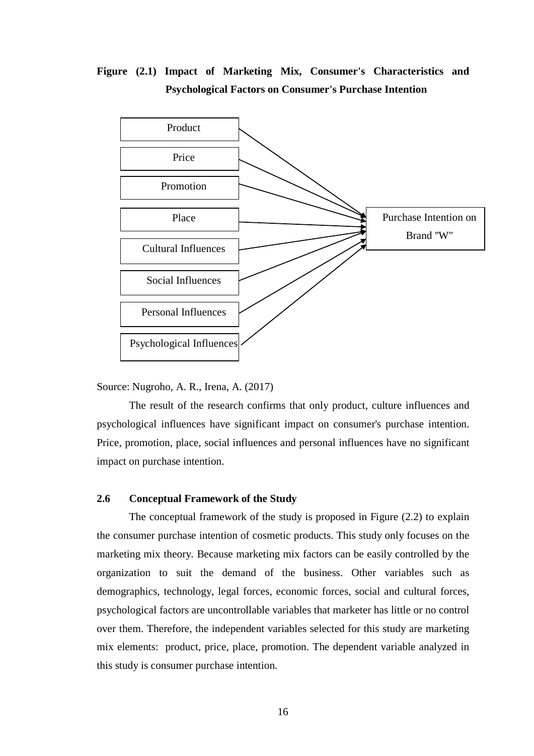**Figure (2.1) Impact of Marketing Mix, Consumer's Characteristics and Psychological Factors on Consumer's Purchase Intention**

Product

Price

Promotion

Place

Cultural Influences

Social Influences

Personal Influences

Psychological Influences

Purchase Intention on Brand "W"

Source: Nugroho, A. R., Irena, A. (2017)

The result of the research confirms that only product, culture influences and psychological influences have significant impact on consumer's purchase intention. Price, promotion, place, social influences and personal influences have no significant impact on purchase intention.

### 2.6 Conceptual Framework of the Study

The conceptual framework of the study is proposed in Figure (2.2) to explain the consumer purchase intention of cosmetic products. This study only focuses on the marketing mix theory. Because marketing mix factors can be easily controlled by the organization to suit the demand of the business. Other variables such as demographics, technology, legal forces, economic forces, social and cultural forces, psychological factors are uncontrollable variables that marketer has little or no control over them. Therefore, the independent variables selected for this study are marketing mix elements: product, price, place, promotion. The dependent variable analyzed in this study is consumer purchase intention.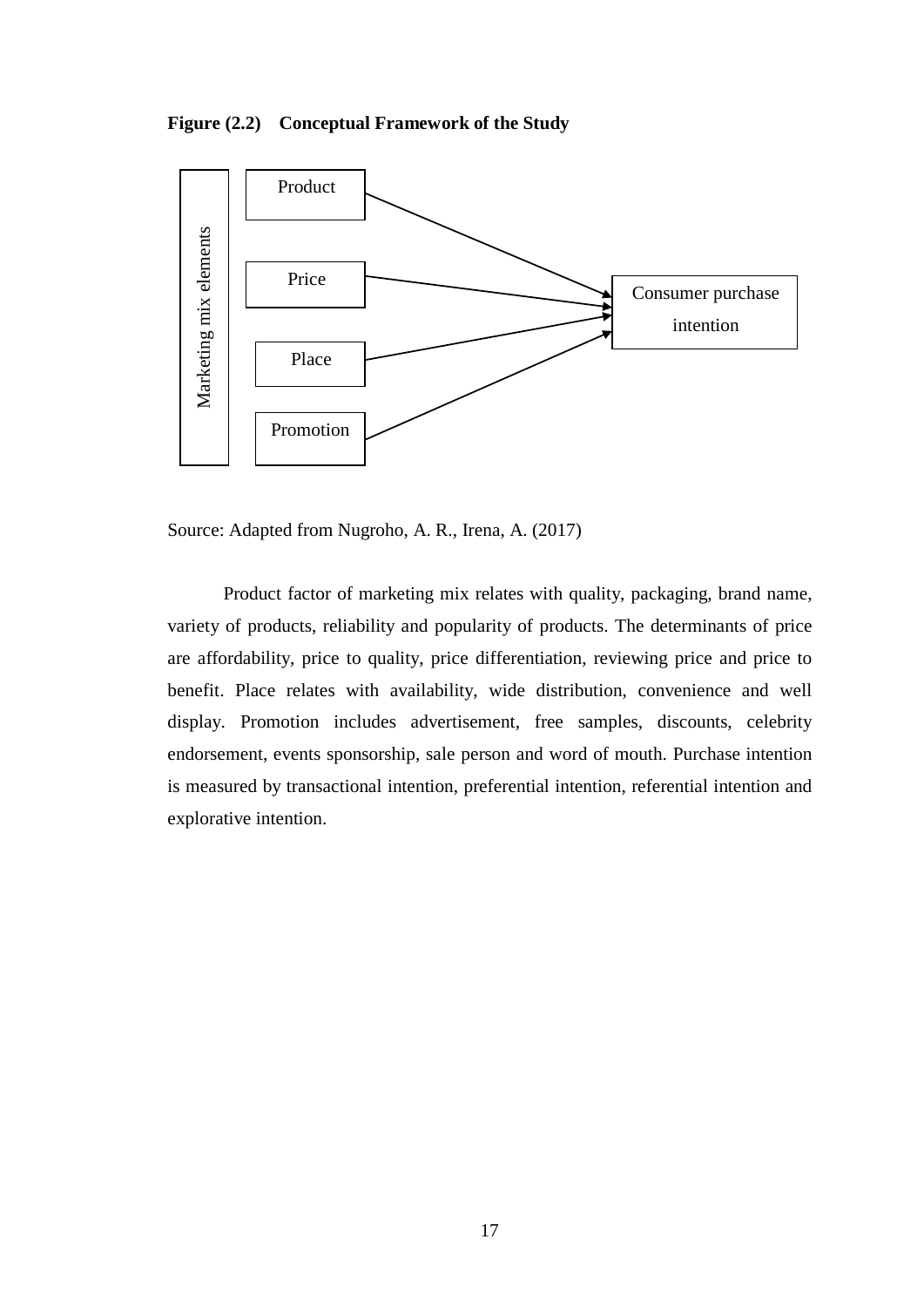**Figure (2.2) Conceptual Framework of the Study**

Marketing mix elements

Product

Price

Place

Promotion

Consumer purchase intention

Source: Adapted from Nugroho, A. R., Irena, A. (2017)

Product factor of marketing mix relates with quality, packaging, brand name, variety of products, reliability and popularity of products. The determinants of price are affordability, price to quality, price differentiation, reviewing price and price to benefit. Place relates with availability, wide distribution, convenience and well display. Promotion includes advertisement, free samples, discounts, celebrity endorsement, events sponsorship, sale person and word of mouth. Purchase intention is measured by transactional intention, preferential intention, referential intention and explorative intention.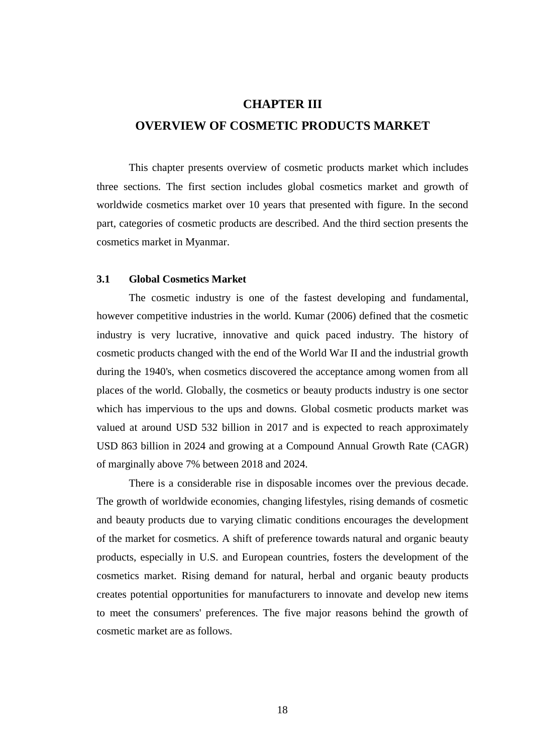# CHAPTER III

# OVERVIEW OF COSMETIC PRODUCTS MARKET

This chapter presents overview of cosmetic products market which includes three sections. The first section includes global cosmetics market and growth of worldwide cosmetics market over 10 years that presented with figure. In the second part, categories of cosmetic products are described. And the third section presents the cosmetics market in Myanmar.

## 3.1 Global Cosmetics Market

The cosmetic industry is one of the fastest developing and fundamental, however competitive industries in the world. Kumar (2006) defined that the cosmetic industry is very lucrative, innovative and quick paced industry. The history of cosmetic products changed with the end of the World War II and the industrial growth during the 1940's, when cosmetics discovered the acceptance among women from all places of the world. Globally, the cosmetics or beauty products industry is one sector which has impervious to the ups and downs. Global cosmetic products market was valued at around USD 532 billion in 2017 and is expected to reach approximately USD 863 billion in 2024 and growing at a Compound Annual Growth Rate (CAGR) of marginally above 7% between 2018 and 2024.

There is a considerable rise in disposable incomes over the previous decade. The growth of worldwide economies, changing lifestyles, rising demands of cosmetic and beauty products due to varying climatic conditions encourages the development of the market for cosmetics. A shift of preference towards natural and organic beauty products, especially in U.S. and European countries, fosters the development of the cosmetics market. Rising demand for natural, herbal and organic beauty products creates potential opportunities for manufacturers to innovate and develop new items to meet the consumers' preferences. The five major reasons behind the growth of cosmetic market are as follows.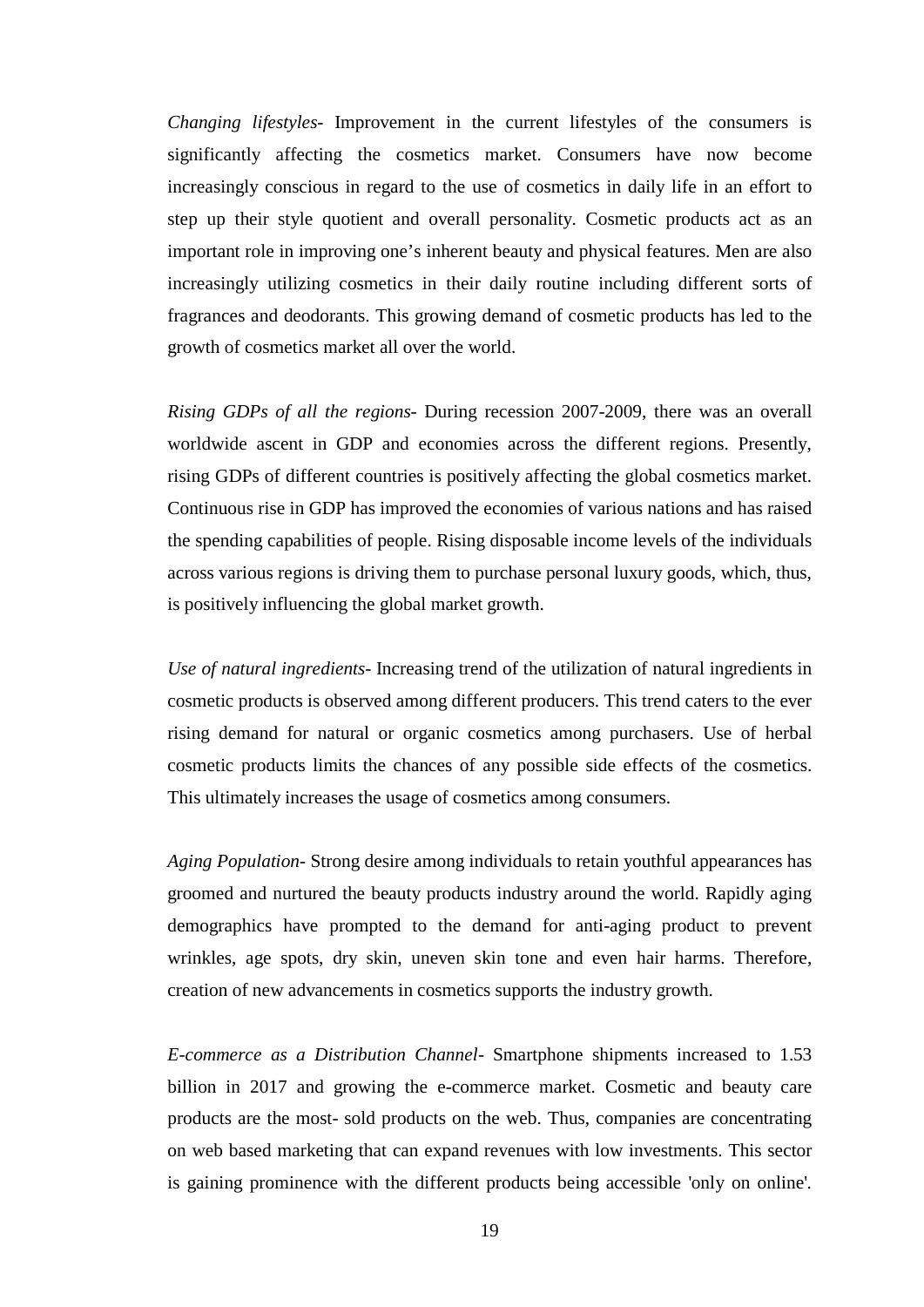*Changing lifestyles*- Improvement in the current lifestyles of the consumers is significantly affecting the cosmetics market. Consumers have now become increasingly conscious in regard to the use of cosmetics in daily life in an effort to step up their style quotient and overall personality. Cosmetic products act as an important role in improving one's inherent beauty and physical features. Men are also increasingly utilizing cosmetics in their daily routine including different sorts of fragrances and deodorants. This growing demand of cosmetic products has led to the growth of cosmetics market all over the world.

*Rising GDPs of all the regions*- During recession 2007-2009, there was an overall worldwide ascent in GDP and economies across the different regions. Presently, rising GDPs of different countries is positively affecting the global cosmetics market. Continuous rise in GDP has improved the economies of various nations and has raised the spending capabilities of people. Rising disposable income levels of the individuals across various regions is driving them to purchase personal luxury goods, which, thus, is positively influencing the global market growth.

*Use of natural ingredients*- Increasing trend of the utilization of natural ingredients in cosmetic products is observed among different producers. This trend caters to the ever rising demand for natural or organic cosmetics among purchasers. Use of herbal cosmetic products limits the chances of any possible side effects of the cosmetics. This ultimately increases the usage of cosmetics among consumers.

*Aging Population*- Strong desire among individuals to retain youthful appearances has groomed and nurtured the beauty products industry around the world. Rapidly aging demographics have prompted to the demand for anti-aging product to prevent wrinkles, age spots, dry skin, uneven skin tone and even hair harms. Therefore, creation of new advancements in cosmetics supports the industry growth.

*E-commerce as a Distribution Channel*- Smartphone shipments increased to 1.53 billion in 2017 and growing the e-commerce market. Cosmetic and beauty care products are the most- sold products on the web. Thus, companies are concentrating on web based marketing that can expand revenues with low investments. This sector is gaining prominence with the different products being accessible 'only on online'.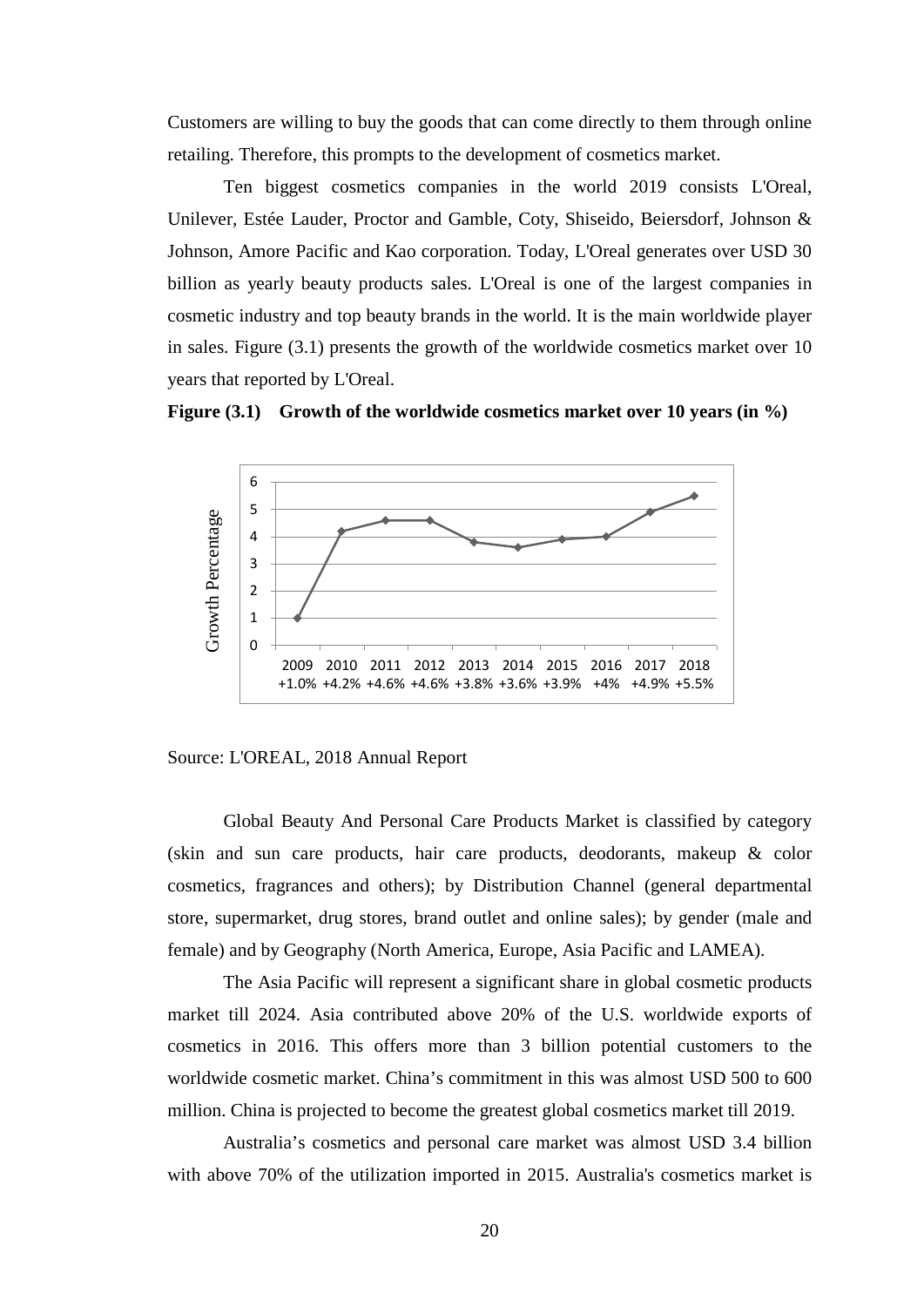Customers are willing to buy the goods that can come directly to them through online retailing. Therefore, this prompts to the development of cosmetics market.

Ten biggest cosmetics companies in the world 2019 consists L'Oreal, Unilever, Estée Lauder, Proctor and Gamble, Coty, Shiseido, Beiersdorf, Johnson & Johnson, Amore Pacific and Kao corporation. Today, L'Oreal generates over USD 30 billion as yearly beauty products sales. L'Oreal is one of the largest companies in cosmetic industry and top beauty brands in the world. It is the main worldwide player in sales. Figure (3.1) presents the growth of the worldwide cosmetics market over 10 years that reported by L'Oreal.

**Figure (3.1) Growth of the worldwide cosmetics market over 10 years (in %)**

| Year | 2009 | 2010 | 2011 | 2012 | 2013 | 2014 | 2015 | 2016 | 2017 | 2018 |
|---|---|---|---|---|---|---|---|---|---|---|
| Growth Percentage | +1.0% | +4.2% | +4.6% | +4.6% | +3.8% | +3.6% | +3.9% | +4% | +4.9% | +5.5% |

Source: L'OREAL, 2018 Annual Report

Global Beauty And Personal Care Products Market is classified by category (skin and sun care products, hair care products, deodorants, makeup & color cosmetics, fragrances and others); by Distribution Channel (general departmental store, supermarket, drug stores, brand outlet and online sales); by gender (male and female) and by Geography (North America, Europe, Asia Pacific and LAMEA).

The Asia Pacific will represent a significant share in global cosmetic products market till 2024. Asia contributed above 20% of the U.S. worldwide exports of cosmetics in 2016. This offers more than 3 billion potential customers to the worldwide cosmetic market. China's commitment in this was almost USD 500 to 600 million. China is projected to become the greatest global cosmetics market till 2019.

Australia's cosmetics and personal care market was almost USD 3.4 billion with above 70% of the utilization imported in 2015. Australia's cosmetics market is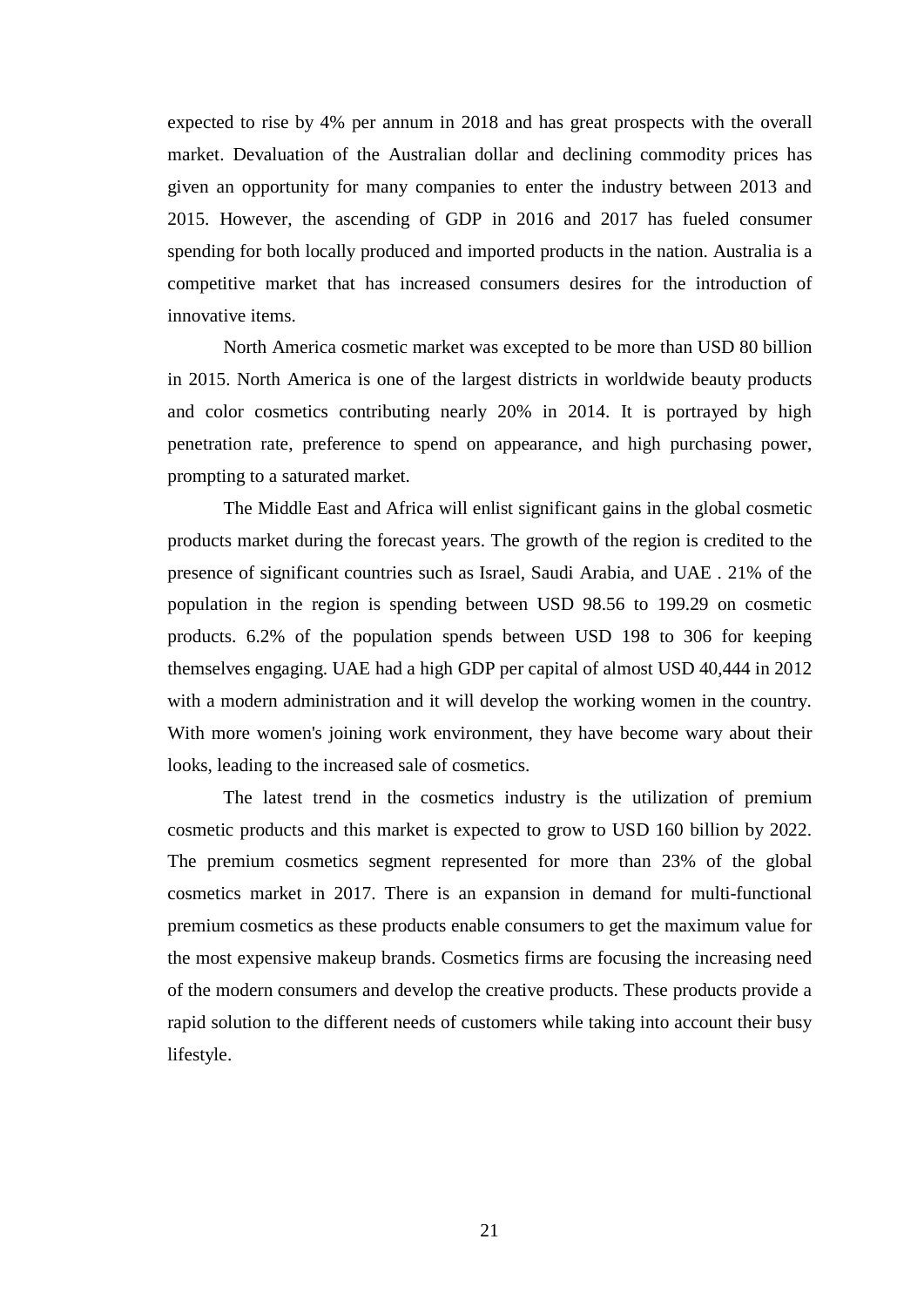expected to rise by 4% per annum in 2018 and has great prospects with the overall market. Devaluation of the Australian dollar and declining commodity prices has given an opportunity for many companies to enter the industry between 2013 and 2015. However, the ascending of GDP in 2016 and 2017 has fueled consumer spending for both locally produced and imported products in the nation. Australia is a competitive market that has increased consumers desires for the introduction of innovative items.

North America cosmetic market was excepted to be more than USD 80 billion in 2015. North America is one of the largest districts in worldwide beauty products and color cosmetics contributing nearly 20% in 2014. It is portrayed by high penetration rate, preference to spend on appearance, and high purchasing power, prompting to a saturated market.

The Middle East and Africa will enlist significant gains in the global cosmetic products market during the forecast years. The growth of the region is credited to the presence of significant countries such as Israel, Saudi Arabia, and UAE . 21% of the population in the region is spending between USD 98.56 to 199.29 on cosmetic products. 6.2% of the population spends between USD 198 to 306 for keeping themselves engaging. UAE had a high GDP per capital of almost USD 40,444 in 2012 with a modern administration and it will develop the working women in the country. With more women's joining work environment, they have become wary about their looks, leading to the increased sale of cosmetics.

The latest trend in the cosmetics industry is the utilization of premium cosmetic products and this market is expected to grow to USD 160 billion by 2022. The premium cosmetics segment represented for more than 23% of the global cosmetics market in 2017. There is an expansion in demand for multi-functional premium cosmetics as these products enable consumers to get the maximum value for the most expensive makeup brands. Cosmetics firms are focusing the increasing need of the modern consumers and develop the creative products. These products provide a rapid solution to the different needs of customers while taking into account their busy lifestyle.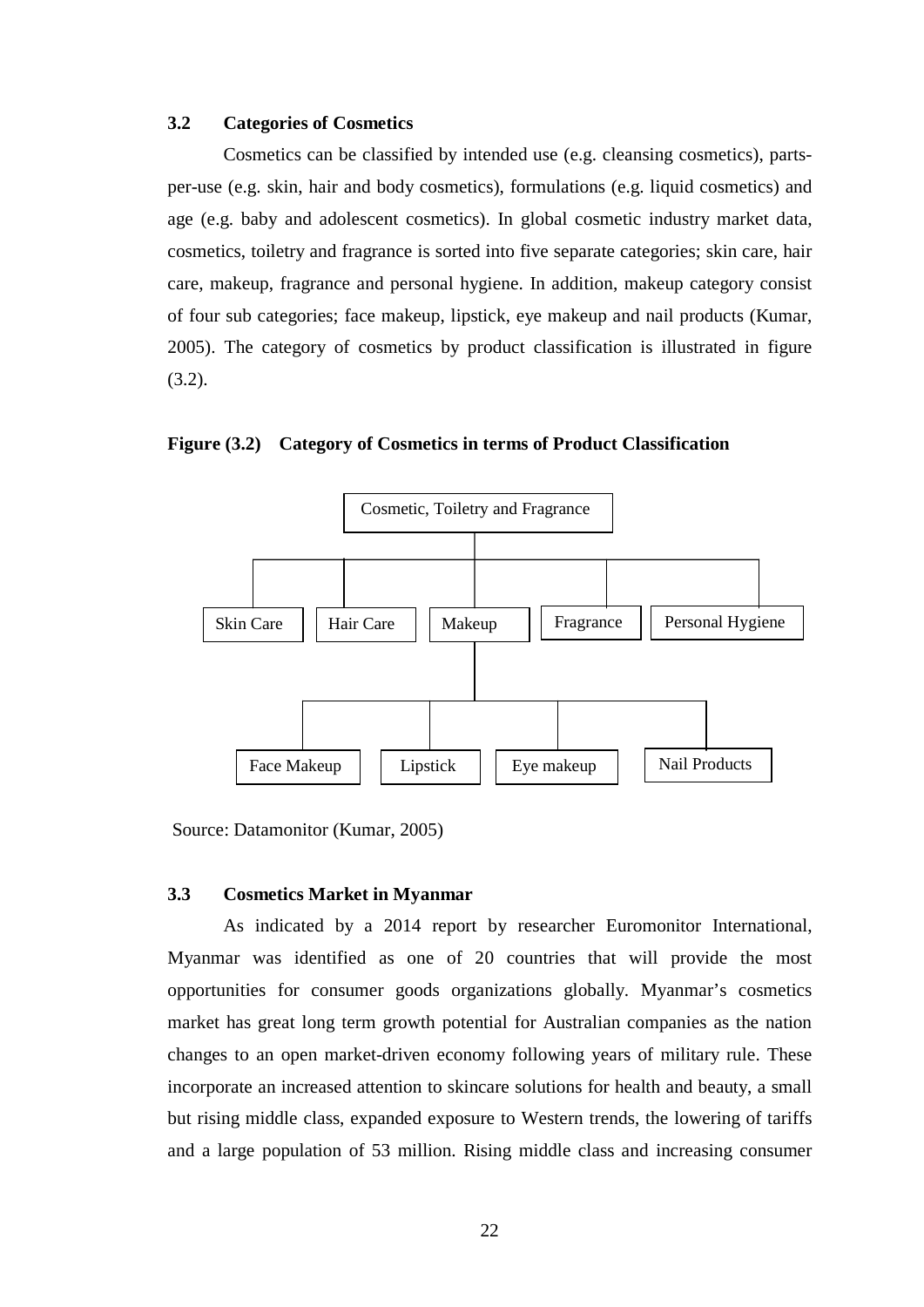### 3.2 Categories of Cosmetics

Cosmetics can be classified by intended use (e.g. cleansing cosmetics), parts-per-use (e.g. skin, hair and body cosmetics), formulations (e.g. liquid cosmetics) and age (e.g. baby and adolescent cosmetics). In global cosmetic industry market data, cosmetics, toiletry and fragrance is sorted into five separate categories; skin care, hair care, makeup, fragrance and personal hygiene. In addition, makeup category consist of four sub categories; face makeup, lipstick, eye makeup and nail products (Kumar, 2005). The category of cosmetics by product classification is illustrated in figure (3.2).

**Figure (3.2) Category of Cosmetics in terms of Product Classification**

- Cosmetic, Toiletry and Fragrance
  - Skin Care
  - Hair Care
  - Makeup
    - Face Makeup
    - Lipstick
    - Eye makeup
    - Nail Products
  - Fragrance
  - Personal Hygiene

Source: Datamonitor (Kumar, 2005)

### 3.3 Cosmetics Market in Myanmar

As indicated by a 2014 report by researcher Euromonitor International, Myanmar was identified as one of 20 countries that will provide the most opportunities for consumer goods organizations globally. Myanmar's cosmetics market has great long term growth potential for Australian companies as the nation changes to an open market-driven economy following years of military rule. These incorporate an increased attention to skincare solutions for health and beauty, a small but rising middle class, expanded exposure to Western trends, the lowering of tariffs and a large population of 53 million. Rising middle class and increasing consumer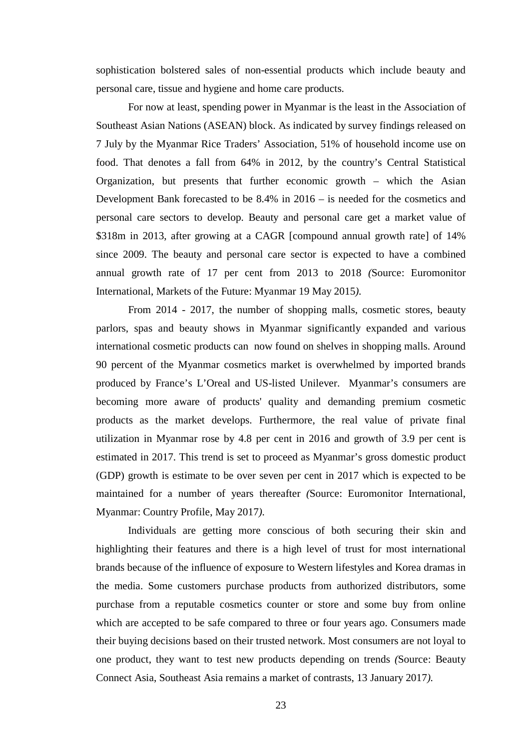sophistication bolstered sales of non-essential products which include beauty and personal care, tissue and hygiene and home care products.

For now at least, spending power in Myanmar is the least in the Association of Southeast Asian Nations (ASEAN) block. As indicated by survey findings released on 7 July by the Myanmar Rice Traders' Association, 51% of household income use on food. That denotes a fall from 64% in 2012, by the country's Central Statistical Organization, but presents that further economic growth – which the Asian Development Bank forecasted to be 8.4% in 2016 – is needed for the cosmetics and personal care sectors to develop. Beauty and personal care get a market value of $318m in 2013, after growing at a CAGR [compound annual growth rate] of 14% since 2009. The beauty and personal care sector is expected to have a combined annual growth rate of 17 per cent from 2013 to 2018 *(*Source: Euromonitor International, Markets of the Future: Myanmar 19 May 2015*).*

From 2014 - 2017, the number of shopping malls, cosmetic stores, beauty parlors, spas and beauty shows in Myanmar significantly expanded and various international cosmetic products can now found on shelves in shopping malls. Around 90 percent of the Myanmar cosmetics market is overwhelmed by imported brands produced by France's L'Oreal and US-listed Unilever. Myanmar's consumers are becoming more aware of products' quality and demanding premium cosmetic products as the market develops. Furthermore, the real value of private final utilization in Myanmar rose by 4.8 per cent in 2016 and growth of 3.9 per cent is estimated in 2017. This trend is set to proceed as Myanmar's gross domestic product (GDP) growth is estimate to be over seven per cent in 2017 which is expected to be maintained for a number of years thereafter *(*Source: Euromonitor International, Myanmar: Country Profile, May 2017*).*

Individuals are getting more conscious of both securing their skin and highlighting their features and there is a high level of trust for most international brands because of the influence of exposure to Western lifestyles and Korea dramas in the media. Some customers purchase products from authorized distributors, some purchase from a reputable cosmetics counter or store and some buy from online which are accepted to be safe compared to three or four years ago. Consumers made their buying decisions based on their trusted network. Most consumers are not loyal to one product, they want to test new products depending on trends *(*Source: Beauty Connect Asia, Southeast Asia remains a market of contrasts, 13 January 2017*).*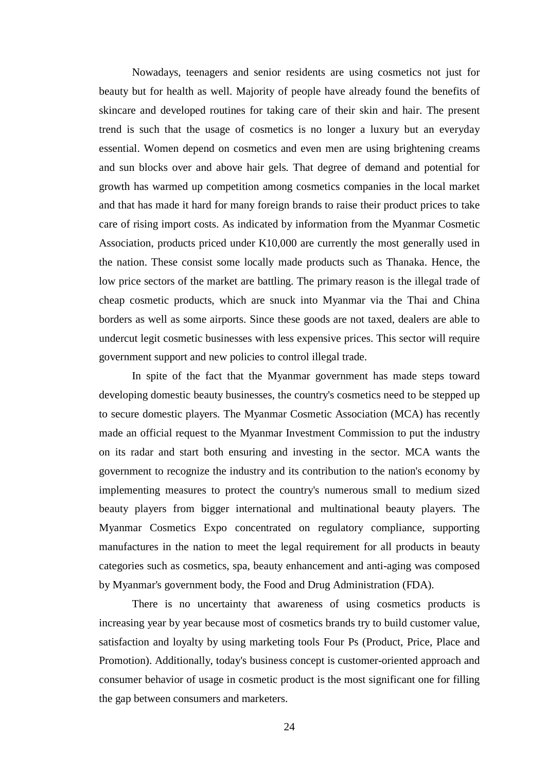Nowadays, teenagers and senior residents are using cosmetics not just for beauty but for health as well. Majority of people have already found the benefits of skincare and developed routines for taking care of their skin and hair. The present trend is such that the usage of cosmetics is no longer a luxury but an everyday essential. Women depend on cosmetics and even men are using brightening creams and sun blocks over and above hair gels. That degree of demand and potential for growth has warmed up competition among cosmetics companies in the local market and that has made it hard for many foreign brands to raise their product prices to take care of rising import costs. As indicated by information from the Myanmar Cosmetic Association, products priced under K10,000 are currently the most generally used in the nation. These consist some locally made products such as Thanaka. Hence, the low price sectors of the market are battling. The primary reason is the illegal trade of cheap cosmetic products, which are snuck into Myanmar via the Thai and China borders as well as some airports. Since these goods are not taxed, dealers are able to undercut legit cosmetic businesses with less expensive prices. This sector will require government support and new policies to control illegal trade.

In spite of the fact that the Myanmar government has made steps toward developing domestic beauty businesses, the country's cosmetics need to be stepped up to secure domestic players. The Myanmar Cosmetic Association (MCA) has recently made an official request to the Myanmar Investment Commission to put the industry on its radar and start both ensuring and investing in the sector. MCA wants the government to recognize the industry and its contribution to the nation's economy by implementing measures to protect the country's numerous small to medium sized beauty players from bigger international and multinational beauty players. The Myanmar Cosmetics Expo concentrated on regulatory compliance, supporting manufactures in the nation to meet the legal requirement for all products in beauty categories such as cosmetics, spa, beauty enhancement and anti-aging was composed by Myanmar's government body, the Food and Drug Administration (FDA).

There is no uncertainty that awareness of using cosmetics products is increasing year by year because most of cosmetics brands try to build customer value, satisfaction and loyalty by using marketing tools Four Ps (Product, Price, Place and Promotion). Additionally, today's business concept is customer-oriented approach and consumer behavior of usage in cosmetic product is the most significant one for filling the gap between consumers and marketers.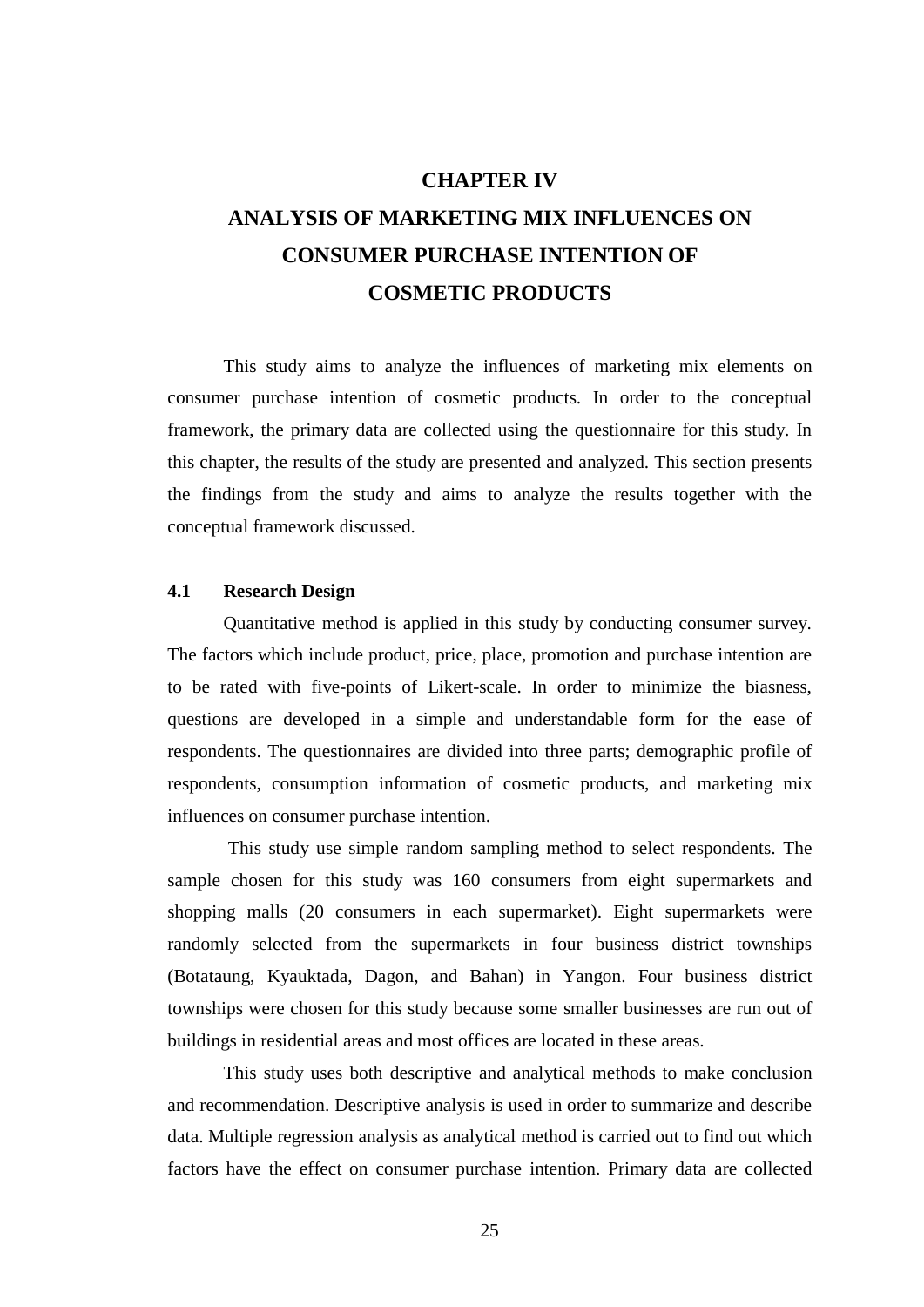# CHAPTER IV

# ANALYSIS OF MARKETING MIX INFLUENCES ON CONSUMER PURCHASE INTENTION OF COSMETIC PRODUCTS

This study aims to analyze the influences of marketing mix elements on consumer purchase intention of cosmetic products. In order to the conceptual framework, the primary data are collected using the questionnaire for this study. In this chapter, the results of the study are presented and analyzed. This section presents the findings from the study and aims to analyze the results together with the conceptual framework discussed.

## 4.1 Research Design

Quantitative method is applied in this study by conducting consumer survey. The factors which include product, price, place, promotion and purchase intention are to be rated with five-points of Likert-scale. In order to minimize the biasness, questions are developed in a simple and understandable form for the ease of respondents. The questionnaires are divided into three parts; demographic profile of respondents, consumption information of cosmetic products, and marketing mix influences on consumer purchase intention.

This study use simple random sampling method to select respondents. The sample chosen for this study was 160 consumers from eight supermarkets and shopping malls (20 consumers in each supermarket). Eight supermarkets were randomly selected from the supermarkets in four business district townships (Botataung, Kyauktada, Dagon, and Bahan) in Yangon. Four business district townships were chosen for this study because some smaller businesses are run out of buildings in residential areas and most offices are located in these areas.

This study uses both descriptive and analytical methods to make conclusion and recommendation. Descriptive analysis is used in order to summarize and describe data. Multiple regression analysis as analytical method is carried out to find out which factors have the effect on consumer purchase intention. Primary data are collected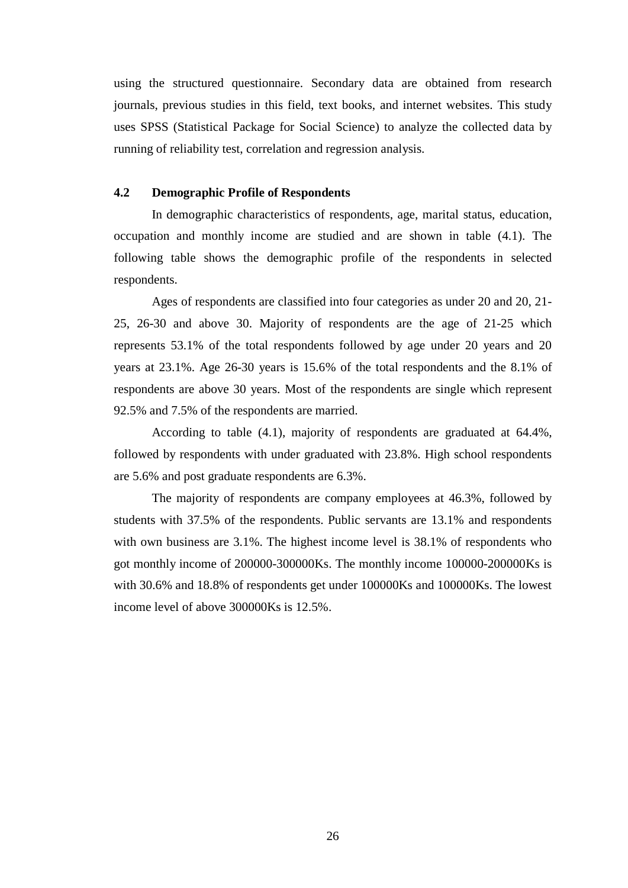using the structured questionnaire. Secondary data are obtained from research journals, previous studies in this field, text books, and internet websites. This study uses SPSS (Statistical Package for Social Science) to analyze the collected data by running of reliability test, correlation and regression analysis.

## 4.2 Demographic Profile of Respondents

In demographic characteristics of respondents, age, marital status, education, occupation and monthly income are studied and are shown in table (4.1). The following table shows the demographic profile of the respondents in selected respondents.

Ages of respondents are classified into four categories as under 20 and 20, 21-25, 26-30 and above 30. Majority of respondents are the age of 21-25 which represents 53.1% of the total respondents followed by age under 20 years and 20 years at 23.1%. Age 26-30 years is 15.6% of the total respondents and the 8.1% of respondents are above 30 years. Most of the respondents are single which represent 92.5% and 7.5% of the respondents are married.

According to table (4.1), majority of respondents are graduated at 64.4%, followed by respondents with under graduated with 23.8%. High school respondents are 5.6% and post graduate respondents are 6.3%.

The majority of respondents are company employees at 46.3%, followed by students with 37.5% of the respondents. Public servants are 13.1% and respondents with own business are 3.1%. The highest income level is 38.1% of respondents who got monthly income of 200000-300000Ks. The monthly income 100000-200000Ks is with 30.6% and 18.8% of respondents get under 100000Ks and 100000Ks. The lowest income level of above 300000Ks is 12.5%.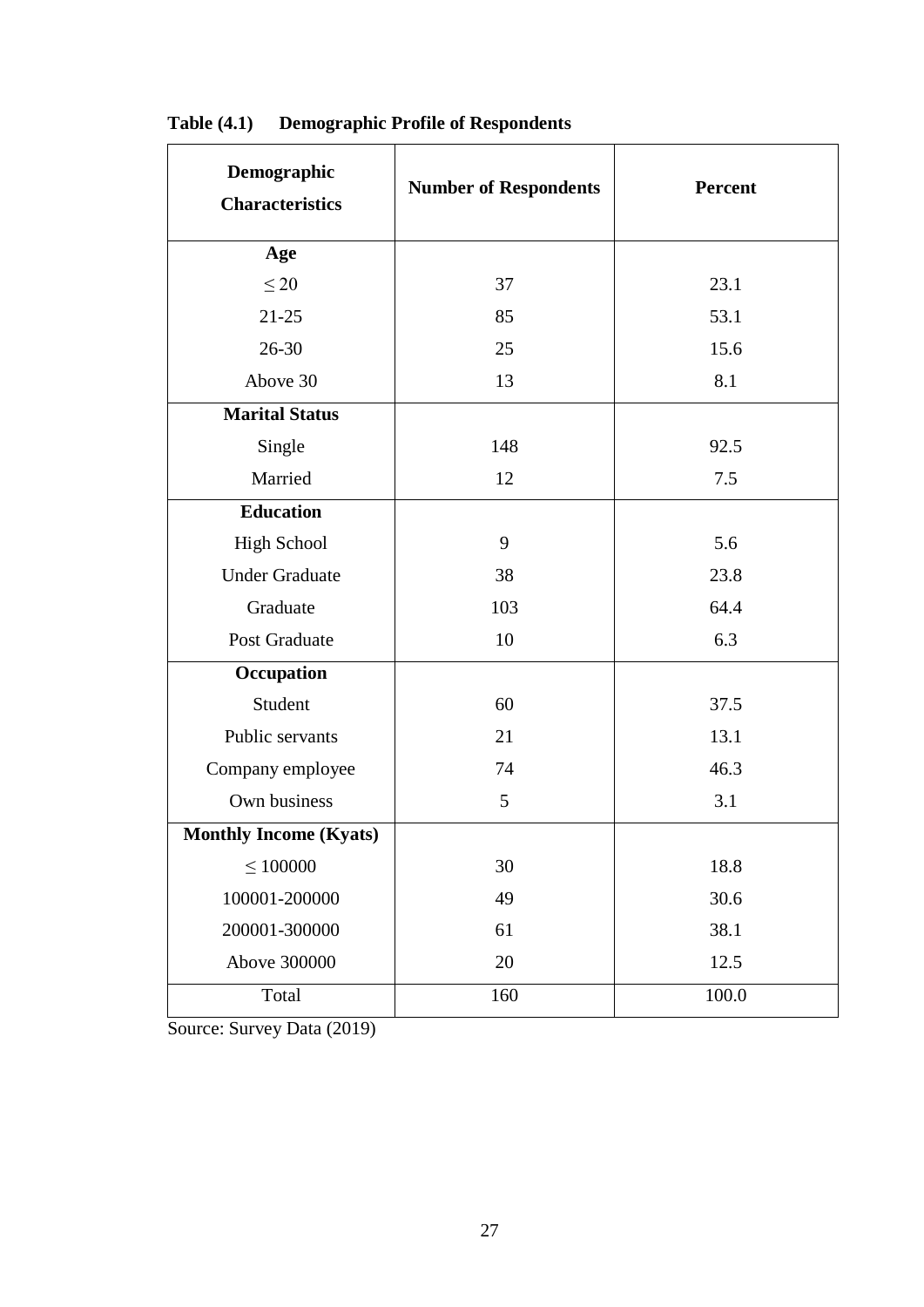**Table (4.1) Demographic Profile of Respondents**

| Demographic Characteristics | Number of Respondents | Percent |
|---|---|---|
| **Age** | | |
| ≤ 20 | 37 | 23.1 |
| 21-25 | 85 | 53.1 |
| 26-30 | 25 | 15.6 |
| Above 30 | 13 | 8.1 |
| **Marital Status** | | |
| Single | 148 | 92.5 |
| Married | 12 | 7.5 |
| **Education** | | |
| High School | 9 | 5.6 |
| Under Graduate | 38 | 23.8 |
| Graduate | 103 | 64.4 |
| Post Graduate | 10 | 6.3 |
| **Occupation** | | |
| Student | 60 | 37.5 |
| Public servants | 21 | 13.1 |
| Company employee | 74 | 46.3 |
| Own business | 5 | 3.1 |
| **Monthly Income (Kyats)** | | |
| ≤ 100000 | 30 | 18.8 |
| 100001-200000 | 49 | 30.6 |
| 200001-300000 | 61 | 38.1 |
| Above 300000 | 20 | 12.5 |
| Total | 160 | 100.0 |

Source: Survey Data (2019)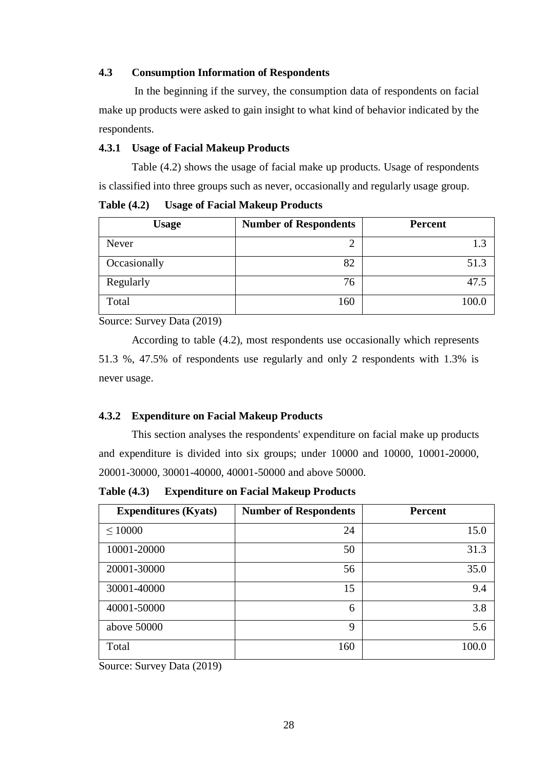## 4.3 Consumption Information of Respondents

In the beginning if the survey, the consumption data of respondents on facial make up products were asked to gain insight to what kind of behavior indicated by the respondents.

### 4.3.1 Usage of Facial Makeup Products

Table (4.2) shows the usage of facial make up products. Usage of respondents is classified into three groups such as never, occasionally and regularly usage group.

**Table (4.2) Usage of Facial Makeup Products**

| Usage | Number of Respondents | Percent |
|---|---|---|
| Never | 2 | 1.3 |
| Occasionally | 82 | 51.3 |
| Regularly | 76 | 47.5 |
| Total | 160 | 100.0 |

Source: Survey Data (2019)

According to table (4.2), most respondents use occasionally which represents 51.3 %, 47.5% of respondents use regularly and only 2 respondents with 1.3% is never usage.

### 4.3.2 Expenditure on Facial Makeup Products

This section analyses the respondents' expenditure on facial make up products and expenditure is divided into six groups; under 10000 and 10000, 10001-20000, 20001-30000, 30001-40000, 40001-50000 and above 50000.

**Table (4.3) Expenditure on Facial Makeup Products**

| Expenditures (Kyats) | Number of Respondents | Percent |
|---|---|---|
| ≤ 10000 | 24 | 15.0 |
| 10001-20000 | 50 | 31.3 |
| 20001-30000 | 56 | 35.0 |
| 30001-40000 | 15 | 9.4 |
| 40001-50000 | 6 | 3.8 |
| above 50000 | 9 | 5.6 |
| Total | 160 | 100.0 |

Source: Survey Data (2019)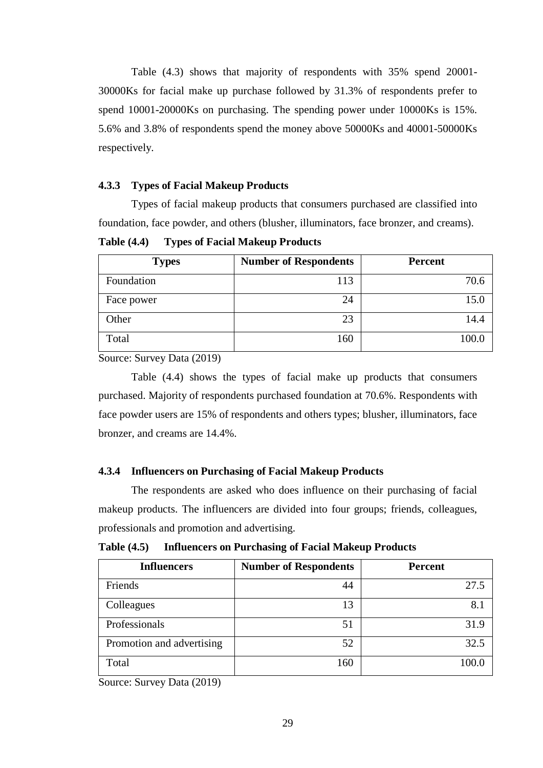Table (4.3) shows that majority of respondents with 35% spend 20001-30000Ks for facial make up purchase followed by 31.3% of respondents prefer to spend 10001-20000Ks on purchasing. The spending power under 10000Ks is 15%. 5.6% and 3.8% of respondents spend the money above 50000Ks and 40001-50000Ks respectively.

### 4.3.3 Types of Facial Makeup Products

Types of facial makeup products that consumers purchased are classified into foundation, face powder, and others (blusher, illuminators, face bronzer, and creams).

**Table (4.4) Types of Facial Makeup Products**

| Types | Number of Respondents | Percent |
|---|---:|---:|
| Foundation | 113 | 70.6 |
| Face power | 24 | 15.0 |
| Other | 23 | 14.4 |
| Total | 160 | 100.0 |

Source: Survey Data (2019)

Table (4.4) shows the types of facial make up products that consumers purchased. Majority of respondents purchased foundation at 70.6%. Respondents with face powder users are 15% of respondents and others types; blusher, illuminators, face bronzer, and creams are 14.4%.

### 4.3.4 Influencers on Purchasing of Facial Makeup Products

The respondents are asked who does influence on their purchasing of facial makeup products. The influencers are divided into four groups; friends, colleagues, professionals and promotion and advertising.

**Table (4.5) Influencers on Purchasing of Facial Makeup Products**

| Influencers | Number of Respondents | Percent |
|---|---:|---:|
| Friends | 44 | 27.5 |
| Colleagues | 13 | 8.1 |
| Professionals | 51 | 31.9 |
| Promotion and advertising | 52 | 32.5 |
| Total | 160 | 100.0 |

Source: Survey Data (2019)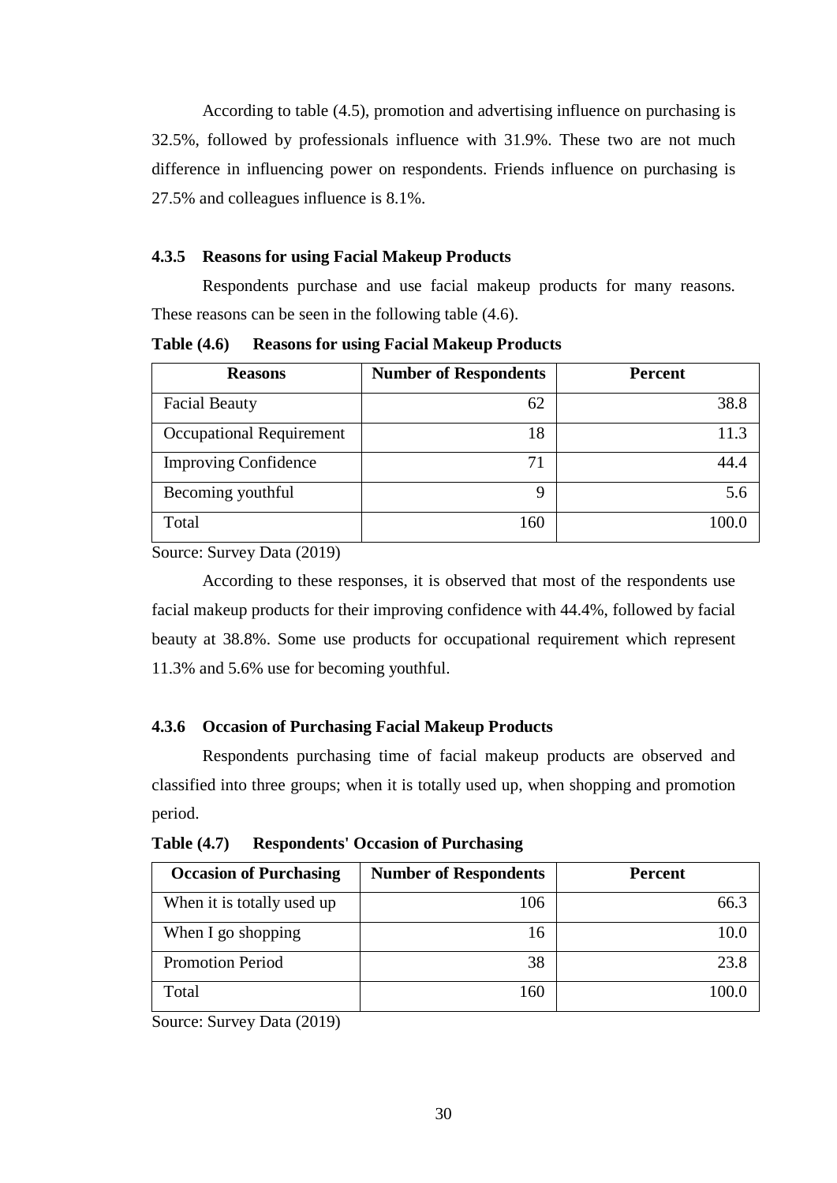According to table (4.5), promotion and advertising influence on purchasing is 32.5%, followed by professionals influence with 31.9%. These two are not much difference in influencing power on respondents. Friends influence on purchasing is 27.5% and colleagues influence is 8.1%.

### 4.3.5 Reasons for using Facial Makeup Products

Respondents purchase and use facial makeup products for many reasons. These reasons can be seen in the following table (4.6).

**Table (4.6) Reasons for using Facial Makeup Products**

| Reasons | Number of Respondents | Percent |
|---|---|---|
| Facial Beauty | 62 | 38.8 |
| Occupational Requirement | 18 | 11.3 |
| Improving Confidence | 71 | 44.4 |
| Becoming youthful | 9 | 5.6 |
| Total | 160 | 100.0 |

Source: Survey Data (2019)

According to these responses, it is observed that most of the respondents use facial makeup products for their improving confidence with 44.4%, followed by facial beauty at 38.8%. Some use products for occupational requirement which represent 11.3% and 5.6% use for becoming youthful.

### 4.3.6 Occasion of Purchasing Facial Makeup Products

Respondents purchasing time of facial makeup products are observed and classified into three groups; when it is totally used up, when shopping and promotion period.

**Table (4.7) Respondents' Occasion of Purchasing**

| Occasion of Purchasing | Number of Respondents | Percent |
|---|---|---|
| When it is totally used up | 106 | 66.3 |
| When I go shopping | 16 | 10.0 |
| Promotion Period | 38 | 23.8 |
| Total | 160 | 100.0 |

Source: Survey Data (2019)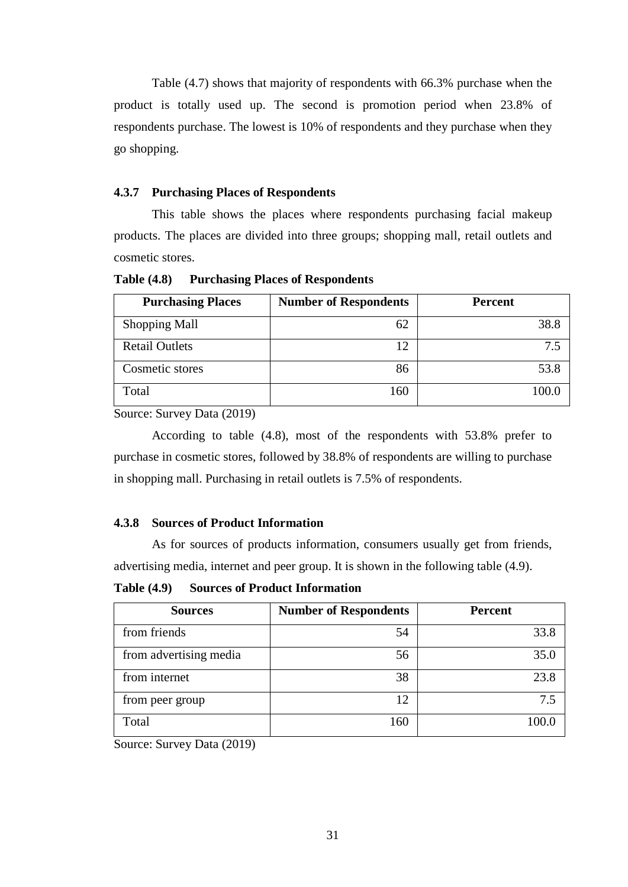Table (4.7) shows that majority of respondents with 66.3% purchase when the product is totally used up. The second is promotion period when 23.8% of respondents purchase. The lowest is 10% of respondents and they purchase when they go shopping.

### 4.3.7 Purchasing Places of Respondents

This table shows the places where respondents purchasing facial makeup products. The places are divided into three groups; shopping mall, retail outlets and cosmetic stores.

**Table (4.8) Purchasing Places of Respondents**

| Purchasing Places | Number of Respondents | Percent |
|---|---:|---:|
| Shopping Mall | 62 | 38.8 |
| Retail Outlets | 12 | 7.5 |
| Cosmetic stores | 86 | 53.8 |
| Total | 160 | 100.0 |

Source: Survey Data (2019)

According to table (4.8), most of the respondents with 53.8% prefer to purchase in cosmetic stores, followed by 38.8% of respondents are willing to purchase in shopping mall. Purchasing in retail outlets is 7.5% of respondents.

### 4.3.8 Sources of Product Information

As for sources of products information, consumers usually get from friends, advertising media, internet and peer group. It is shown in the following table (4.9).

**Table (4.9) Sources of Product Information**

| Sources | Number of Respondents | Percent |
|---|---:|---:|
| from friends | 54 | 33.8 |
| from advertising media | 56 | 35.0 |
| from internet | 38 | 23.8 |
| from peer group | 12 | 7.5 |
| Total | 160 | 100.0 |

Source: Survey Data (2019)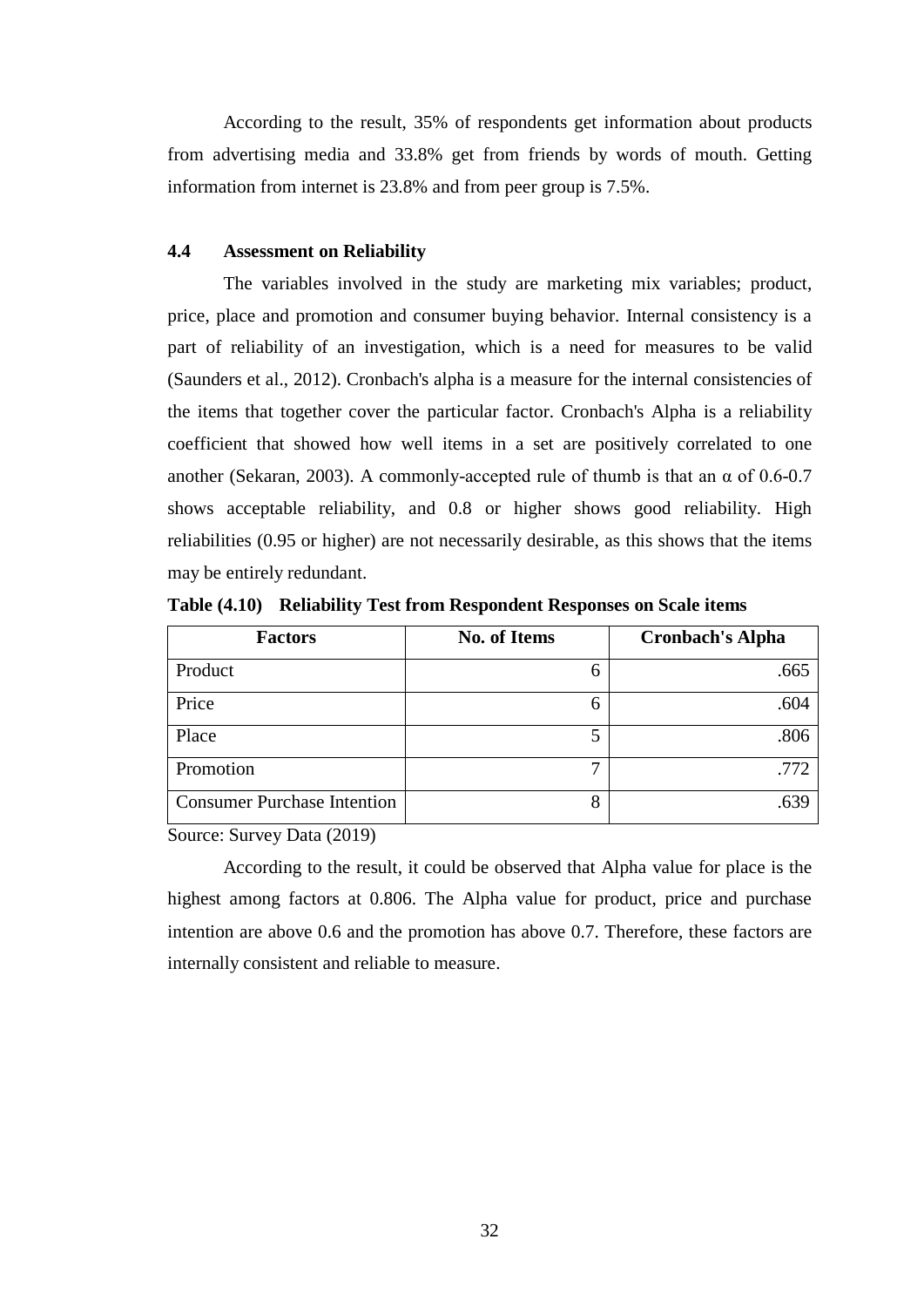According to the result, 35% of respondents get information about products from advertising media and 33.8% get from friends by words of mouth. Getting information from internet is 23.8% and from peer group is 7.5%.

### 4.4 Assessment on Reliability

The variables involved in the study are marketing mix variables; product, price, place and promotion and consumer buying behavior. Internal consistency is a part of reliability of an investigation, which is a need for measures to be valid (Saunders et al., 2012). Cronbach's alpha is a measure for the internal consistencies of the items that together cover the particular factor. Cronbach's Alpha is a reliability coefficient that showed how well items in a set are positively correlated to one another (Sekaran, 2003). A commonly-accepted rule of thumb is that an $\alpha$ of 0.6-0.7 shows acceptable reliability, and 0.8 or higher shows good reliability. High reliabilities (0.95 or higher) are not necessarily desirable, as this shows that the items may be entirely redundant.

**Table (4.10) Reliability Test from Respondent Responses on Scale items**

| Factors | No. of Items | Cronbach's Alpha |
|---|---|---|
| Product | 6 | .665 |
| Price | 6 | .604 |
| Place | 5 | .806 |
| Promotion | 7 | .772 |
| Consumer Purchase Intention | 8 | .639 |

Source: Survey Data (2019)

According to the result, it could be observed that Alpha value for place is the highest among factors at 0.806. The Alpha value for product, price and purchase intention are above 0.6 and the promotion has above 0.7. Therefore, these factors are internally consistent and reliable to measure.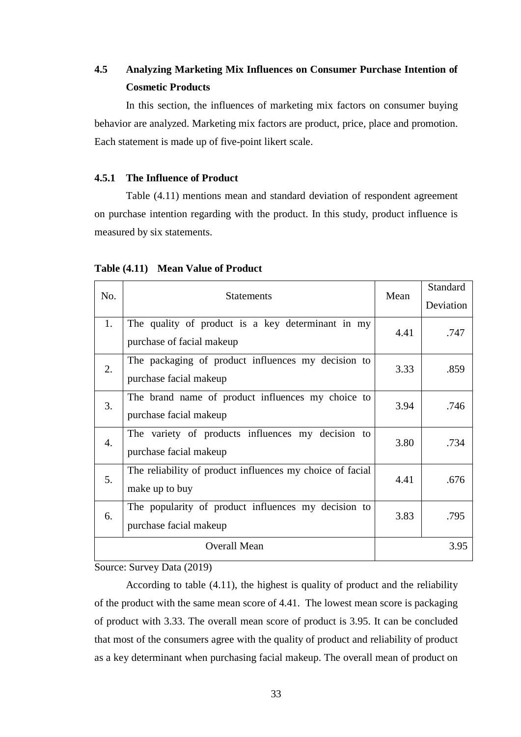## 4.5 Analyzing Marketing Mix Influences on Consumer Purchase Intention of Cosmetic Products

In this section, the influences of marketing mix factors on consumer buying behavior are analyzed. Marketing mix factors are product, price, place and promotion. Each statement is made up of five-point likert scale.

### 4.5.1 The Influence of Product

Table (4.11) mentions mean and standard deviation of respondent agreement on purchase intention regarding with the product. In this study, product influence is measured by six statements.

**Table (4.11) Mean Value of Product**

| No. | Statements | Mean | Standard Deviation |
|---|---|---|---|
| 1. | The quality of product is a key determinant in my purchase of facial makeup | 4.41 | .747 |
| 2. | The packaging of product influences my decision to purchase facial makeup | 3.33 | .859 |
| 3. | The brand name of product influences my choice to purchase facial makeup | 3.94 | .746 |
| 4. | The variety of products influences my decision to purchase facial makeup | 3.80 | .734 |
| 5. | The reliability of product influences my choice of facial make up to buy | 4.41 | .676 |
| 6. | The popularity of product influences my decision to purchase facial makeup | 3.83 | .795 |
| | Overall Mean | | 3.95 |

Source: Survey Data (2019)

According to table (4.11), the highest is quality of product and the reliability of the product with the same mean score of 4.41. The lowest mean score is packaging of product with 3.33. The overall mean score of product is 3.95. It can be concluded that most of the consumers agree with the quality of product and reliability of product as a key determinant when purchasing facial makeup. The overall mean of product on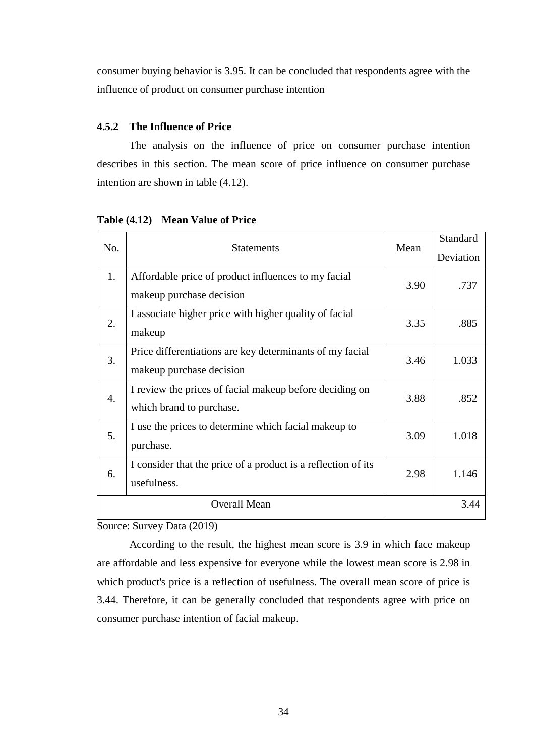consumer buying behavior is 3.95. It can be concluded that respondents agree with the influence of product on consumer purchase intention

### 4.5.2 The Influence of Price

The analysis on the influence of price on consumer purchase intention describes in this section. The mean score of price influence on consumer purchase intention are shown in table (4.12).

**Table (4.12) Mean Value of Price**

| No. | Statements | Mean | Standard Deviation |
|---|---|---|---|
| 1. | Affordable price of product influences to my facial makeup purchase decision | 3.90 | .737 |
| 2. | I associate higher price with higher quality of facial makeup | 3.35 | .885 |
| 3. | Price differentiations are key determinants of my facial makeup purchase decision | 3.46 | 1.033 |
| 4. | I review the prices of facial makeup before deciding on which brand to purchase. | 3.88 | .852 |
| 5. | I use the prices to determine which facial makeup to purchase. | 3.09 | 1.018 |
| 6. | I consider that the price of a product is a reflection of its usefulness. | 2.98 | 1.146 |
| | Overall Mean | | 3.44 |

Source: Survey Data (2019)

According to the result, the highest mean score is 3.9 in which face makeup are affordable and less expensive for everyone while the lowest mean score is 2.98 in which product's price is a reflection of usefulness. The overall mean score of price is 3.44. Therefore, it can be generally concluded that respondents agree with price on consumer purchase intention of facial makeup.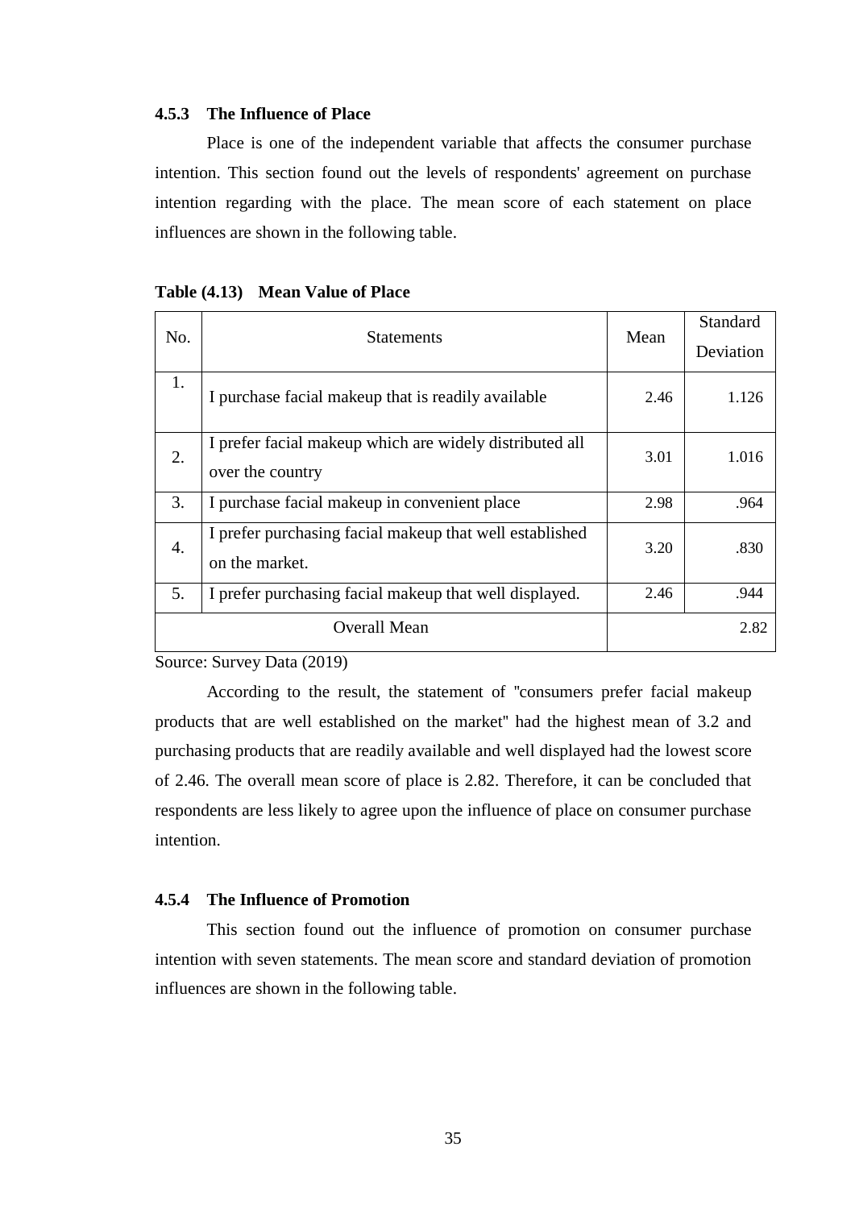### 4.5.3 The Influence of Place

Place is one of the independent variable that affects the consumer purchase intention. This section found out the levels of respondents' agreement on purchase intention regarding with the place. The mean score of each statement on place influences are shown in the following table.

**Table (4.13) Mean Value of Place**

| No. | Statements | Mean | Standard Deviation |
|---|---|---|---|
| 1. | I purchase facial makeup that is readily available | 2.46 | 1.126 |
| 2. | I prefer facial makeup which are widely distributed all over the country | 3.01 | 1.016 |
| 3. | I purchase facial makeup in convenient place | 2.98 | .964 |
| 4. | I prefer purchasing facial makeup that well established on the market. | 3.20 | .830 |
| 5. | I prefer purchasing facial makeup that well displayed. | 2.46 | .944 |
| Overall Mean | | 2.82 | |

Source: Survey Data (2019)

According to the result, the statement of "consumers prefer facial makeup products that are well established on the market" had the highest mean of 3.2 and purchasing products that are readily available and well displayed had the lowest score of 2.46. The overall mean score of place is 2.82. Therefore, it can be concluded that respondents are less likely to agree upon the influence of place on consumer purchase intention.

### 4.5.4 The Influence of Promotion

This section found out the influence of promotion on consumer purchase intention with seven statements. The mean score and standard deviation of promotion influences are shown in the following table.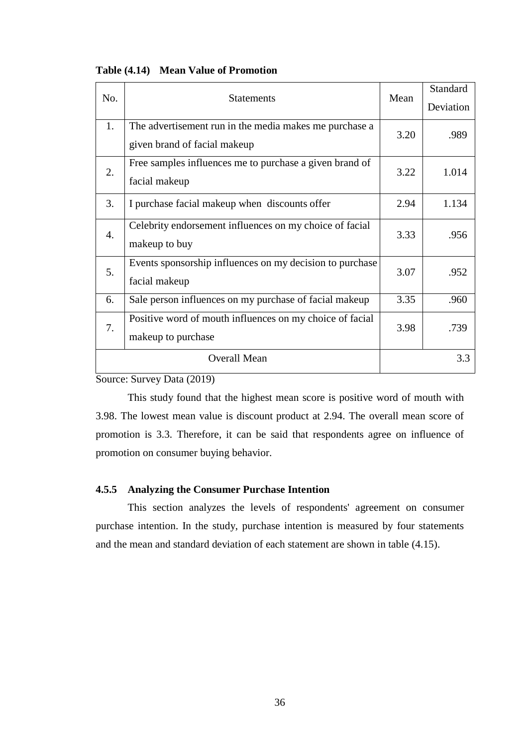**Table (4.14) Mean Value of Promotion**

| No. | Statements | Mean | Standard Deviation |
|---|---|---|---|
| 1. | The advertisement run in the media makes me purchase a given brand of facial makeup | 3.20 | .989 |
| 2. | Free samples influences me to purchase a given brand of facial makeup | 3.22 | 1.014 |
| 3. | I purchase facial makeup when discounts offer | 2.94 | 1.134 |
| 4. | Celebrity endorsement influences on my choice of facial makeup to buy | 3.33 | .956 |
| 5. | Events sponsorship influences on my decision to purchase facial makeup | 3.07 | .952 |
| 6. | Sale person influences on my purchase of facial makeup | 3.35 | .960 |
| 7. | Positive word of mouth influences on my choice of facial makeup to purchase | 3.98 | .739 |
| | Overall Mean | | 3.3 |

Source: Survey Data (2019)

This study found that the highest mean score is positive word of mouth with 3.98. The lowest mean value is discount product at 2.94. The overall mean score of promotion is 3.3. Therefore, it can be said that respondents agree on influence of promotion on consumer buying behavior.

### 4.5.5 Analyzing the Consumer Purchase Intention

This section analyzes the levels of respondents' agreement on consumer purchase intention. In the study, purchase intention is measured by four statements and the mean and standard deviation of each statement are shown in table (4.15).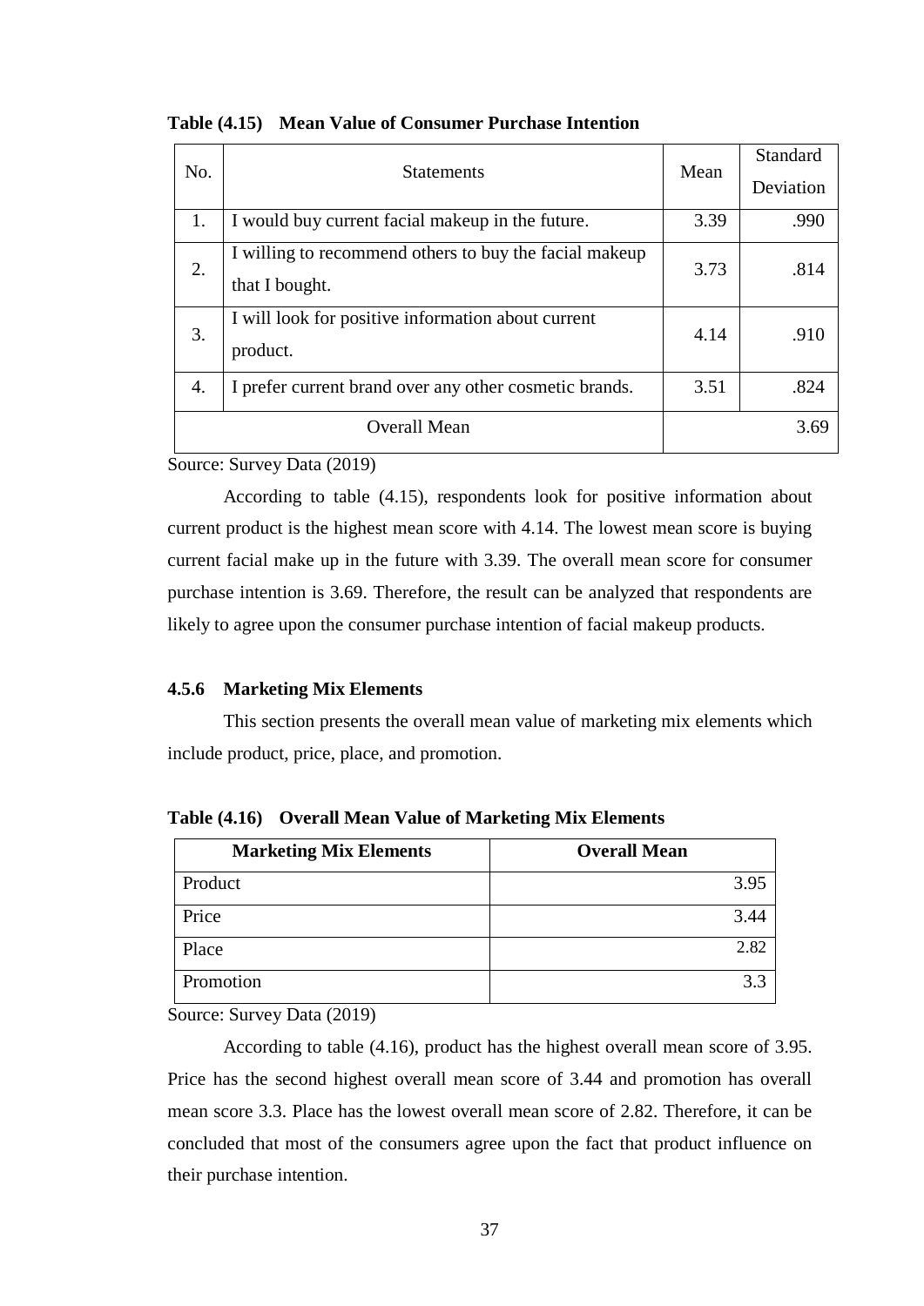**Table (4.15) Mean Value of Consumer Purchase Intention**

| No. | Statements | Mean | Standard Deviation |
|---|---|---|---|
| 1. | I would buy current facial makeup in the future. | 3.39 | .990 |
| 2. | I willing to recommend others to buy the facial makeup that I bought. | 3.73 | .814 |
| 3. | I will look for positive information about current product. | 4.14 | .910 |
| 4. | I prefer current brand over any other cosmetic brands. | 3.51 | .824 |
| | Overall Mean | | 3.69 |

Source: Survey Data (2019)

According to table (4.15), respondents look for positive information about current product is the highest mean score with 4.14. The lowest mean score is buying current facial make up in the future with 3.39. The overall mean score for consumer purchase intention is 3.69. Therefore, the result can be analyzed that respondents are likely to agree upon the consumer purchase intention of facial makeup products.

### 4.5.6 Marketing Mix Elements

This section presents the overall mean value of marketing mix elements which include product, price, place, and promotion.

**Table (4.16) Overall Mean Value of Marketing Mix Elements**

| Marketing Mix Elements | Overall Mean |
|---|---|
| Product | 3.95 |
| Price | 3.44 |
| Place | 2.82 |
| Promotion | 3.3 |

Source: Survey Data (2019)

According to table (4.16), product has the highest overall mean score of 3.95. Price has the second highest overall mean score of 3.44 and promotion has overall mean score 3.3. Place has the lowest overall mean score of 2.82. Therefore, it can be concluded that most of the consumers agree upon the fact that product influence on their purchase intention.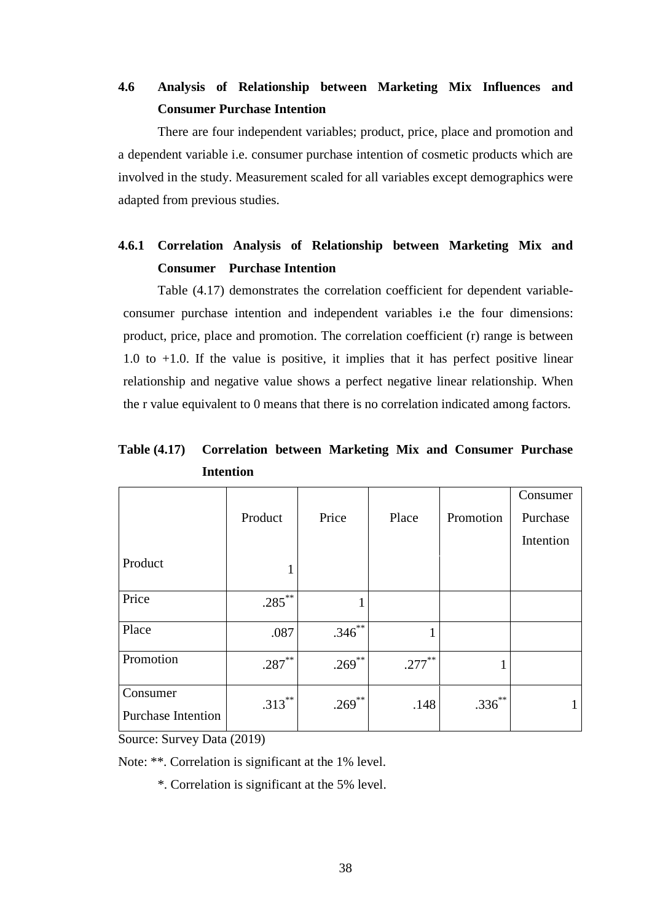## 4.6 Analysis of Relationship between Marketing Mix Influences and Consumer Purchase Intention

There are four independent variables; product, price, place and promotion and a dependent variable i.e. consumer purchase intention of cosmetic products which are involved in the study. Measurement scaled for all variables except demographics were adapted from previous studies.

### 4.6.1 Correlation Analysis of Relationship between Marketing Mix and Consumer Purchase Intention

Table (4.17) demonstrates the correlation coefficient for dependent variable-consumer purchase intention and independent variables i.e the four dimensions: product, price, place and promotion. The correlation coefficient (r) range is between 1.0 to +1.0. If the value is positive, it implies that it has perfect positive linear relationship and negative value shows a perfect negative linear relationship. When the r value equivalent to 0 means that there is no correlation indicated among factors.

**Table (4.17) Correlation between Marketing Mix and Consumer Purchase Intention**

| | Product | Price | Place | Promotion | Consumer Purchase Intention |
|---|---|---|---|---|---|
| Product | 1 | | | | |
| Price | .285** | 1 | | | |
| Place | .087 | .346** | 1 | | |
| Promotion | .287** | .269** | .277** | 1 | |
| Consumer Purchase Intention | .313** | .269** | .148 | .336** | 1 |

Source: Survey Data (2019)

Note: **. Correlation is significant at the 1% level.

*. Correlation is significant at the 5% level.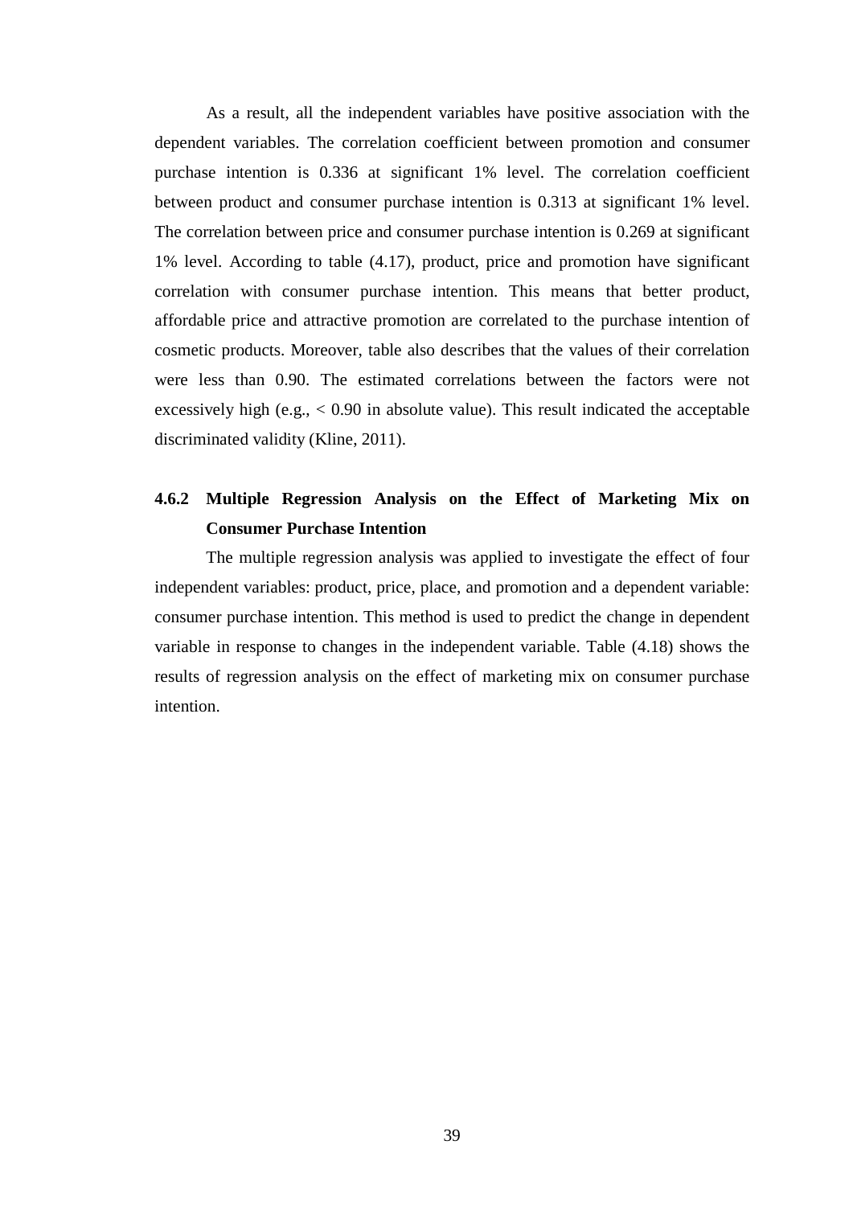As a result, all the independent variables have positive association with the dependent variables. The correlation coefficient between promotion and consumer purchase intention is 0.336 at significant 1% level. The correlation coefficient between product and consumer purchase intention is 0.313 at significant 1% level. The correlation between price and consumer purchase intention is 0.269 at significant 1% level. According to table (4.17), product, price and promotion have significant correlation with consumer purchase intention. This means that better product, affordable price and attractive promotion are correlated to the purchase intention of cosmetic products. Moreover, table also describes that the values of their correlation were less than 0.90. The estimated correlations between the factors were not excessively high (e.g., < 0.90 in absolute value). This result indicated the acceptable discriminated validity (Kline, 2011).

### 4.6.2 Multiple Regression Analysis on the Effect of Marketing Mix on Consumer Purchase Intention

The multiple regression analysis was applied to investigate the effect of four independent variables: product, price, place, and promotion and a dependent variable: consumer purchase intention. This method is used to predict the change in dependent variable in response to changes in the independent variable. Table (4.18) shows the results of regression analysis on the effect of marketing mix on consumer purchase intention.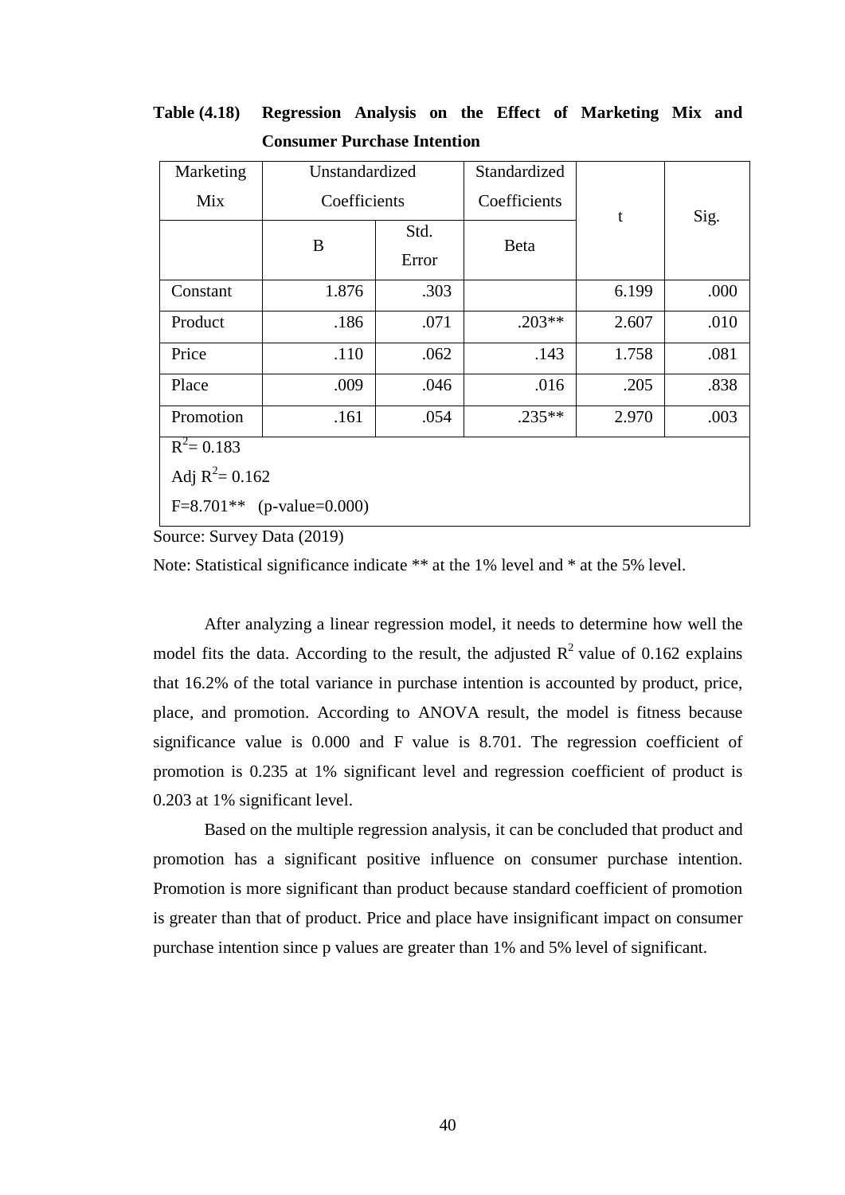**Table (4.18) Regression Analysis on the Effect of Marketing Mix and Consumer Purchase Intention**

| Marketing Mix | Unstandardized Coefficients | | Standardized Coefficients | t | Sig. |
|---|---|---|---|---|---|
| | B | Std. Error | Beta | | |
| Constant | 1.876 | .303 | | 6.199 | .000 |
| Product | .186 | .071 | .203** | 2.607 | .010 |
| Price | .110 | .062 | .143 | 1.758 | .081 |
| Place | .009 | .046 | .016 | .205 | .838 |
| Promotion | .161 | .054 | .235** | 2.970 | .003 |
| $R^2$= 0.183 | | | | | |
| Adj $R^2$= 0.162 | | | | | |
| F=8.701** (p-value=0.000) | | | | | |

Source: Survey Data (2019)

Note: Statistical significance indicate ** at the 1% level and * at the 5% level.

After analyzing a linear regression model, it needs to determine how well the model fits the data. According to the result, the adjusted $R^2$ value of 0.162 explains that 16.2% of the total variance in purchase intention is accounted by product, price, place, and promotion. According to ANOVA result, the model is fitness because significance value is 0.000 and F value is 8.701. The regression coefficient of promotion is 0.235 at 1% significant level and regression coefficient of product is 0.203 at 1% significant level.

Based on the multiple regression analysis, it can be concluded that product and promotion has a significant positive influence on consumer purchase intention. Promotion is more significant than product because standard coefficient of promotion is greater than that of product. Price and place have insignificant impact on consumer purchase intention since p values are greater than 1% and 5% level of significant.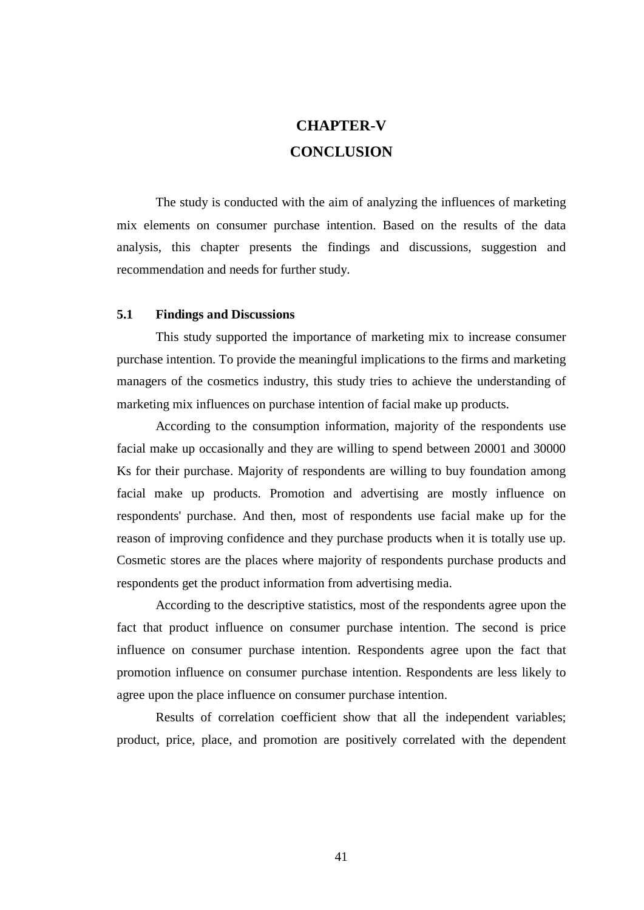# CHAPTER-V
# CONCLUSION

The study is conducted with the aim of analyzing the influences of marketing mix elements on consumer purchase intention. Based on the results of the data analysis, this chapter presents the findings and discussions, suggestion and recommendation and needs for further study.

## 5.1 Findings and Discussions

This study supported the importance of marketing mix to increase consumer purchase intention. To provide the meaningful implications to the firms and marketing managers of the cosmetics industry, this study tries to achieve the understanding of marketing mix influences on purchase intention of facial make up products.

According to the consumption information, majority of the respondents use facial make up occasionally and they are willing to spend between 20001 and 30000 Ks for their purchase. Majority of respondents are willing to buy foundation among facial make up products. Promotion and advertising are mostly influence on respondents' purchase. And then, most of respondents use facial make up for the reason of improving confidence and they purchase products when it is totally use up. Cosmetic stores are the places where majority of respondents purchase products and respondents get the product information from advertising media.

According to the descriptive statistics, most of the respondents agree upon the fact that product influence on consumer purchase intention. The second is price influence on consumer purchase intention. Respondents agree upon the fact that promotion influence on consumer purchase intention. Respondents are less likely to agree upon the place influence on consumer purchase intention.

Results of correlation coefficient show that all the independent variables; product, price, place, and promotion are positively correlated with the dependent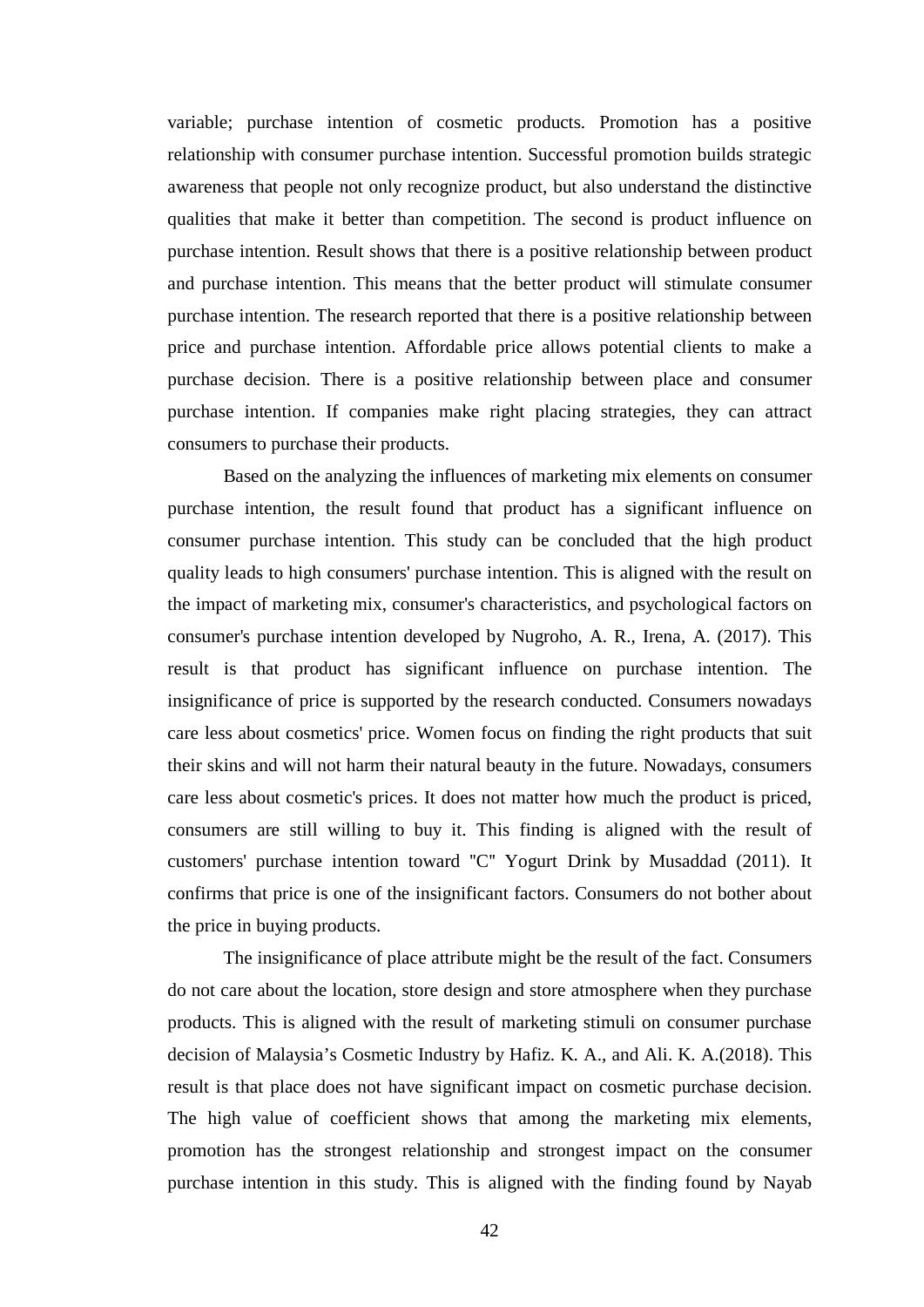variable; purchase intention of cosmetic products. Promotion has a positive relationship with consumer purchase intention. Successful promotion builds strategic awareness that people not only recognize product, but also understand the distinctive qualities that make it better than competition. The second is product influence on purchase intention. Result shows that there is a positive relationship between product and purchase intention. This means that the better product will stimulate consumer purchase intention. The research reported that there is a positive relationship between price and purchase intention. Affordable price allows potential clients to make a purchase decision. There is a positive relationship between place and consumer purchase intention. If companies make right placing strategies, they can attract consumers to purchase their products.

Based on the analyzing the influences of marketing mix elements on consumer purchase intention, the result found that product has a significant influence on consumer purchase intention. This study can be concluded that the high product quality leads to high consumers' purchase intention. This is aligned with the result on the impact of marketing mix, consumer's characteristics, and psychological factors on consumer's purchase intention developed by Nugroho, A. R., Irena, A. (2017). This result is that product has significant influence on purchase intention. The insignificance of price is supported by the research conducted. Consumers nowadays care less about cosmetics' price. Women focus on finding the right products that suit their skins and will not harm their natural beauty in the future. Nowadays, consumers care less about cosmetic's prices. It does not matter how much the product is priced, consumers are still willing to buy it. This finding is aligned with the result of customers' purchase intention toward "C" Yogurt Drink by Musaddad (2011). It confirms that price is one of the insignificant factors. Consumers do not bother about the price in buying products.

The insignificance of place attribute might be the result of the fact. Consumers do not care about the location, store design and store atmosphere when they purchase products. This is aligned with the result of marketing stimuli on consumer purchase decision of Malaysia's Cosmetic Industry by Hafiz. K. A., and Ali. K. A.(2018). This result is that place does not have significant impact on cosmetic purchase decision. The high value of coefficient shows that among the marketing mix elements, promotion has the strongest relationship and strongest impact on the consumer purchase intention in this study. This is aligned with the finding found by Nayab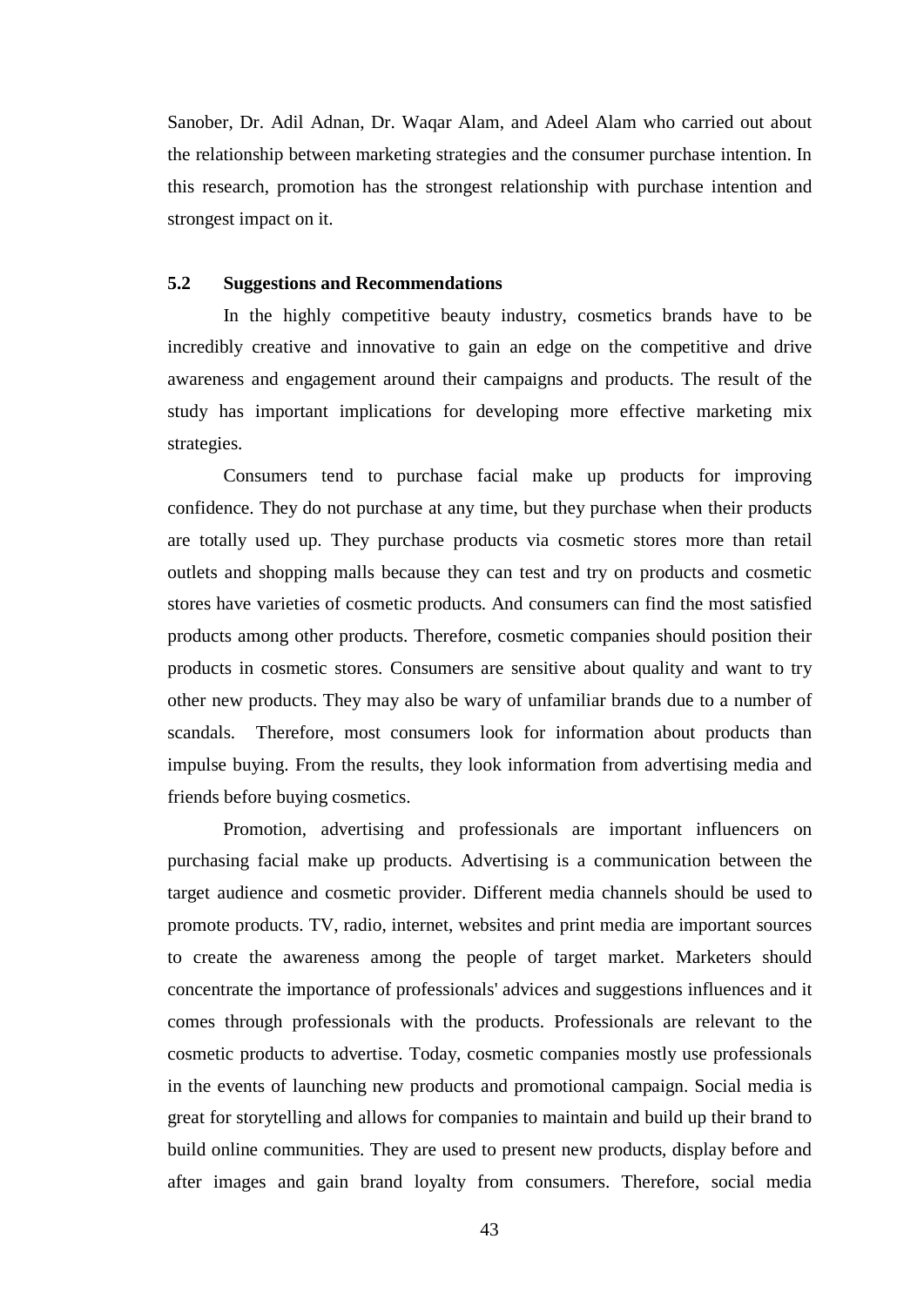Sanober, Dr. Adil Adnan, Dr. Waqar Alam, and Adeel Alam who carried out about the relationship between marketing strategies and the consumer purchase intention. In this research, promotion has the strongest relationship with purchase intention and strongest impact on it.

## 5.2 Suggestions and Recommendations

In the highly competitive beauty industry, cosmetics brands have to be incredibly creative and innovative to gain an edge on the competitive and drive awareness and engagement around their campaigns and products. The result of the study has important implications for developing more effective marketing mix strategies.

Consumers tend to purchase facial make up products for improving confidence. They do not purchase at any time, but they purchase when their products are totally used up. They purchase products via cosmetic stores more than retail outlets and shopping malls because they can test and try on products and cosmetic stores have varieties of cosmetic products. And consumers can find the most satisfied products among other products. Therefore, cosmetic companies should position their products in cosmetic stores. Consumers are sensitive about quality and want to try other new products. They may also be wary of unfamiliar brands due to a number of scandals. Therefore, most consumers look for information about products than impulse buying. From the results, they look information from advertising media and friends before buying cosmetics.

Promotion, advertising and professionals are important influencers on purchasing facial make up products. Advertising is a communication between the target audience and cosmetic provider. Different media channels should be used to promote products. TV, radio, internet, websites and print media are important sources to create the awareness among the people of target market. Marketers should concentrate the importance of professionals' advices and suggestions influences and it comes through professionals with the products. Professionals are relevant to the cosmetic products to advertise. Today, cosmetic companies mostly use professionals in the events of launching new products and promotional campaign. Social media is great for storytelling and allows for companies to maintain and build up their brand to build online communities. They are used to present new products, display before and after images and gain brand loyalty from consumers. Therefore, social media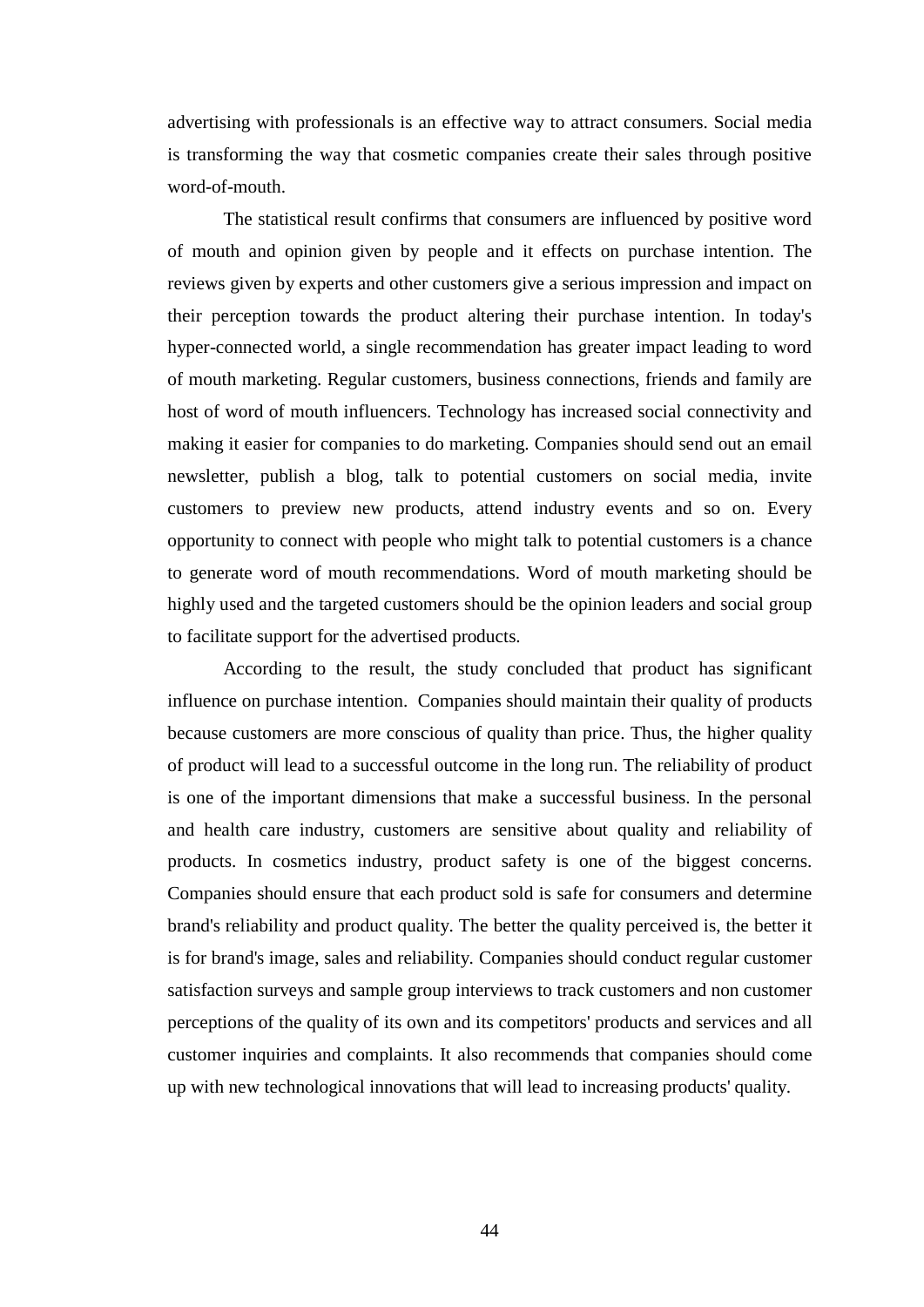advertising with professionals is an effective way to attract consumers. Social media is transforming the way that cosmetic companies create their sales through positive word-of-mouth.

The statistical result confirms that consumers are influenced by positive word of mouth and opinion given by people and it effects on purchase intention. The reviews given by experts and other customers give a serious impression and impact on their perception towards the product altering their purchase intention. In today's hyper-connected world, a single recommendation has greater impact leading to word of mouth marketing. Regular customers, business connections, friends and family are host of word of mouth influencers. Technology has increased social connectivity and making it easier for companies to do marketing. Companies should send out an email newsletter, publish a blog, talk to potential customers on social media, invite customers to preview new products, attend industry events and so on. Every opportunity to connect with people who might talk to potential customers is a chance to generate word of mouth recommendations. Word of mouth marketing should be highly used and the targeted customers should be the opinion leaders and social group to facilitate support for the advertised products.

According to the result, the study concluded that product has significant influence on purchase intention. Companies should maintain their quality of products because customers are more conscious of quality than price. Thus, the higher quality of product will lead to a successful outcome in the long run. The reliability of product is one of the important dimensions that make a successful business. In the personal and health care industry, customers are sensitive about quality and reliability of products. In cosmetics industry, product safety is one of the biggest concerns. Companies should ensure that each product sold is safe for consumers and determine brand's reliability and product quality. The better the quality perceived is, the better it is for brand's image, sales and reliability. Companies should conduct regular customer satisfaction surveys and sample group interviews to track customers and non customer perceptions of the quality of its own and its competitors' products and services and all customer inquiries and complaints. It also recommends that companies should come up with new technological innovations that will lead to increasing products' quality.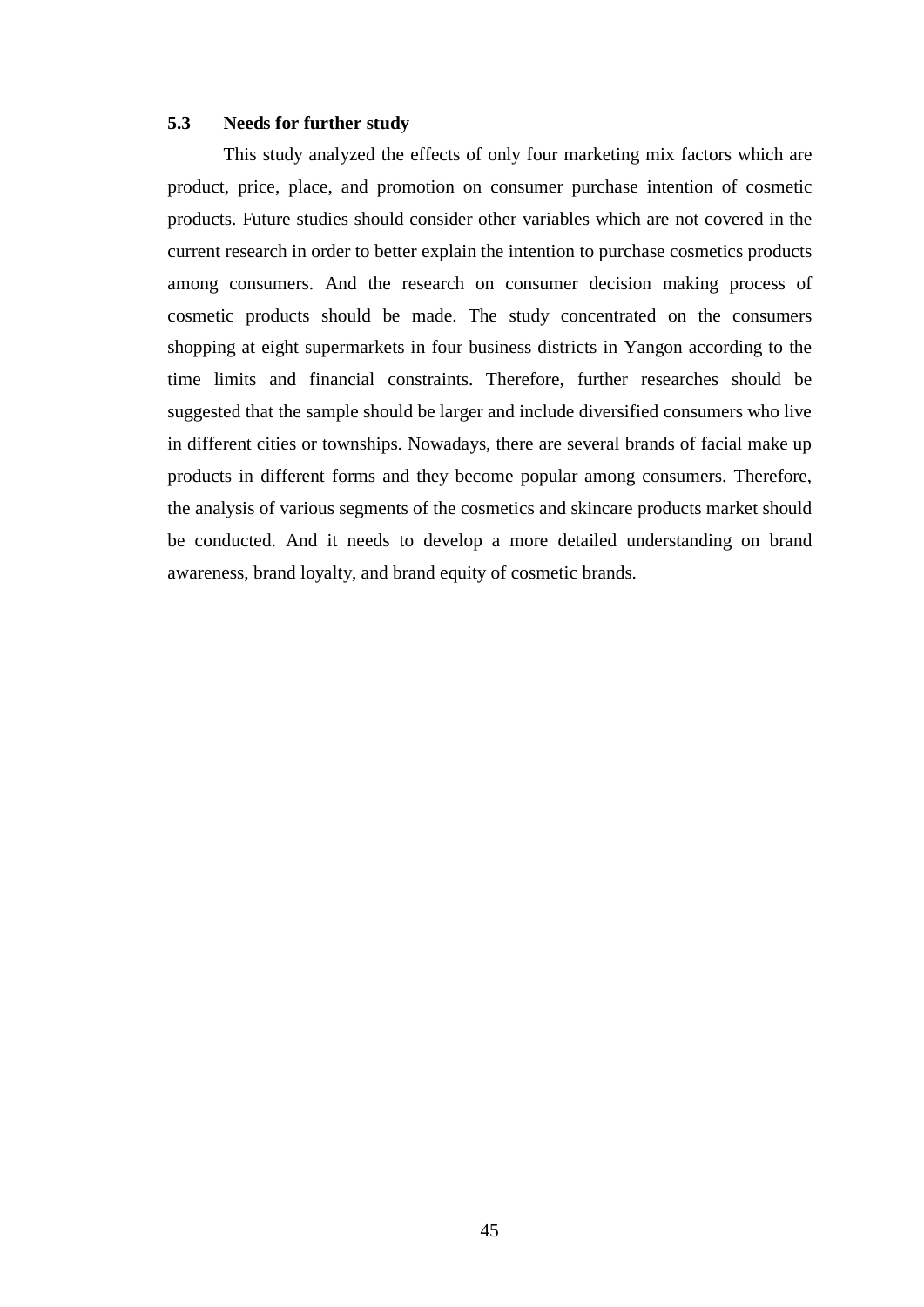### 5.3 Needs for further study

This study analyzed the effects of only four marketing mix factors which are product, price, place, and promotion on consumer purchase intention of cosmetic products. Future studies should consider other variables which are not covered in the current research in order to better explain the intention to purchase cosmetics products among consumers. And the research on consumer decision making process of cosmetic products should be made. The study concentrated on the consumers shopping at eight supermarkets in four business districts in Yangon according to the time limits and financial constraints. Therefore, further researches should be suggested that the sample should be larger and include diversified consumers who live in different cities or townships. Nowadays, there are several brands of facial make up products in different forms and they become popular among consumers. Therefore, the analysis of various segments of the cosmetics and skincare products market should be conducted. And it needs to develop a more detailed understanding on brand awareness, brand loyalty, and brand equity of cosmetic brands.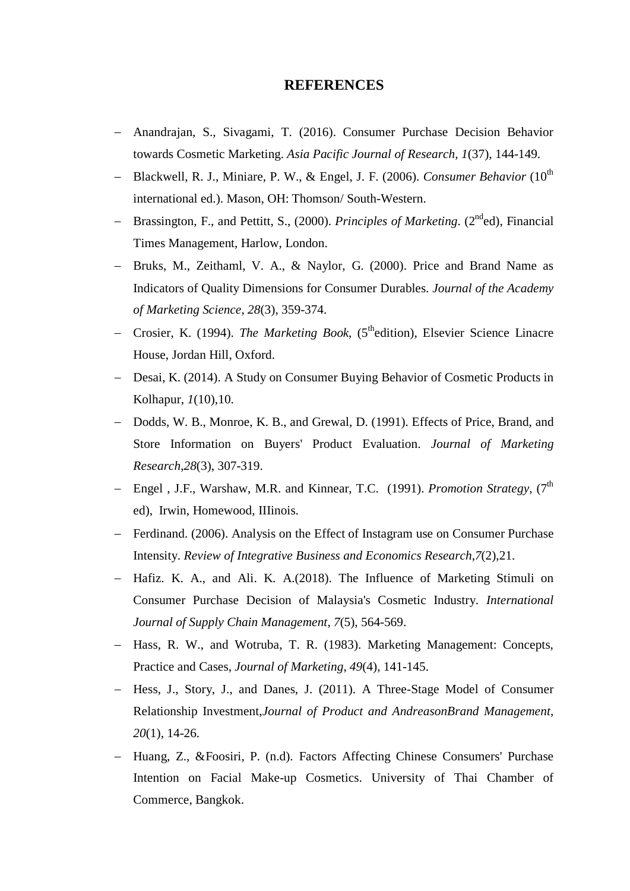# REFERENCES

- Anandrajan, S., Sivagami, T. (2016). Consumer Purchase Decision Behavior towards Cosmetic Marketing. *Asia Pacific Journal of Research*, *1*(37), 144-149.
- Blackwell, R. J., Miniare, P. W., & Engel, J. F. (2006). *Consumer Behavior* (10th international ed.). Mason, OH: Thomson/ South-Western.
- Brassington, F., and Pettitt, S., (2000). *Principles of Marketing*. (2nd ed), Financial Times Management, Harlow, London.
- Bruks, M., Zeithaml, V. A., & Naylor, G. (2000). Price and Brand Name as Indicators of Quality Dimensions for Consumer Durables. *Journal of the Academy of Marketing Science*, *28*(3), 359-374.
- Crosier, K. (1994). *The Marketing Book*, (5th edition), Elsevier Science Linacre House, Jordan Hill, Oxford.
- Desai, K. (2014). A Study on Consumer Buying Behavior of Cosmetic Products in Kolhapur, *1*(10),10.
- Dodds, W. B., Monroe, K. B., and Grewal, D. (1991). Effects of Price, Brand, and Store Information on Buyers' Product Evaluation. *Journal of Marketing Research*,*28*(3), 307-319.
- Engel , J.F., Warshaw, M.R. and Kinnear, T.C. (1991). *Promotion Strategy*, (7th ed), Irwin, Homewood, IIIinois.
- Ferdinand. (2006). Analysis on the Effect of Instagram use on Consumer Purchase Intensity. *Review of Integrative Business and Economics Research*,*7*(2),21.
- Hafiz. K. A., and Ali. K. A.(2018). The Influence of Marketing Stimuli on Consumer Purchase Decision of Malaysia's Cosmetic Industry. *International Journal of Supply Chain Management*, *7*(5), 564-569.
- Hass, R. W., and Wotruba, T. R. (1983). Marketing Management: Concepts, Practice and Cases, *Journal of Marketing*, *49*(4), 141-145.
- Hess, J., Story, J., and Danes, J. (2011). A Three-Stage Model of Consumer Relationship Investment,*Journal of Product and AndreasonBrand Management*, *20*(1), 14-26.
- Huang, Z., &Foosiri, P. (n.d). Factors Affecting Chinese Consumers' Purchase Intention on Facial Make-up Cosmetics. University of Thai Chamber of Commerce, Bangkok.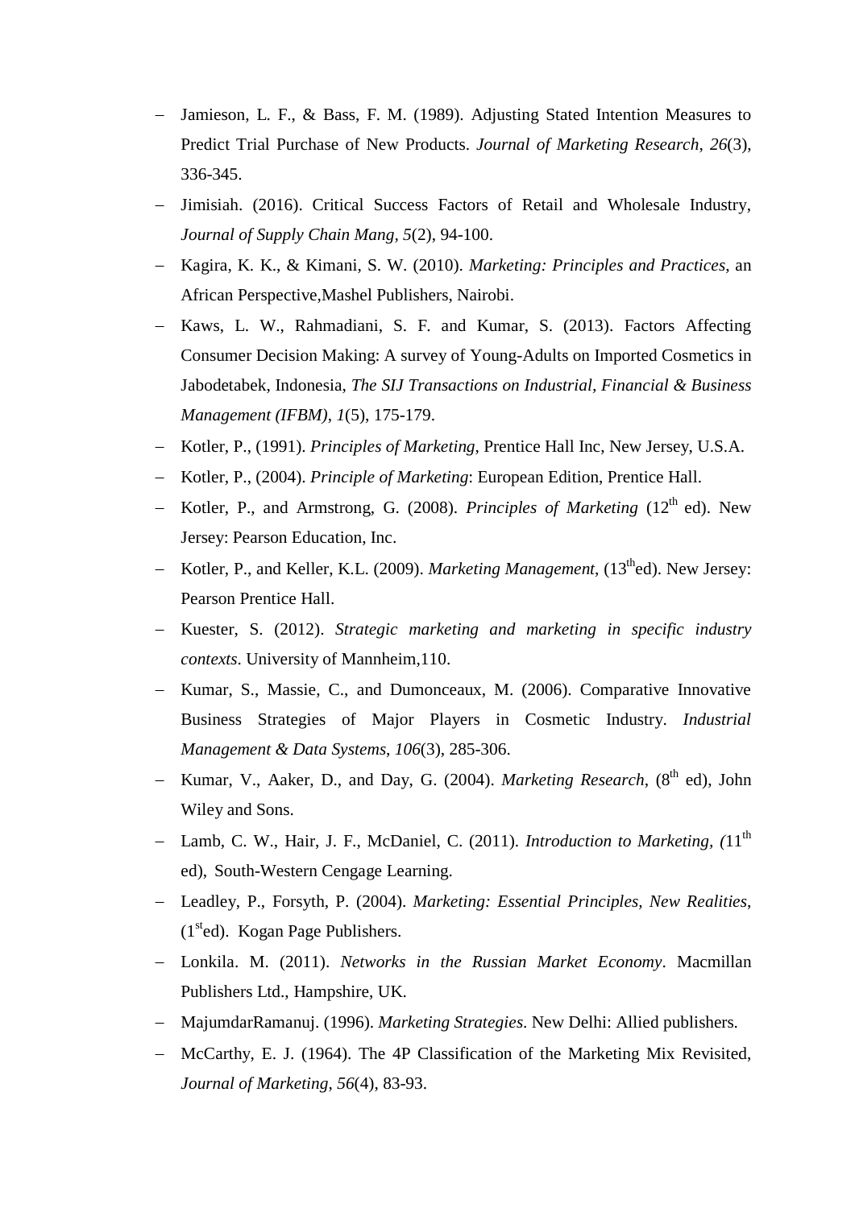- Jamieson, L. F., & Bass, F. M. (1989). Adjusting Stated Intention Measures to Predict Trial Purchase of New Products. *Journal of Marketing Research*, *26*(3), 336-345.
- Jimisiah. (2016). Critical Success Factors of Retail and Wholesale Industry, *Journal of Supply Chain Mang*, *5*(2), 94-100.
- Kagira, K. K., & Kimani, S. W. (2010). *Marketing: Principles and Practices*, an African Perspective,Mashel Publishers, Nairobi.
- Kaws, L. W., Rahmadiani, S. F. and Kumar, S. (2013). Factors Affecting Consumer Decision Making: A survey of Young-Adults on Imported Cosmetics in Jabodetabek, Indonesia, *The SIJ Transactions on Industrial, Financial & Business Management (IFBM)*, *1*(5), 175-179.
- Kotler, P., (1991). *Principles of Marketing*, Prentice Hall Inc, New Jersey, U.S.A.
- Kotler, P., (2004). *Principle of Marketing*: European Edition, Prentice Hall.
- Kotler, P., and Armstrong, G. (2008). *Principles of Marketing* (12th ed). New Jersey: Pearson Education, Inc.
- Kotler, P., and Keller, K.L. (2009). *Marketing Management*, (13thed). New Jersey: Pearson Prentice Hall.
- Kuester, S. (2012). *Strategic marketing and marketing in specific industry contexts*. University of Mannheim,110.
- Kumar, S., Massie, C., and Dumonceaux, M. (2006). Comparative Innovative Business Strategies of Major Players in Cosmetic Industry. *Industrial Management & Data Systems*, *106*(3), 285-306.
- Kumar, V., Aaker, D., and Day, G. (2004). *Marketing Research*, (8th ed), John Wiley and Sons.
- Lamb, C. W., Hair, J. F., McDaniel, C. (2011). *Introduction to Marketing, (*11th ed), South-Western Cengage Learning.
- Leadley, P., Forsyth, P. (2004). *Marketing: Essential Principles, New Realities*, (1sted). Kogan Page Publishers.
- Lonkila. M. (2011). *Networks in the Russian Market Economy*. Macmillan Publishers Ltd., Hampshire, UK.
- MajumdarRamanuj. (1996). *Marketing Strategies*. New Delhi: Allied publishers.
- McCarthy, E. J. (1964). The 4P Classification of the Marketing Mix Revisited, *Journal of Marketing*, *56*(4), 83-93.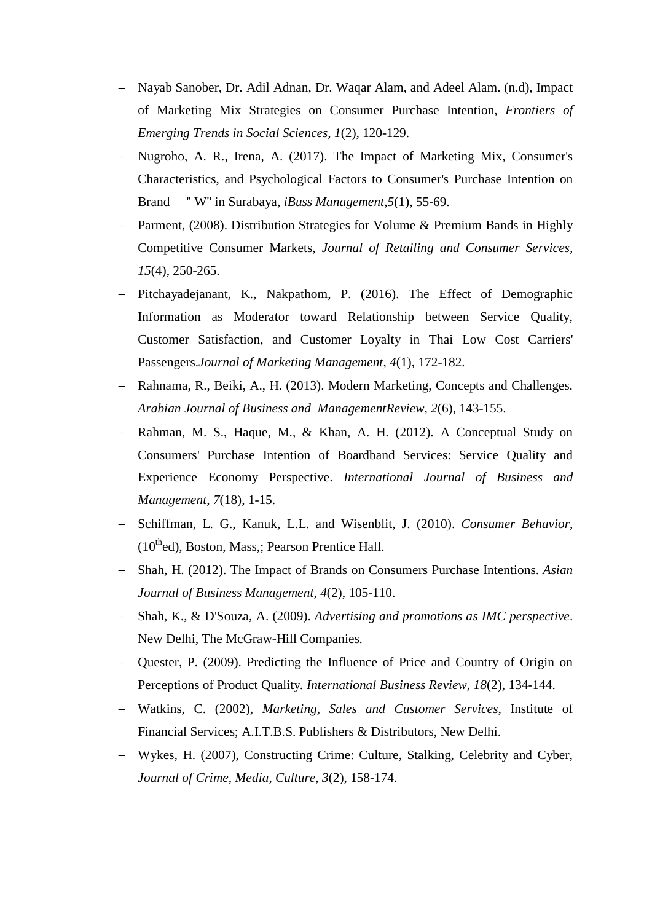- Nayab Sanober, Dr. Adil Adnan, Dr. Waqar Alam, and Adeel Alam. (n.d), Impact of Marketing Mix Strategies on Consumer Purchase Intention, *Frontiers of Emerging Trends in Social Sciences*, *1*(2), 120-129.
- Nugroho, A. R., Irena, A. (2017). The Impact of Marketing Mix, Consumer's Characteristics, and Psychological Factors to Consumer's Purchase Intention on Brand " W" in Surabaya, *iBuss Management*,*5*(1), 55-69.
- Parment, (2008). Distribution Strategies for Volume & Premium Bands in Highly Competitive Consumer Markets, *Journal of Retailing and Consumer Services*, *15*(4), 250-265.
- Pitchayadejanant, K., Nakpathom, P. (2016). The Effect of Demographic Information as Moderator toward Relationship between Service Quality, Customer Satisfaction, and Customer Loyalty in Thai Low Cost Carriers' Passengers.*Journal of Marketing Management*, *4*(1), 172-182.
- Rahnama, R., Beiki, A., H. (2013). Modern Marketing, Concepts and Challenges. *Arabian Journal of Business and ManagementReview, 2*(6), 143-155.
- Rahman, M. S., Haque, M., & Khan, A. H. (2012). A Conceptual Study on Consumers' Purchase Intention of Boardband Services: Service Quality and Experience Economy Perspective. *International Journal of Business and Management*, *7*(18), 1-15.
- Schiffman, L. G., Kanuk, L.L. and Wisenblit, J. (2010). *Consumer Behavior*, (10$^{th}$ed), Boston, Mass,; Pearson Prentice Hall.
- Shah, H. (2012). The Impact of Brands on Consumers Purchase Intentions. *Asian Journal of Business Management*, *4*(2), 105-110.
- Shah, K., & D'Souza, A. (2009). *Advertising and promotions as IMC perspective*. New Delhi, The McGraw-Hill Companies.
- Quester, P. (2009). Predicting the Influence of Price and Country of Origin on Perceptions of Product Quality. *International Business Review*, *18*(2), 134-144.
- Watkins, C. (2002), *Marketing, Sales and Customer Services*, Institute of Financial Services; A.I.T.B.S. Publishers & Distributors, New Delhi.
- Wykes, H. (2007), Constructing Crime: Culture, Stalking, Celebrity and Cyber, *Journal of Crime, Media, Culture, 3*(2), 158-174.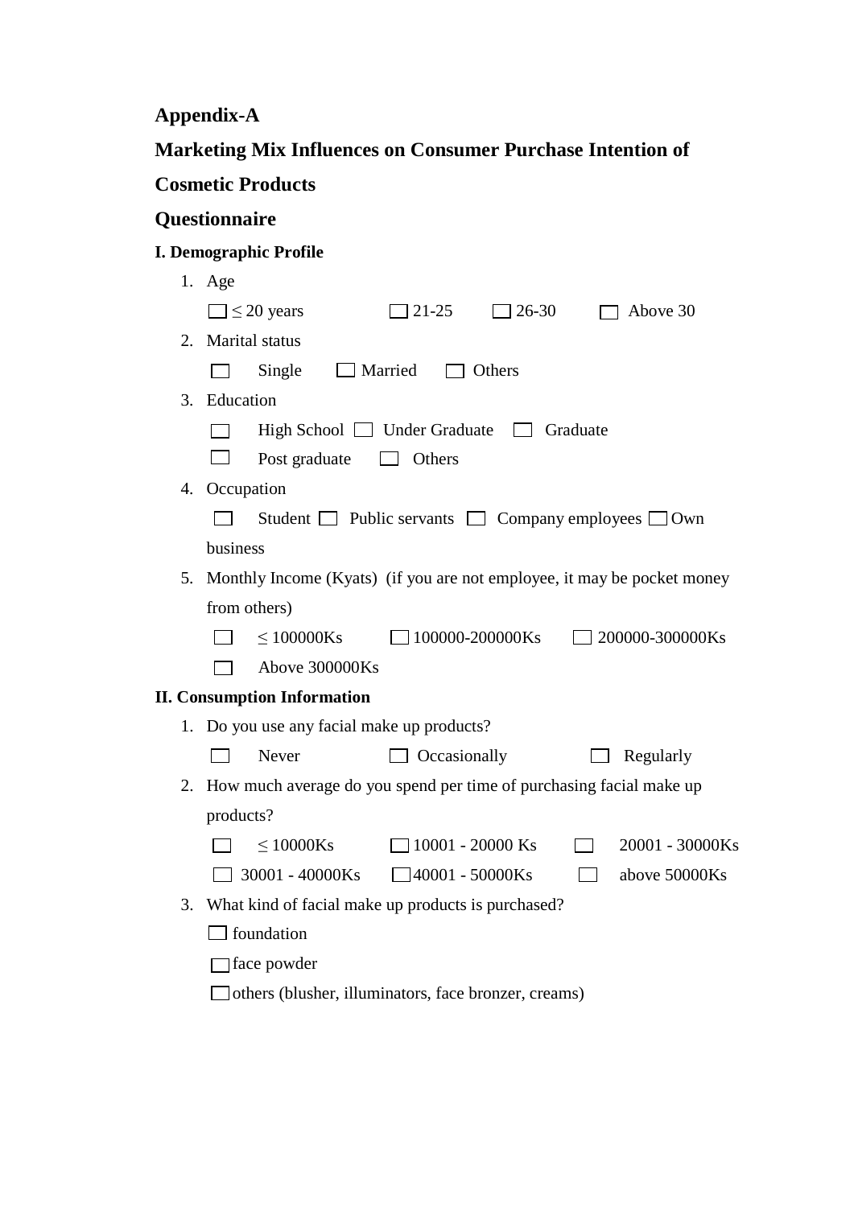## Appendix-A

## Marketing Mix Influences on Consumer Purchase Intention of Cosmetic Products

## Questionnaire

**I. Demographic Profile**

1. Age

   ☐ ≤ 20 years ☐ 21-25 ☐ 26-30 ☐ Above 30

2. Marital status

   ☐ Single ☐ Married ☐ Others

3. Education

   ☐ High School ☐ Under Graduate ☐ Graduate

   ☐ Post graduate ☐ Others

4. Occupation

   ☐ Student ☐ Public servants ☐ Company employees ☐ Own business

5. Monthly Income (Kyats) (if you are not employee, it may be pocket money from others)

   ☐ ≤ 100000Ks ☐ 100000-200000Ks ☐ 200000-300000Ks

   ☐ Above 300000Ks

**II. Consumption Information**

1. Do you use any facial make up products?

   ☐ Never ☐ Occasionally ☐ Regularly

2. How much average do you spend per time of purchasing facial make up products?

   ☐ ≤ 10000Ks ☐ 10001 - 20000 Ks ☐ 20001 - 30000Ks

   ☐ 30001 - 40000Ks ☐ 40001 - 50000Ks ☐ above 50000Ks

3. What kind of facial make up products is purchased?

   ☐ foundation

   ☐ face powder

   ☐ others (blusher, illuminators, face bronzer, creams)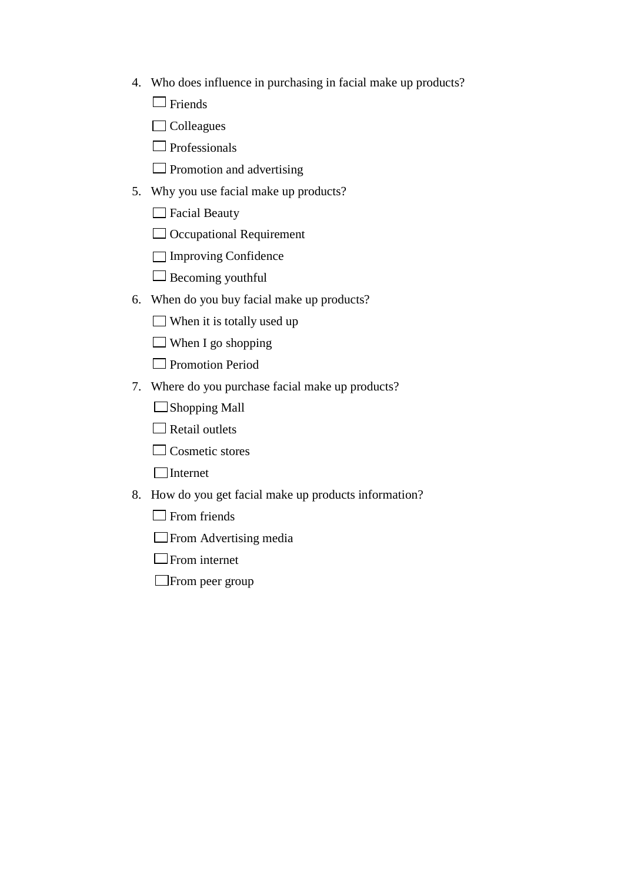4. Who does influence in purchasing in facial make up products?

   ☐ Friends

   ☐ Colleagues

   ☐ Professionals

   ☐ Promotion and advertising

5. Why you use facial make up products?

   ☐ Facial Beauty

   ☐ Occupational Requirement

   ☐ Improving Confidence

   ☐ Becoming youthful

6. When do you buy facial make up products?

   ☐ When it is totally used up

   ☐ When I go shopping

   ☐ Promotion Period

7. Where do you purchase facial make up products?

   ☐ Shopping Mall

   ☐ Retail outlets

   ☐ Cosmetic stores

   ☐ Internet

8. How do you get facial make up products information?

   ☐ From friends

   ☐ From Advertising media

   ☐ From internet

   ☐ From peer group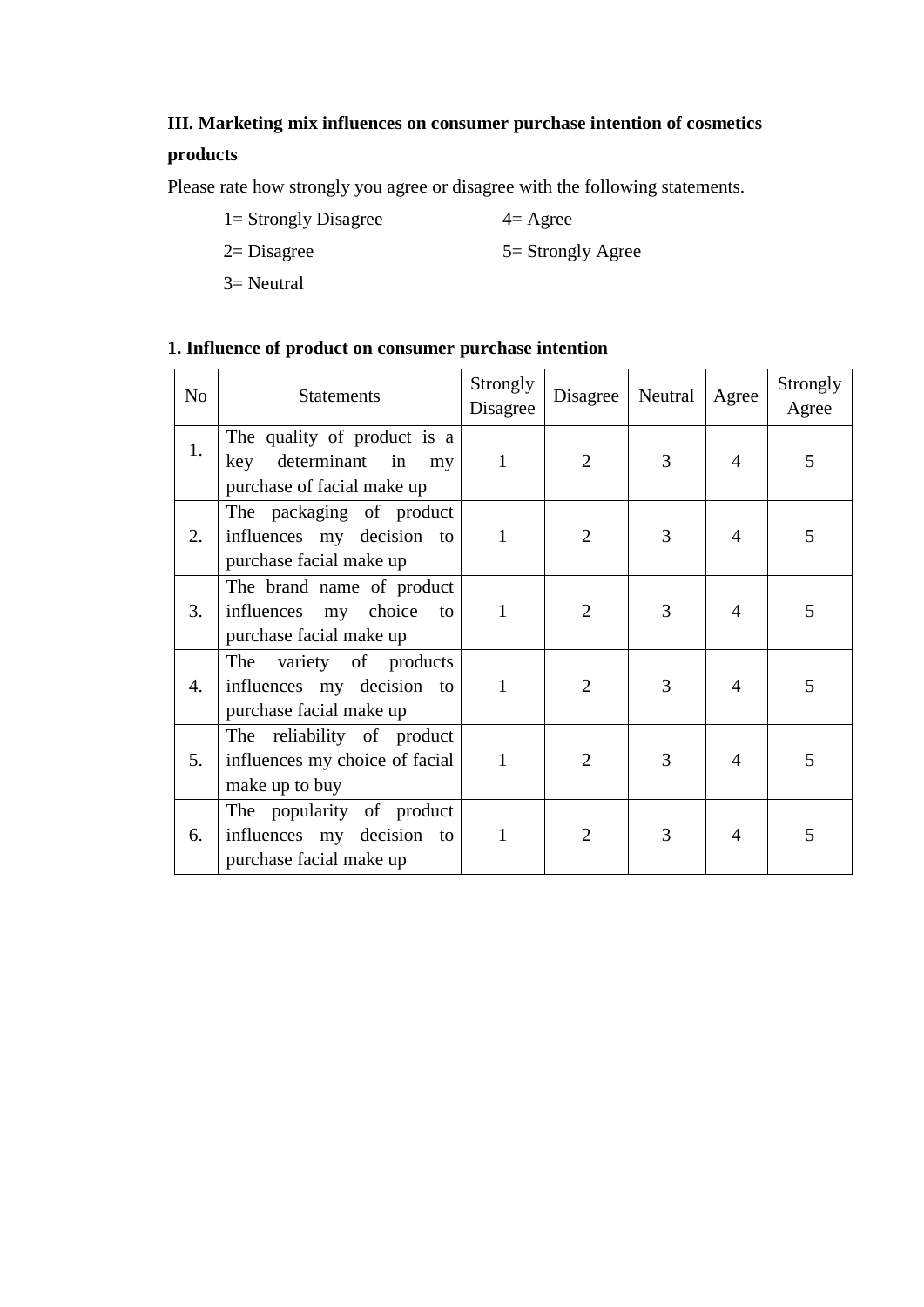**III. Marketing mix influences on consumer purchase intention of cosmetics products**

Please rate how strongly you agree or disagree with the following statements.

1= Strongly Disagree  
2= Disagree  
3= Neutral  
4= Agree  
5= Strongly Agree

**1. Influence of product on consumer purchase intention**

| No | Statements | Strongly Disagree | Disagree | Neutral | Agree | Strongly Agree |
|---|---|---|---|---|---|---|
| 1. | The quality of product is a key determinant in my purchase of facial make up | 1 | 2 | 3 | 4 | 5 |
| 2. | The packaging of product influences my decision to purchase facial make up | 1 | 2 | 3 | 4 | 5 |
| 3. | The brand name of product influences my choice to purchase facial make up | 1 | 2 | 3 | 4 | 5 |
| 4. | The variety of products influences my decision to purchase facial make up | 1 | 2 | 3 | 4 | 5 |
| 5. | The reliability of product influences my choice of facial make up to buy | 1 | 2 | 3 | 4 | 5 |
| 6. | The popularity of product influences my decision to purchase facial make up | 1 | 2 | 3 | 4 | 5 |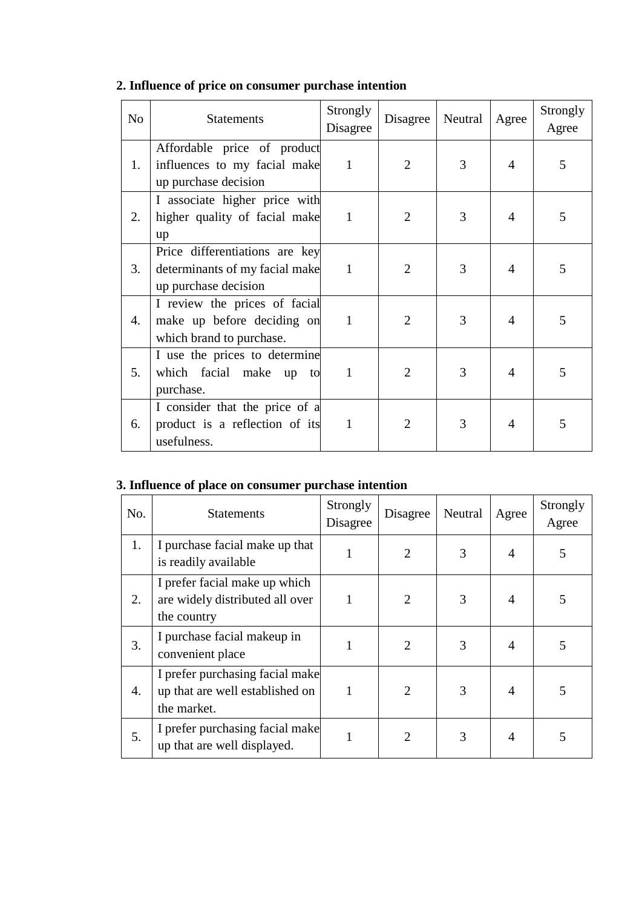**2. Influence of price on consumer purchase intention**

| No | Statements | Strongly Disagree | Disagree | Neutral | Agree | Strongly Agree |
|---|---|---|---|---|---|---|
| 1. | Affordable price of product influences to my facial make up purchase decision | 1 | 2 | 3 | 4 | 5 |
| 2. | I associate higher price with higher quality of facial make up | 1 | 2 | 3 | 4 | 5 |
| 3. | Price differentiations are key determinants of my facial make up purchase decision | 1 | 2 | 3 | 4 | 5 |
| 4. | I review the prices of facial make up before deciding on which brand to purchase. | 1 | 2 | 3 | 4 | 5 |
| 5. | I use the prices to determine which facial make up to purchase. | 1 | 2 | 3 | 4 | 5 |
| 6. | I consider that the price of a product is a reflection of its usefulness. | 1 | 2 | 3 | 4 | 5 |

**3. Influence of place on consumer purchase intention**

| No. | Statements | Strongly Disagree | Disagree | Neutral | Agree | Strongly Agree |
|---|---|---|---|---|---|---|
| 1. | I purchase facial make up that is readily available | 1 | 2 | 3 | 4 | 5 |
| 2. | I prefer facial make up which are widely distributed all over the country | 1 | 2 | 3 | 4 | 5 |
| 3. | I purchase facial makeup in convenient place | 1 | 2 | 3 | 4 | 5 |
| 4. | I prefer purchasing facial make up that are well established on the market. | 1 | 2 | 3 | 4 | 5 |
| 5. | I prefer purchasing facial make up that are well displayed. | 1 | 2 | 3 | 4 | 5 |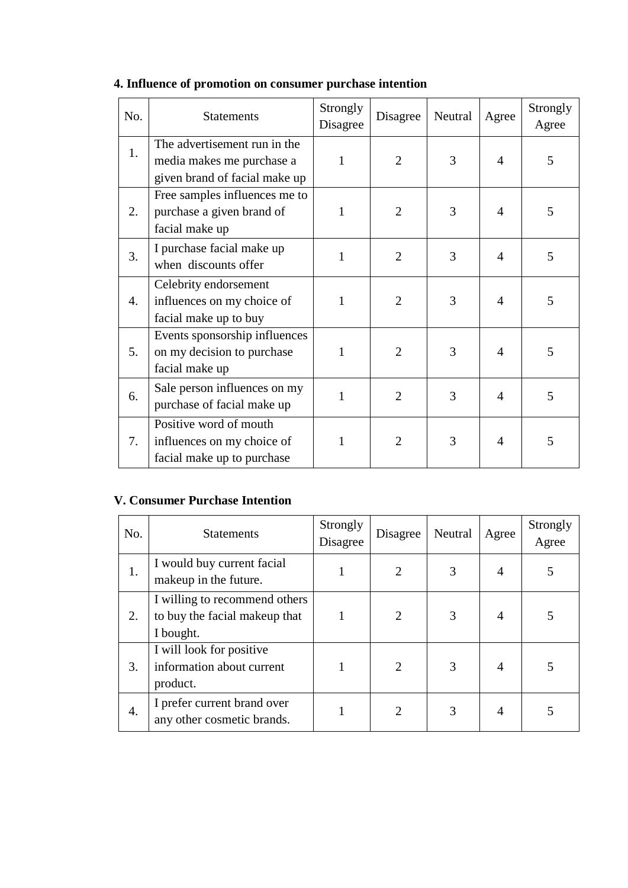**4. Influence of promotion on consumer purchase intention**

| No. | Statements | Strongly Disagree | Disagree | Neutral | Agree | Strongly Agree |
|---|---|---|---|---|---|---|
| 1. | The advertisement run in the media makes me purchase a given brand of facial make up | 1 | 2 | 3 | 4 | 5 |
| 2. | Free samples influences me to purchase a given brand of facial make up | 1 | 2 | 3 | 4 | 5 |
| 3. | I purchase facial make up when discounts offer | 1 | 2 | 3 | 4 | 5 |
| 4. | Celebrity endorsement influences on my choice of facial make up to buy | 1 | 2 | 3 | 4 | 5 |
| 5. | Events sponsorship influences on my decision to purchase facial make up | 1 | 2 | 3 | 4 | 5 |
| 6. | Sale person influences on my purchase of facial make up | 1 | 2 | 3 | 4 | 5 |
| 7. | Positive word of mouth influences on my choice of facial make up to purchase | 1 | 2 | 3 | 4 | 5 |

**V. Consumer Purchase Intention**

| No. | Statements | Strongly Disagree | Disagree | Neutral | Agree | Strongly Agree |
|---|---|---|---|---|---|---|
| 1. | I would buy current facial makeup in the future. | 1 | 2 | 3 | 4 | 5 |
| 2. | I willing to recommend others to buy the facial makeup that I bought. | 1 | 2 | 3 | 4 | 5 |
| 3. | I will look for positive information about current product. | 1 | 2 | 3 | 4 | 5 |
| 4. | I prefer current brand over any other cosmetic brands. | 1 | 2 | 3 | 4 | 5 |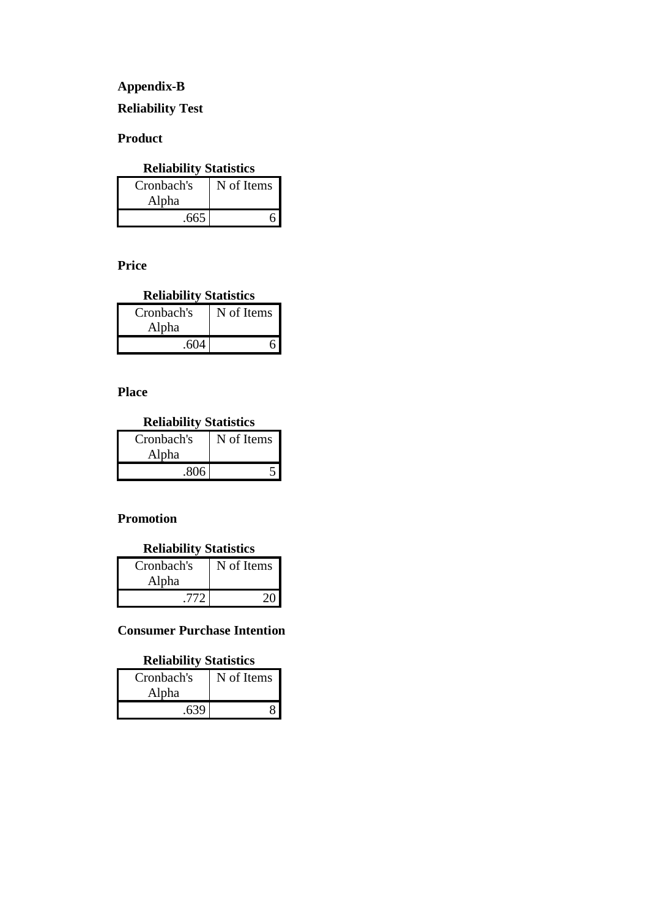## Appendix-B

### Reliability Test

**Product**

**Reliability Statistics**

| Cronbach's Alpha | N of Items |
|---|---|
| .665 | 6 |

**Price**

**Reliability Statistics**

| Cronbach's Alpha | N of Items |
|---|---|
| .604 | 6 |

**Place**

**Reliability Statistics**

| Cronbach's Alpha | N of Items |
|---|---|
| .806 | 5 |

**Promotion**

**Reliability Statistics**

| Cronbach's Alpha | N of Items |
|---|---|
| .772 | 20 |

**Consumer Purchase Intention**

**Reliability Statistics**

| Cronbach's Alpha | N of Items |
|---|---|
| .639 | 8 |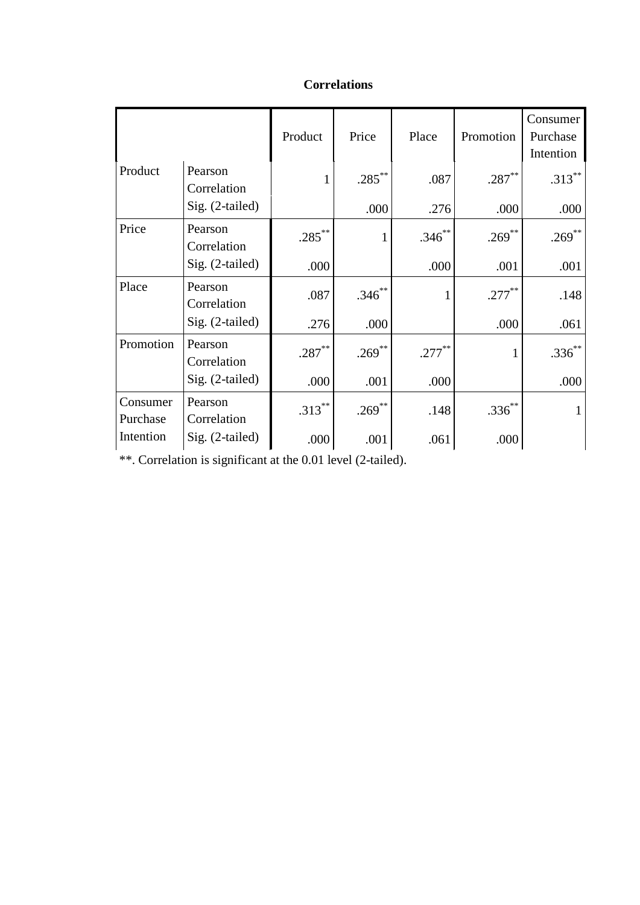**Correlations**

| | | Product | Price | Place | Promotion | Consumer Purchase Intention |
|---|---|---|---|---|---|---|
| Product | Pearson Correlation | 1 | .285** | .087 | .287** | .313** |
| | Sig. (2-tailed) | | .000 | .276 | .000 | .000 |
| Price | Pearson Correlation | .285** | 1 | .346** | .269** | .269** |
| | Sig. (2-tailed) | .000 | | .000 | .001 | .001 |
| Place | Pearson Correlation | .087 | .346** | 1 | .277** | .148 |
| | Sig. (2-tailed) | .276 | .000 | | .000 | .061 |
| Promotion | Pearson Correlation | .287** | .269** | .277** | 1 | .336** |
| | Sig. (2-tailed) | .000 | .001 | .000 | | .000 |
| Consumer Purchase Intention | Pearson Correlation | .313** | .269** | .148 | .336** | 1 |
| | Sig. (2-tailed) | .000 | .001 | .061 | .000 | |

**. Correlation is significant at the 0.01 level (2-tailed).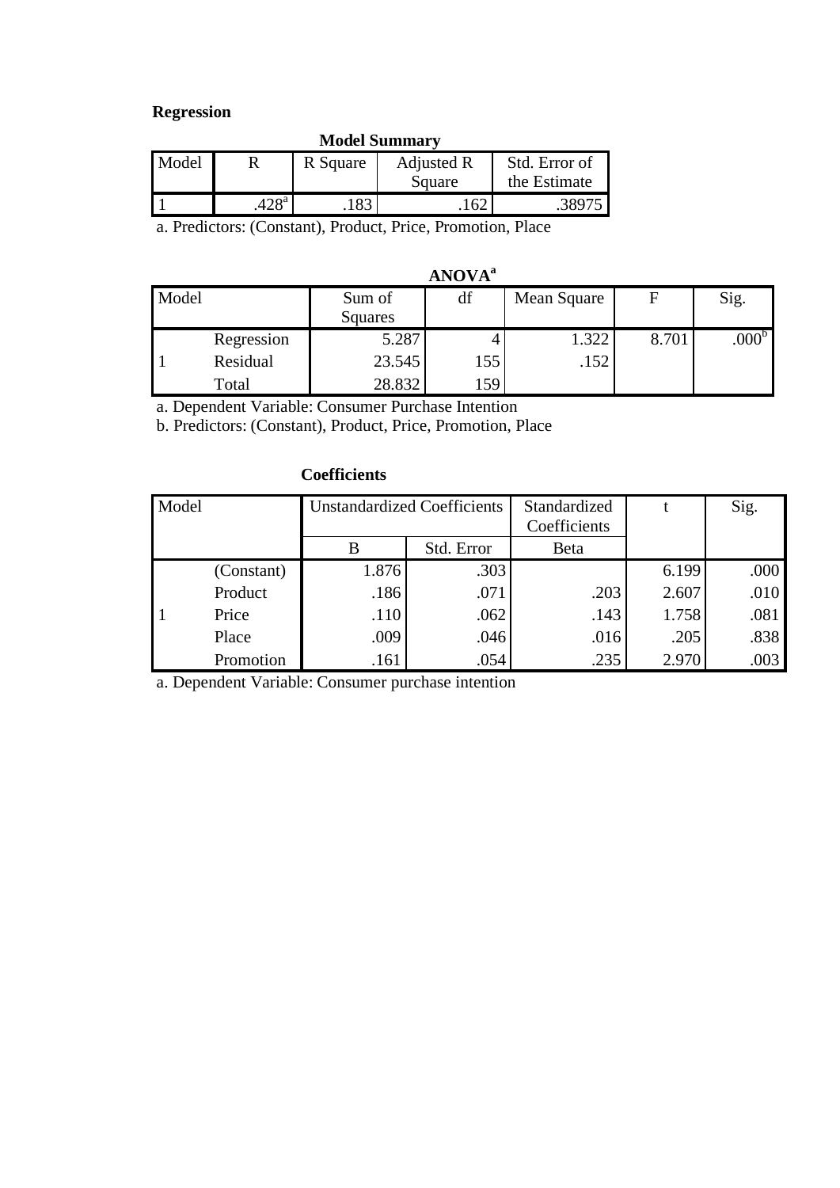**Regression**

**Model Summary**

| Model | R | R Square | Adjusted R Square | Std. Error of the Estimate |
|---|---|---|---|---|
| 1 | .428[a] | .183 | .162 | .38975 |

a. Predictors: (Constant), Product, Price, Promotion, Place

**ANOVA[a]**

| Model | | Sum of Squares | df | Mean Square | F | Sig. |
|---|---|---|---|---|---|---|
| 1 | Regression | 5.287 | 4 | 1.322 | 8.701 | .000[b] |
| | Residual | 23.545 | 155 | .152 | | |
| | Total | 28.832 | 159 | | | |

a. Dependent Variable: Consumer Purchase Intention

b. Predictors: (Constant), Product, Price, Promotion, Place

**Coefficients**

| Model | | Unstandardized Coefficients | | Standardized Coefficients | t | Sig. |
|---|---|---|---|---|---|---|
| | | B | Std. Error | Beta | | |
| 1 | (Constant) | 1.876 | .303 | | 6.199 | .000 |
| | Product | .186 | .071 | .203 | 2.607 | .010 |
| | Price | .110 | .062 | .143 | 1.758 | .081 |
| | Place | .009 | .046 | .016 | .205 | .838 |
| | Promotion | .161 | .054 | .235 | 2.970 | .003 |

a. Dependent Variable: Consumer purchase intention